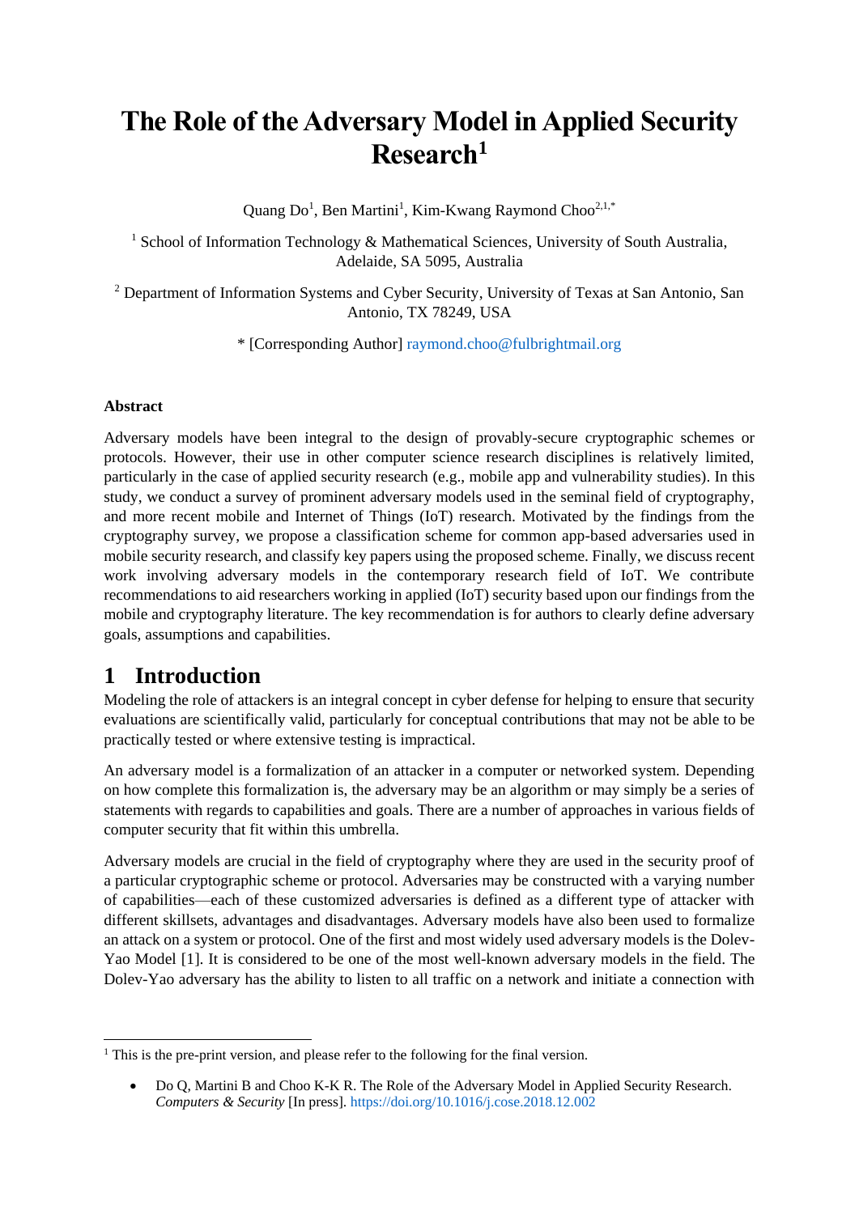# The Role of the Adversary Model in Applied Security Research[1]

Quang Do[1], Ben Martini[1], Kim-Kwang Raymond Choo[2,1,*]

[1] School of Information Technology & Mathematical Sciences, University of South Australia, Adelaide, SA 5095, Australia

[2] Department of Information Systems and Cyber Security, University of Texas at San Antonio, San Antonio, TX 78249, USA

* [Corresponding Author] raymond.choo@fulbrightmail.org

**Abstract**

Adversary models have been integral to the design of provably-secure cryptographic schemes or protocols. However, their use in other computer science research disciplines is relatively limited, particularly in the case of applied security research (e.g., mobile app and vulnerability studies). In this study, we conduct a survey of prominent adversary models used in the seminal field of cryptography, and more recent mobile and Internet of Things (IoT) research. Motivated by the findings from the cryptography survey, we propose a classification scheme for common app-based adversaries used in mobile security research, and classify key papers using the proposed scheme. Finally, we discuss recent work involving adversary models in the contemporary research field of IoT. We contribute recommendations to aid researchers working in applied (IoT) security based upon our findings from the mobile and cryptography literature. The key recommendation is for authors to clearly define adversary goals, assumptions and capabilities.

## 1 Introduction

Modeling the role of attackers is an integral concept in cyber defense for helping to ensure that security evaluations are scientifically valid, particularly for conceptual contributions that may not be able to be practically tested or where extensive testing is impractical.

An adversary model is a formalization of an attacker in a computer or networked system. Depending on how complete this formalization is, the adversary may be an algorithm or may simply be a series of statements with regards to capabilities and goals. There are a number of approaches in various fields of computer security that fit within this umbrella.

Adversary models are crucial in the field of cryptography where they are used in the security proof of a particular cryptographic scheme or protocol. Adversaries may be constructed with a varying number of capabilities—each of these customized adversaries is defined as a different type of attacker with different skillsets, advantages and disadvantages. Adversary models have also been used to formalize an attack on a system or protocol. One of the first and most widely used adversary models is the Dolev-Yao Model [1]. It is considered to be one of the most well-known adversary models in the field. The Dolev-Yao adversary has the ability to listen to all traffic on a network and initiate a connection with

---

[1] This is the pre-print version, and please refer to the following for the final version.

- Do Q, Martini B and Choo K-K R. The Role of the Adversary Model in Applied Security Research. *Computers & Security* [In press]. https://doi.org/10.1016/j.cose.2018.12.002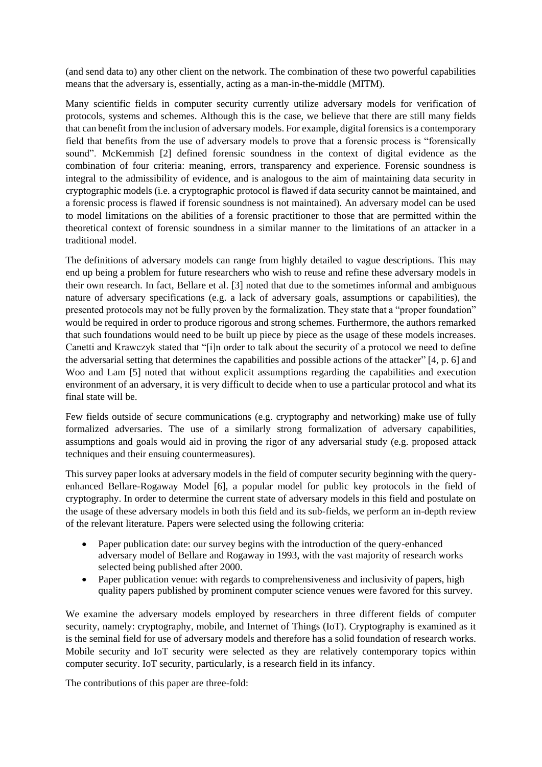(and send data to) any other client on the network. The combination of these two powerful capabilities means that the adversary is, essentially, acting as a man-in-the-middle (MITM).

Many scientific fields in computer security currently utilize adversary models for verification of protocols, systems and schemes. Although this is the case, we believe that there are still many fields that can benefit from the inclusion of adversary models. For example, digital forensics is a contemporary field that benefits from the use of adversary models to prove that a forensic process is "forensically sound". McKemmish [2] defined forensic soundness in the context of digital evidence as the combination of four criteria: meaning, errors, transparency and experience. Forensic soundness is integral to the admissibility of evidence, and is analogous to the aim of maintaining data security in cryptographic models (i.e. a cryptographic protocol is flawed if data security cannot be maintained, and a forensic process is flawed if forensic soundness is not maintained). An adversary model can be used to model limitations on the abilities of a forensic practitioner to those that are permitted within the theoretical context of forensic soundness in a similar manner to the limitations of an attacker in a traditional model.

The definitions of adversary models can range from highly detailed to vague descriptions. This may end up being a problem for future researchers who wish to reuse and refine these adversary models in their own research. In fact, Bellare et al. [3] noted that due to the sometimes informal and ambiguous nature of adversary specifications (e.g. a lack of adversary goals, assumptions or capabilities), the presented protocols may not be fully proven by the formalization. They state that a "proper foundation" would be required in order to produce rigorous and strong schemes. Furthermore, the authors remarked that such foundations would need to be built up piece by piece as the usage of these models increases. Canetti and Krawczyk stated that "[i]n order to talk about the security of a protocol we need to define the adversarial setting that determines the capabilities and possible actions of the attacker" [4, p. 6] and Woo and Lam [5] noted that without explicit assumptions regarding the capabilities and execution environment of an adversary, it is very difficult to decide when to use a particular protocol and what its final state will be.

Few fields outside of secure communications (e.g. cryptography and networking) make use of fully formalized adversaries. The use of a similarly strong formalization of adversary capabilities, assumptions and goals would aid in proving the rigor of any adversarial study (e.g. proposed attack techniques and their ensuing countermeasures).

This survey paper looks at adversary models in the field of computer security beginning with the query-enhanced Bellare-Rogaway Model [6], a popular model for public key protocols in the field of cryptography. In order to determine the current state of adversary models in this field and postulate on the usage of these adversary models in both this field and its sub-fields, we perform an in-depth review of the relevant literature. Papers were selected using the following criteria:

- Paper publication date: our survey begins with the introduction of the query-enhanced adversary model of Bellare and Rogaway in 1993, with the vast majority of research works selected being published after 2000.
- Paper publication venue: with regards to comprehensiveness and inclusivity of papers, high quality papers published by prominent computer science venues were favored for this survey.

We examine the adversary models employed by researchers in three different fields of computer security, namely: cryptography, mobile, and Internet of Things (IoT). Cryptography is examined as it is the seminal field for use of adversary models and therefore has a solid foundation of research works. Mobile security and IoT security were selected as they are relatively contemporary topics within computer security. IoT security, particularly, is a research field in its infancy.

The contributions of this paper are three-fold: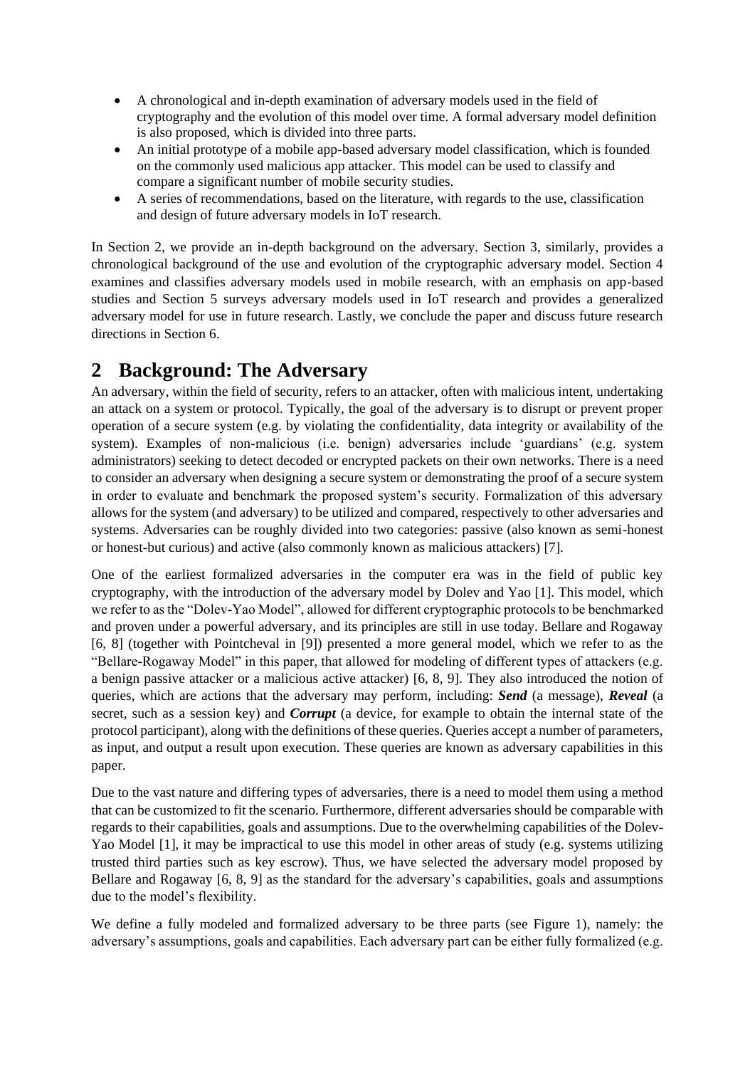- A chronological and in-depth examination of adversary models used in the field of cryptography and the evolution of this model over time. A formal adversary model definition is also proposed, which is divided into three parts.
- An initial prototype of a mobile app-based adversary model classification, which is founded on the commonly used malicious app attacker. This model can be used to classify and compare a significant number of mobile security studies.
- A series of recommendations, based on the literature, with regards to the use, classification and design of future adversary models in IoT research.

In Section 2, we provide an in-depth background on the adversary. Section 3, similarly, provides a chronological background of the use and evolution of the cryptographic adversary model. Section 4 examines and classifies adversary models used in mobile research, with an emphasis on app-based studies and Section 5 surveys adversary models used in IoT research and provides a generalized adversary model for use in future research. Lastly, we conclude the paper and discuss future research directions in Section 6.

# 2 Background: The Adversary

An adversary, within the field of security, refers to an attacker, often with malicious intent, undertaking an attack on a system or protocol. Typically, the goal of the adversary is to disrupt or prevent proper operation of a secure system (e.g. by violating the confidentiality, data integrity or availability of the system). Examples of non-malicious (i.e. benign) adversaries include 'guardians' (e.g. system administrators) seeking to detect decoded or encrypted packets on their own networks. There is a need to consider an adversary when designing a secure system or demonstrating the proof of a secure system in order to evaluate and benchmark the proposed system's security. Formalization of this adversary allows for the system (and adversary) to be utilized and compared, respectively to other adversaries and systems. Adversaries can be roughly divided into two categories: passive (also known as semi-honest or honest-but curious) and active (also commonly known as malicious attackers) [7].

One of the earliest formalized adversaries in the computer era was in the field of public key cryptography, with the introduction of the adversary model by Dolev and Yao [1]. This model, which we refer to as the "Dolev-Yao Model", allowed for different cryptographic protocols to be benchmarked and proven under a powerful adversary, and its principles are still in use today. Bellare and Rogaway [6, 8] (together with Pointcheval in [9]) presented a more general model, which we refer to as the "Bellare-Rogaway Model" in this paper, that allowed for modeling of different types of attackers (e.g. a benign passive attacker or a malicious active attacker) [6, 8, 9]. They also introduced the notion of queries, which are actions that the adversary may perform, including: ***Send*** (a message), ***Reveal*** (a secret, such as a session key) and ***Corrupt*** (a device, for example to obtain the internal state of the protocol participant), along with the definitions of these queries. Queries accept a number of parameters, as input, and output a result upon execution. These queries are known as adversary capabilities in this paper.

Due to the vast nature and differing types of adversaries, there is a need to model them using a method that can be customized to fit the scenario. Furthermore, different adversaries should be comparable with regards to their capabilities, goals and assumptions. Due to the overwhelming capabilities of the Dolev-Yao Model [1], it may be impractical to use this model in other areas of study (e.g. systems utilizing trusted third parties such as key escrow). Thus, we have selected the adversary model proposed by Bellare and Rogaway [6, 8, 9] as the standard for the adversary's capabilities, goals and assumptions due to the model's flexibility.

We define a fully modeled and formalized adversary to be three parts (see Figure 1), namely: the adversary's assumptions, goals and capabilities. Each adversary part can be either fully formalized (e.g.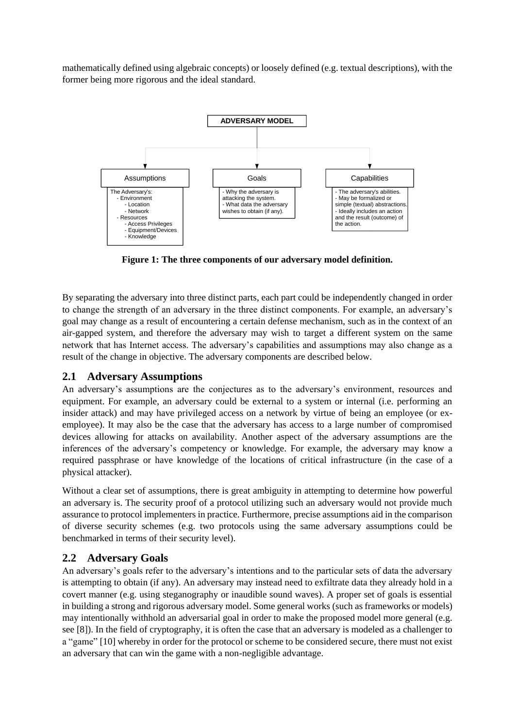mathematically defined using algebraic concepts) or loosely defined (e.g. textual descriptions), with the former being more rigorous and the ideal standard.

ADVERSARY MODEL

Assumptions

The Adversary's:
- Environment
  - Location
  - Network
- Resources
  - Access Privileges
  - Equipment/Devices
  - Knowledge

Goals

- Why the adversary is attacking the system.
- What data the adversary wishes to obtain (if any).

Capabilities

- The adversary's abilities.
- May be formalized or simple (textual) abstractions.
- Ideally includes an action and the result (outcome) of the action.

**Figure 1: The three components of our adversary model definition.**

By separating the adversary into three distinct parts, each part could be independently changed in order to change the strength of an adversary in the three distinct components. For example, an adversary's goal may change as a result of encountering a certain defense mechanism, such as in the context of an air-gapped system, and therefore the adversary may wish to target a different system on the same network that has Internet access. The adversary's capabilities and assumptions may also change as a result of the change in objective. The adversary components are described below.

## 2.1 Adversary Assumptions

An adversary's assumptions are the conjectures as to the adversary's environment, resources and equipment. For example, an adversary could be external to a system or internal (i.e. performing an insider attack) and may have privileged access on a network by virtue of being an employee (or ex-employee). It may also be the case that the adversary has access to a large number of compromised devices allowing for attacks on availability. Another aspect of the adversary assumptions are the inferences of the adversary's competency or knowledge. For example, the adversary may know a required passphrase or have knowledge of the locations of critical infrastructure (in the case of a physical attacker).

Without a clear set of assumptions, there is great ambiguity in attempting to determine how powerful an adversary is. The security proof of a protocol utilizing such an adversary would not provide much assurance to protocol implementers in practice. Furthermore, precise assumptions aid in the comparison of diverse security schemes (e.g. two protocols using the same adversary assumptions could be benchmarked in terms of their security level).

## 2.2 Adversary Goals

An adversary's goals refer to the adversary's intentions and to the particular sets of data the adversary is attempting to obtain (if any). An adversary may instead need to exfiltrate data they already hold in a covert manner (e.g. using steganography or inaudible sound waves). A proper set of goals is essential in building a strong and rigorous adversary model. Some general works (such as frameworks or models) may intentionally withhold an adversarial goal in order to make the proposed model more general (e.g. see [8]). In the field of cryptography, it is often the case that an adversary is modeled as a challenger to a "game" [10] whereby in order for the protocol or scheme to be considered secure, there must not exist an adversary that can win the game with a non-negligible advantage.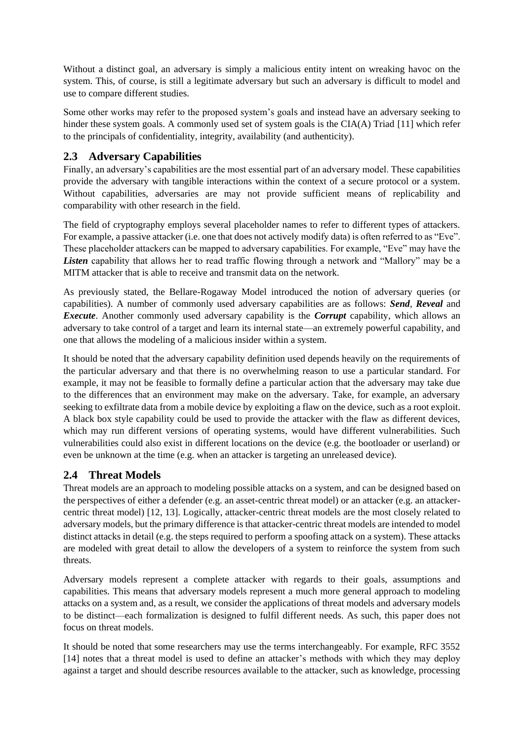Without a distinct goal, an adversary is simply a malicious entity intent on wreaking havoc on the system. This, of course, is still a legitimate adversary but such an adversary is difficult to model and use to compare different studies.

Some other works may refer to the proposed system's goals and instead have an adversary seeking to hinder these system goals. A commonly used set of system goals is the CIA(A) Triad [11] which refer to the principals of confidentiality, integrity, availability (and authenticity).

## 2.3 Adversary Capabilities

Finally, an adversary's capabilities are the most essential part of an adversary model. These capabilities provide the adversary with tangible interactions within the context of a secure protocol or a system. Without capabilities, adversaries are may not provide sufficient means of replicability and comparability with other research in the field.

The field of cryptography employs several placeholder names to refer to different types of attackers. For example, a passive attacker (i.e. one that does not actively modify data) is often referred to as "Eve". These placeholder attackers can be mapped to adversary capabilities. For example, "Eve" may have the ***Listen*** capability that allows her to read traffic flowing through a network and "Mallory" may be a MITM attacker that is able to receive and transmit data on the network.

As previously stated, the Bellare-Rogaway Model introduced the notion of adversary queries (or capabilities). A number of commonly used adversary capabilities are as follows: ***Send***, ***Reveal*** and ***Execute***. Another commonly used adversary capability is the ***Corrupt*** capability, which allows an adversary to take control of a target and learn its internal state—an extremely powerful capability, and one that allows the modeling of a malicious insider within a system.

It should be noted that the adversary capability definition used depends heavily on the requirements of the particular adversary and that there is no overwhelming reason to use a particular standard. For example, it may not be feasible to formally define a particular action that the adversary may take due to the differences that an environment may make on the adversary. Take, for example, an adversary seeking to exfiltrate data from a mobile device by exploiting a flaw on the device, such as a root exploit. A black box style capability could be used to provide the attacker with the flaw as different devices, which may run different versions of operating systems, would have different vulnerabilities. Such vulnerabilities could also exist in different locations on the device (e.g. the bootloader or userland) or even be unknown at the time (e.g. when an attacker is targeting an unreleased device).

## 2.4 Threat Models

Threat models are an approach to modeling possible attacks on a system, and can be designed based on the perspectives of either a defender (e.g. an asset-centric threat model) or an attacker (e.g. an attacker-centric threat model) [12, 13]. Logically, attacker-centric threat models are the most closely related to adversary models, but the primary difference is that attacker-centric threat models are intended to model distinct attacks in detail (e.g. the steps required to perform a spoofing attack on a system). These attacks are modeled with great detail to allow the developers of a system to reinforce the system from such threats.

Adversary models represent a complete attacker with regards to their goals, assumptions and capabilities. This means that adversary models represent a much more general approach to modeling attacks on a system and, as a result, we consider the applications of threat models and adversary models to be distinct—each formalization is designed to fulfil different needs. As such, this paper does not focus on threat models.

It should be noted that some researchers may use the terms interchangeably. For example, RFC 3552 [14] notes that a threat model is used to define an attacker's methods with which they may deploy against a target and should describe resources available to the attacker, such as knowledge, processing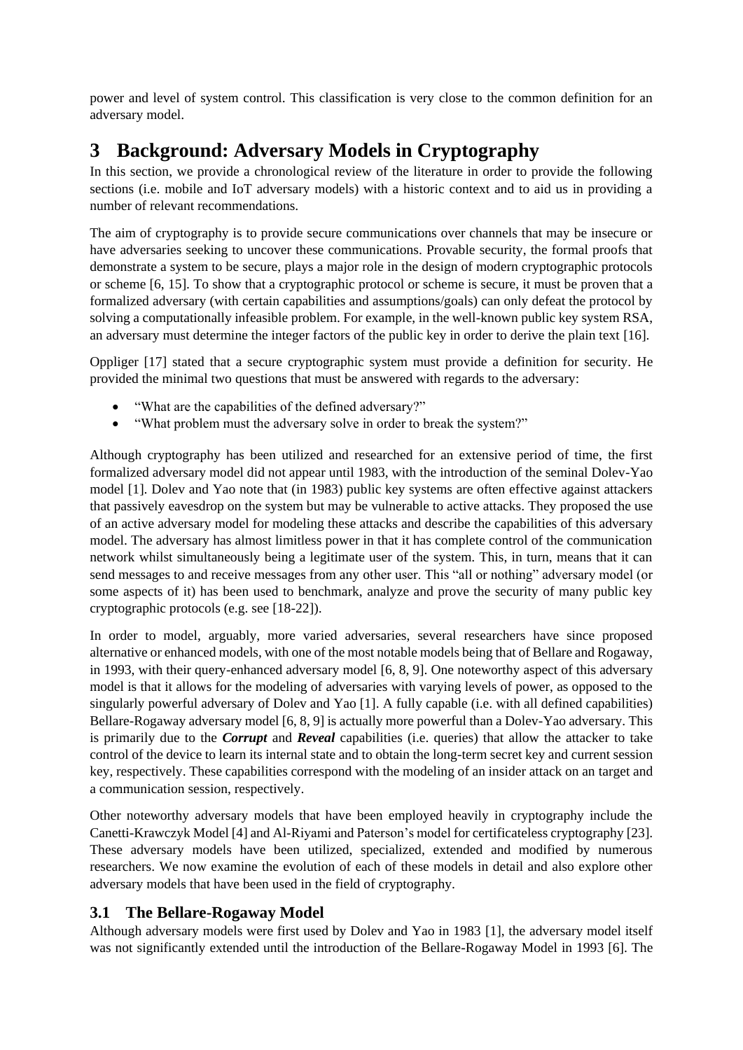power and level of system control. This classification is very close to the common definition for an adversary model.

# 3 Background: Adversary Models in Cryptography

In this section, we provide a chronological review of the literature in order to provide the following sections (i.e. mobile and IoT adversary models) with a historic context and to aid us in providing a number of relevant recommendations.

The aim of cryptography is to provide secure communications over channels that may be insecure or have adversaries seeking to uncover these communications. Provable security, the formal proofs that demonstrate a system to be secure, plays a major role in the design of modern cryptographic protocols or scheme [6, 15]. To show that a cryptographic protocol or scheme is secure, it must be proven that a formalized adversary (with certain capabilities and assumptions/goals) can only defeat the protocol by solving a computationally infeasible problem. For example, in the well-known public key system RSA, an adversary must determine the integer factors of the public key in order to derive the plain text [16].

Oppliger [17] stated that a secure cryptographic system must provide a definition for security. He provided the minimal two questions that must be answered with regards to the adversary:

- "What are the capabilities of the defined adversary?"
- "What problem must the adversary solve in order to break the system?"

Although cryptography has been utilized and researched for an extensive period of time, the first formalized adversary model did not appear until 1983, with the introduction of the seminal Dolev-Yao model [1]. Dolev and Yao note that (in 1983) public key systems are often effective against attackers that passively eavesdrop on the system but may be vulnerable to active attacks. They proposed the use of an active adversary model for modeling these attacks and describe the capabilities of this adversary model. The adversary has almost limitless power in that it has complete control of the communication network whilst simultaneously being a legitimate user of the system. This, in turn, means that it can send messages to and receive messages from any other user. This "all or nothing" adversary model (or some aspects of it) has been used to benchmark, analyze and prove the security of many public key cryptographic protocols (e.g. see [18-22]).

In order to model, arguably, more varied adversaries, several researchers have since proposed alternative or enhanced models, with one of the most notable models being that of Bellare and Rogaway, in 1993, with their query-enhanced adversary model [6, 8, 9]. One noteworthy aspect of this adversary model is that it allows for the modeling of adversaries with varying levels of power, as opposed to the singularly powerful adversary of Dolev and Yao [1]. A fully capable (i.e. with all defined capabilities) Bellare-Rogaway adversary model [6, 8, 9] is actually more powerful than a Dolev-Yao adversary. This is primarily due to the ***Corrupt*** and ***Reveal*** capabilities (i.e. queries) that allow the attacker to take control of the device to learn its internal state and to obtain the long-term secret key and current session key, respectively. These capabilities correspond with the modeling of an insider attack on an target and a communication session, respectively.

Other noteworthy adversary models that have been employed heavily in cryptography include the Canetti-Krawczyk Model [4] and Al-Riyami and Paterson's model for certificateless cryptography [23]. These adversary models have been utilized, specialized, extended and modified by numerous researchers. We now examine the evolution of each of these models in detail and also explore other adversary models that have been used in the field of cryptography.

## 3.1 The Bellare-Rogaway Model

Although adversary models were first used by Dolev and Yao in 1983 [1], the adversary model itself was not significantly extended until the introduction of the Bellare-Rogaway Model in 1993 [6]. The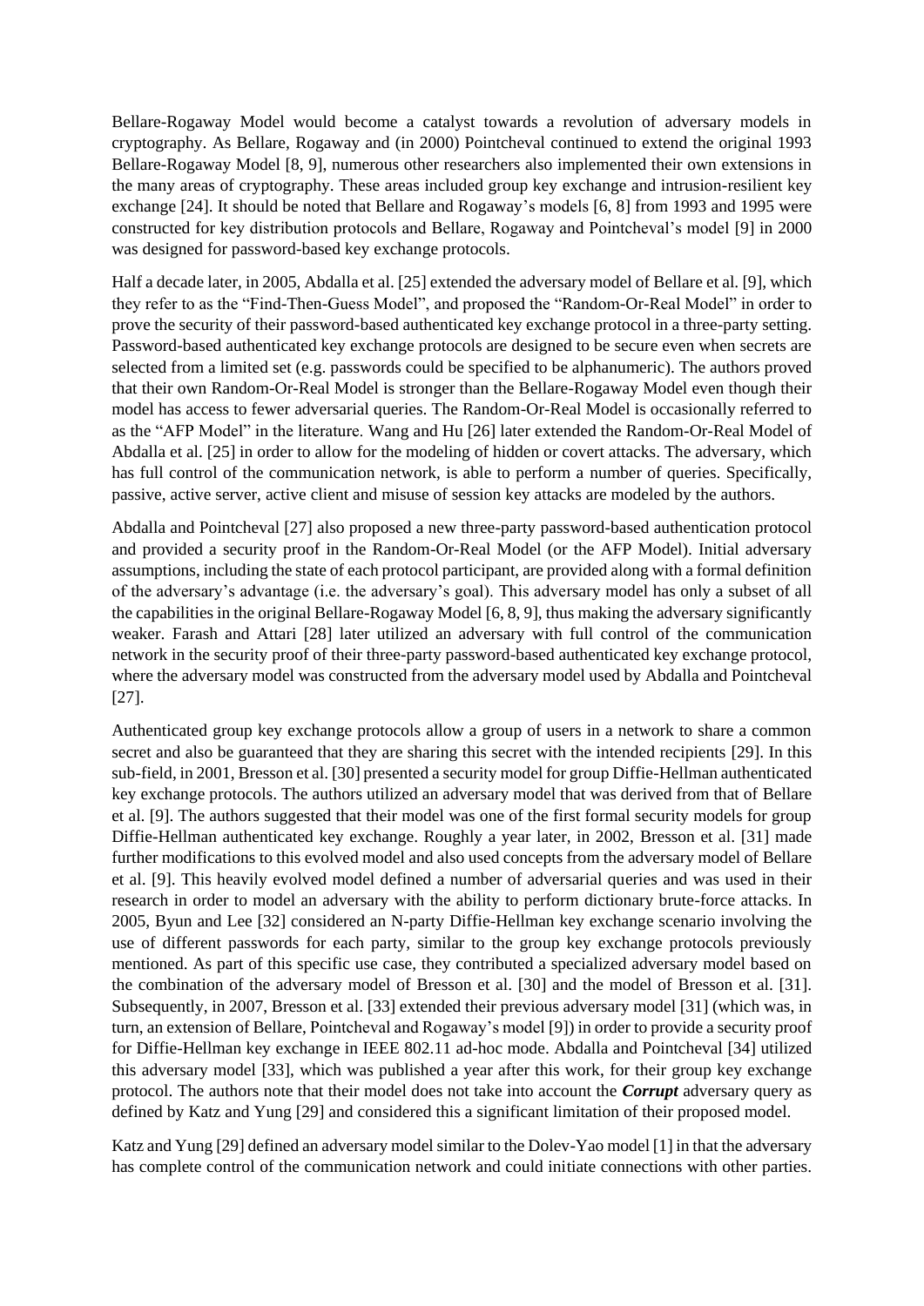Bellare-Rogaway Model would become a catalyst towards a revolution of adversary models in cryptography. As Bellare, Rogaway and (in 2000) Pointcheval continued to extend the original 1993 Bellare-Rogaway Model [8, 9], numerous other researchers also implemented their own extensions in the many areas of cryptography. These areas included group key exchange and intrusion-resilient key exchange [24]. It should be noted that Bellare and Rogaway's models [6, 8] from 1993 and 1995 were constructed for key distribution protocols and Bellare, Rogaway and Pointcheval's model [9] in 2000 was designed for password-based key exchange protocols.

Half a decade later, in 2005, Abdalla et al. [25] extended the adversary model of Bellare et al. [9], which they refer to as the "Find-Then-Guess Model", and proposed the "Random-Or-Real Model" in order to prove the security of their password-based authenticated key exchange protocol in a three-party setting. Password-based authenticated key exchange protocols are designed to be secure even when secrets are selected from a limited set (e.g. passwords could be specified to be alphanumeric). The authors proved that their own Random-Or-Real Model is stronger than the Bellare-Rogaway Model even though their model has access to fewer adversarial queries. The Random-Or-Real Model is occasionally referred to as the "AFP Model" in the literature. Wang and Hu [26] later extended the Random-Or-Real Model of Abdalla et al. [25] in order to allow for the modeling of hidden or covert attacks. The adversary, which has full control of the communication network, is able to perform a number of queries. Specifically, passive, active server, active client and misuse of session key attacks are modeled by the authors.

Abdalla and Pointcheval [27] also proposed a new three-party password-based authentication protocol and provided a security proof in the Random-Or-Real Model (or the AFP Model). Initial adversary assumptions, including the state of each protocol participant, are provided along with a formal definition of the adversary's advantage (i.e. the adversary's goal). This adversary model has only a subset of all the capabilities in the original Bellare-Rogaway Model [6, 8, 9], thus making the adversary significantly weaker. Farash and Attari [28] later utilized an adversary with full control of the communication network in the security proof of their three-party password-based authenticated key exchange protocol, where the adversary model was constructed from the adversary model used by Abdalla and Pointcheval [27].

Authenticated group key exchange protocols allow a group of users in a network to share a common secret and also be guaranteed that they are sharing this secret with the intended recipients [29]. In this sub-field, in 2001, Bresson et al. [30] presented a security model for group Diffie-Hellman authenticated key exchange protocols. The authors utilized an adversary model that was derived from that of Bellare et al. [9]. The authors suggested that their model was one of the first formal security models for group Diffie-Hellman authenticated key exchange. Roughly a year later, in 2002, Bresson et al. [31] made further modifications to this evolved model and also used concepts from the adversary model of Bellare et al. [9]. This heavily evolved model defined a number of adversarial queries and was used in their research in order to model an adversary with the ability to perform dictionary brute-force attacks. In 2005, Byun and Lee [32] considered an N-party Diffie-Hellman key exchange scenario involving the use of different passwords for each party, similar to the group key exchange protocols previously mentioned. As part of this specific use case, they contributed a specialized adversary model based on the combination of the adversary model of Bresson et al. [30] and the model of Bresson et al. [31]. Subsequently, in 2007, Bresson et al. [33] extended their previous adversary model [31] (which was, in turn, an extension of Bellare, Pointcheval and Rogaway's model [9]) in order to provide a security proof for Diffie-Hellman key exchange in IEEE 802.11 ad-hoc mode. Abdalla and Pointcheval [34] utilized this adversary model [33], which was published a year after this work, for their group key exchange protocol. The authors note that their model does not take into account the ***Corrupt*** adversary query as defined by Katz and Yung [29] and considered this a significant limitation of their proposed model.

Katz and Yung [29] defined an adversary model similar to the Dolev-Yao model [1] in that the adversary has complete control of the communication network and could initiate connections with other parties.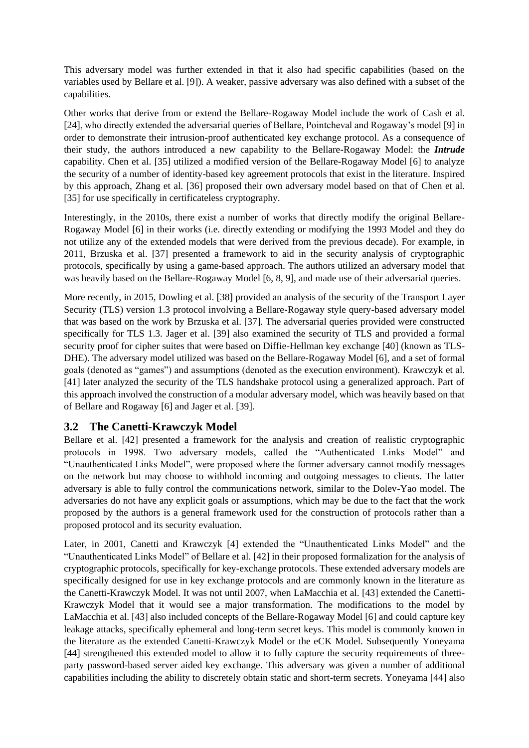This adversary model was further extended in that it also had specific capabilities (based on the variables used by Bellare et al. [9]). A weaker, passive adversary was also defined with a subset of the capabilities.

Other works that derive from or extend the Bellare-Rogaway Model include the work of Cash et al. [24], who directly extended the adversarial queries of Bellare, Pointcheval and Rogaway's model [9] in order to demonstrate their intrusion-proof authenticated key exchange protocol. As a consequence of their study, the authors introduced a new capability to the Bellare-Rogaway Model: the ***Intrude*** capability. Chen et al. [35] utilized a modified version of the Bellare-Rogaway Model [6] to analyze the security of a number of identity-based key agreement protocols that exist in the literature. Inspired by this approach, Zhang et al. [36] proposed their own adversary model based on that of Chen et al. [35] for use specifically in certificateless cryptography.

Interestingly, in the 2010s, there exist a number of works that directly modify the original Bellare-Rogaway Model [6] in their works (i.e. directly extending or modifying the 1993 Model and they do not utilize any of the extended models that were derived from the previous decade). For example, in 2011, Brzuska et al. [37] presented a framework to aid in the security analysis of cryptographic protocols, specifically by using a game-based approach. The authors utilized an adversary model that was heavily based on the Bellare-Rogaway Model [6, 8, 9], and made use of their adversarial queries.

More recently, in 2015, Dowling et al. [38] provided an analysis of the security of the Transport Layer Security (TLS) version 1.3 protocol involving a Bellare-Rogaway style query-based adversary model that was based on the work by Brzuska et al. [37]. The adversarial queries provided were constructed specifically for TLS 1.3. Jager et al. [39] also examined the security of TLS and provided a formal security proof for cipher suites that were based on Diffie-Hellman key exchange [40] (known as TLS-DHE). The adversary model utilized was based on the Bellare-Rogaway Model [6], and a set of formal goals (denoted as "games") and assumptions (denoted as the execution environment). Krawczyk et al. [41] later analyzed the security of the TLS handshake protocol using a generalized approach. Part of this approach involved the construction of a modular adversary model, which was heavily based on that of Bellare and Rogaway [6] and Jager et al. [39].

### 3.2 The Canetti-Krawczyk Model

Bellare et al. [42] presented a framework for the analysis and creation of realistic cryptographic protocols in 1998. Two adversary models, called the "Authenticated Links Model" and "Unauthenticated Links Model", were proposed where the former adversary cannot modify messages on the network but may choose to withhold incoming and outgoing messages to clients. The latter adversary is able to fully control the communications network, similar to the Dolev-Yao model. The adversaries do not have any explicit goals or assumptions, which may be due to the fact that the work proposed by the authors is a general framework used for the construction of protocols rather than a proposed protocol and its security evaluation.

Later, in 2001, Canetti and Krawczyk [4] extended the "Unauthenticated Links Model" and the "Unauthenticated Links Model" of Bellare et al. [42] in their proposed formalization for the analysis of cryptographic protocols, specifically for key-exchange protocols. These extended adversary models are specifically designed for use in key exchange protocols and are commonly known in the literature as the Canetti-Krawczyk Model. It was not until 2007, when LaMacchia et al. [43] extended the Canetti-Krawczyk Model that it would see a major transformation. The modifications to the model by LaMacchia et al. [43] also included concepts of the Bellare-Rogaway Model [6] and could capture key leakage attacks, specifically ephemeral and long-term secret keys. This model is commonly known in the literature as the extended Canetti-Krawczyk Model or the eCK Model. Subsequently Yoneyama [44] strengthened this extended model to allow it to fully capture the security requirements of three-party password-based server aided key exchange. This adversary was given a number of additional capabilities including the ability to discretely obtain static and short-term secrets. Yoneyama [44] also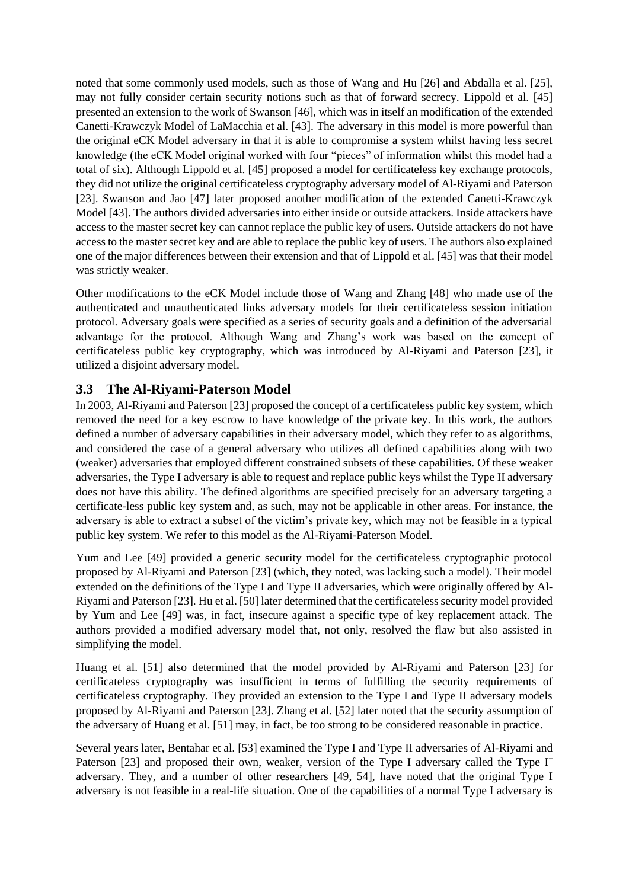noted that some commonly used models, such as those of Wang and Hu [26] and Abdalla et al. [25], may not fully consider certain security notions such as that of forward secrecy. Lippold et al. [45] presented an extension to the work of Swanson [46], which was in itself an modification of the extended Canetti-Krawczyk Model of LaMacchia et al. [43]. The adversary in this model is more powerful than the original eCK Model adversary in that it is able to compromise a system whilst having less secret knowledge (the eCK Model original worked with four "pieces" of information whilst this model had a total of six). Although Lippold et al. [45] proposed a model for certificateless key exchange protocols, they did not utilize the original certificateless cryptography adversary model of Al-Riyami and Paterson [23]. Swanson and Jao [47] later proposed another modification of the extended Canetti-Krawczyk Model [43]. The authors divided adversaries into either inside or outside attackers. Inside attackers have access to the master secret key can cannot replace the public key of users. Outside attackers do not have access to the master secret key and are able to replace the public key of users. The authors also explained one of the major differences between their extension and that of Lippold et al. [45] was that their model was strictly weaker.

Other modifications to the eCK Model include those of Wang and Zhang [48] who made use of the authenticated and unauthenticated links adversary models for their certificateless session initiation protocol. Adversary goals were specified as a series of security goals and a definition of the adversarial advantage for the protocol. Although Wang and Zhang's work was based on the concept of certificateless public key cryptography, which was introduced by Al-Riyami and Paterson [23], it utilized a disjoint adversary model.

### 3.3 The Al-Riyami-Paterson Model

In 2003, Al-Riyami and Paterson [23] proposed the concept of a certificateless public key system, which removed the need for a key escrow to have knowledge of the private key. In this work, the authors defined a number of adversary capabilities in their adversary model, which they refer to as algorithms, and considered the case of a general adversary who utilizes all defined capabilities along with two (weaker) adversaries that employed different constrained subsets of these capabilities. Of these weaker adversaries, the Type I adversary is able to request and replace public keys whilst the Type II adversary does not have this ability. The defined algorithms are specified precisely for an adversary targeting a certificate-less public key system and, as such, may not be applicable in other areas. For instance, the adversary is able to extract a subset of the victim's private key, which may not be feasible in a typical public key system. We refer to this model as the Al-Riyami-Paterson Model.

Yum and Lee [49] provided a generic security model for the certificateless cryptographic protocol proposed by Al-Riyami and Paterson [23] (which, they noted, was lacking such a model). Their model extended on the definitions of the Type I and Type II adversaries, which were originally offered by Al-Riyami and Paterson [23]. Hu et al. [50] later determined that the certificateless security model provided by Yum and Lee [49] was, in fact, insecure against a specific type of key replacement attack. The authors provided a modified adversary model that, not only, resolved the flaw but also assisted in simplifying the model.

Huang et al. [51] also determined that the model provided by Al-Riyami and Paterson [23] for certificateless cryptography was insufficient in terms of fulfilling the security requirements of certificateless cryptography. They provided an extension to the Type I and Type II adversary models proposed by Al-Riyami and Paterson [23]. Zhang et al. [52] later noted that the security assumption of the adversary of Huang et al. [51] may, in fact, be too strong to be considered reasonable in practice.

Several years later, Bentahar et al. [53] examined the Type I and Type II adversaries of Al-Riyami and Paterson [23] and proposed their own, weaker, version of the Type I adversary called the Type $I^-$ adversary. They, and a number of other researchers [49, 54], have noted that the original Type I adversary is not feasible in a real-life situation. One of the capabilities of a normal Type I adversary is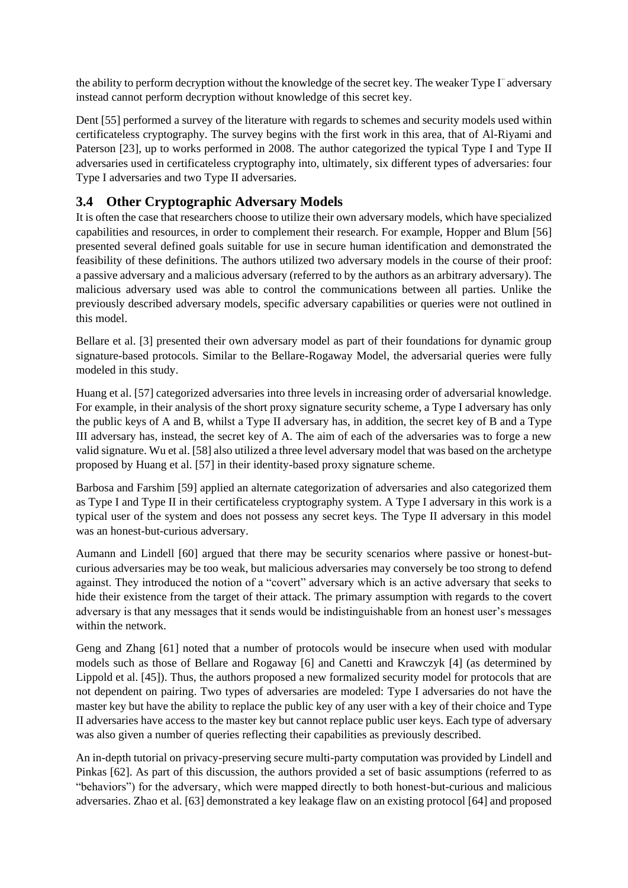the ability to perform decryption without the knowledge of the secret key. The weaker Type $I^-$ adversary instead cannot perform decryption without knowledge of this secret key.

Dent [55] performed a survey of the literature with regards to schemes and security models used within certificateless cryptography. The survey begins with the first work in this area, that of Al-Riyami and Paterson [23], up to works performed in 2008. The author categorized the typical Type I and Type II adversaries used in certificateless cryptography into, ultimately, six different types of adversaries: four Type I adversaries and two Type II adversaries.

### 3.4 Other Cryptographic Adversary Models

It is often the case that researchers choose to utilize their own adversary models, which have specialized capabilities and resources, in order to complement their research. For example, Hopper and Blum [56] presented several defined goals suitable for use in secure human identification and demonstrated the feasibility of these definitions. The authors utilized two adversary models in the course of their proof: a passive adversary and a malicious adversary (referred to by the authors as an arbitrary adversary). The malicious adversary used was able to control the communications between all parties. Unlike the previously described adversary models, specific adversary capabilities or queries were not outlined in this model.

Bellare et al. [3] presented their own adversary model as part of their foundations for dynamic group signature-based protocols. Similar to the Bellare-Rogaway Model, the adversarial queries were fully modeled in this study.

Huang et al. [57] categorized adversaries into three levels in increasing order of adversarial knowledge. For example, in their analysis of the short proxy signature security scheme, a Type I adversary has only the public keys of A and B, whilst a Type II adversary has, in addition, the secret key of B and a Type III adversary has, instead, the secret key of A. The aim of each of the adversaries was to forge a new valid signature. Wu et al. [58] also utilized a three level adversary model that was based on the archetype proposed by Huang et al. [57] in their identity-based proxy signature scheme.

Barbosa and Farshim [59] applied an alternate categorization of adversaries and also categorized them as Type I and Type II in their certificateless cryptography system. A Type I adversary in this work is a typical user of the system and does not possess any secret keys. The Type II adversary in this model was an honest-but-curious adversary.

Aumann and Lindell [60] argued that there may be security scenarios where passive or honest-but-curious adversaries may be too weak, but malicious adversaries may conversely be too strong to defend against. They introduced the notion of a "covert" adversary which is an active adversary that seeks to hide their existence from the target of their attack. The primary assumption with regards to the covert adversary is that any messages that it sends would be indistinguishable from an honest user's messages within the network.

Geng and Zhang [61] noted that a number of protocols would be insecure when used with modular models such as those of Bellare and Rogaway [6] and Canetti and Krawczyk [4] (as determined by Lippold et al. [45]). Thus, the authors proposed a new formalized security model for protocols that are not dependent on pairing. Two types of adversaries are modeled: Type I adversaries do not have the master key but have the ability to replace the public key of any user with a key of their choice and Type II adversaries have access to the master key but cannot replace public user keys. Each type of adversary was also given a number of queries reflecting their capabilities as previously described.

An in-depth tutorial on privacy-preserving secure multi-party computation was provided by Lindell and Pinkas [62]. As part of this discussion, the authors provided a set of basic assumptions (referred to as "behaviors") for the adversary, which were mapped directly to both honest-but-curious and malicious adversaries. Zhao et al. [63] demonstrated a key leakage flaw on an existing protocol [64] and proposed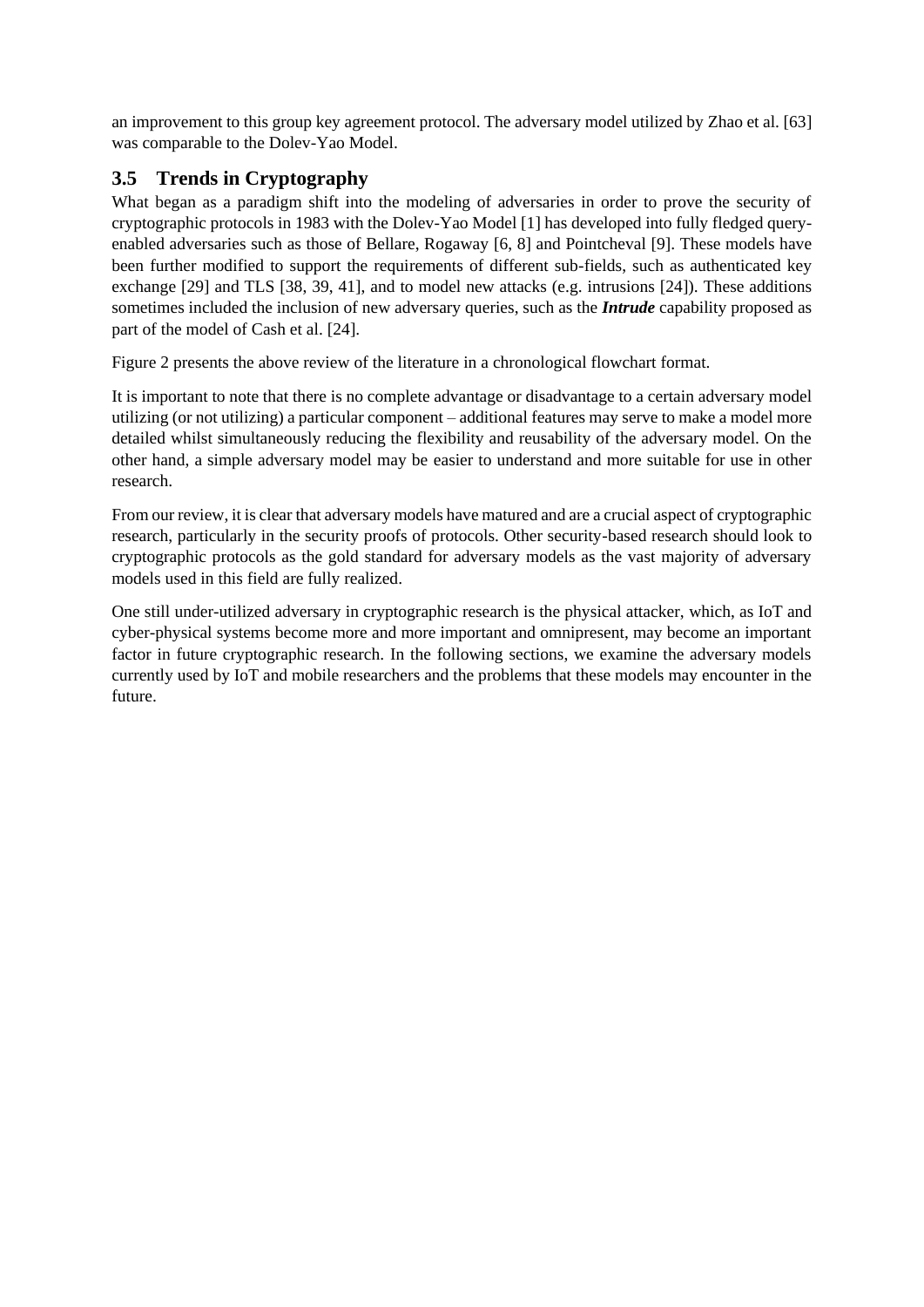an improvement to this group key agreement protocol. The adversary model utilized by Zhao et al. [63] was comparable to the Dolev-Yao Model.

### 3.5 Trends in Cryptography

What began as a paradigm shift into the modeling of adversaries in order to prove the security of cryptographic protocols in 1983 with the Dolev-Yao Model [1] has developed into fully fledged query-enabled adversaries such as those of Bellare, Rogaway [6, 8] and Pointcheval [9]. These models have been further modified to support the requirements of different sub-fields, such as authenticated key exchange [29] and TLS [38, 39, 41], and to model new attacks (e.g. intrusions [24]). These additions sometimes included the inclusion of new adversary queries, such as the ***Intrude*** capability proposed as part of the model of Cash et al. [24].

Figure 2 presents the above review of the literature in a chronological flowchart format.

It is important to note that there is no complete advantage or disadvantage to a certain adversary model utilizing (or not utilizing) a particular component – additional features may serve to make a model more detailed whilst simultaneously reducing the flexibility and reusability of the adversary model. On the other hand, a simple adversary model may be easier to understand and more suitable for use in other research.

From our review, it is clear that adversary models have matured and are a crucial aspect of cryptographic research, particularly in the security proofs of protocols. Other security-based research should look to cryptographic protocols as the gold standard for adversary models as the vast majority of adversary models used in this field are fully realized.

One still under-utilized adversary in cryptographic research is the physical attacker, which, as IoT and cyber-physical systems become more and more important and omnipresent, may become an important factor in future cryptographic research. In the following sections, we examine the adversary models currently used by IoT and mobile researchers and the problems that these models may encounter in the future.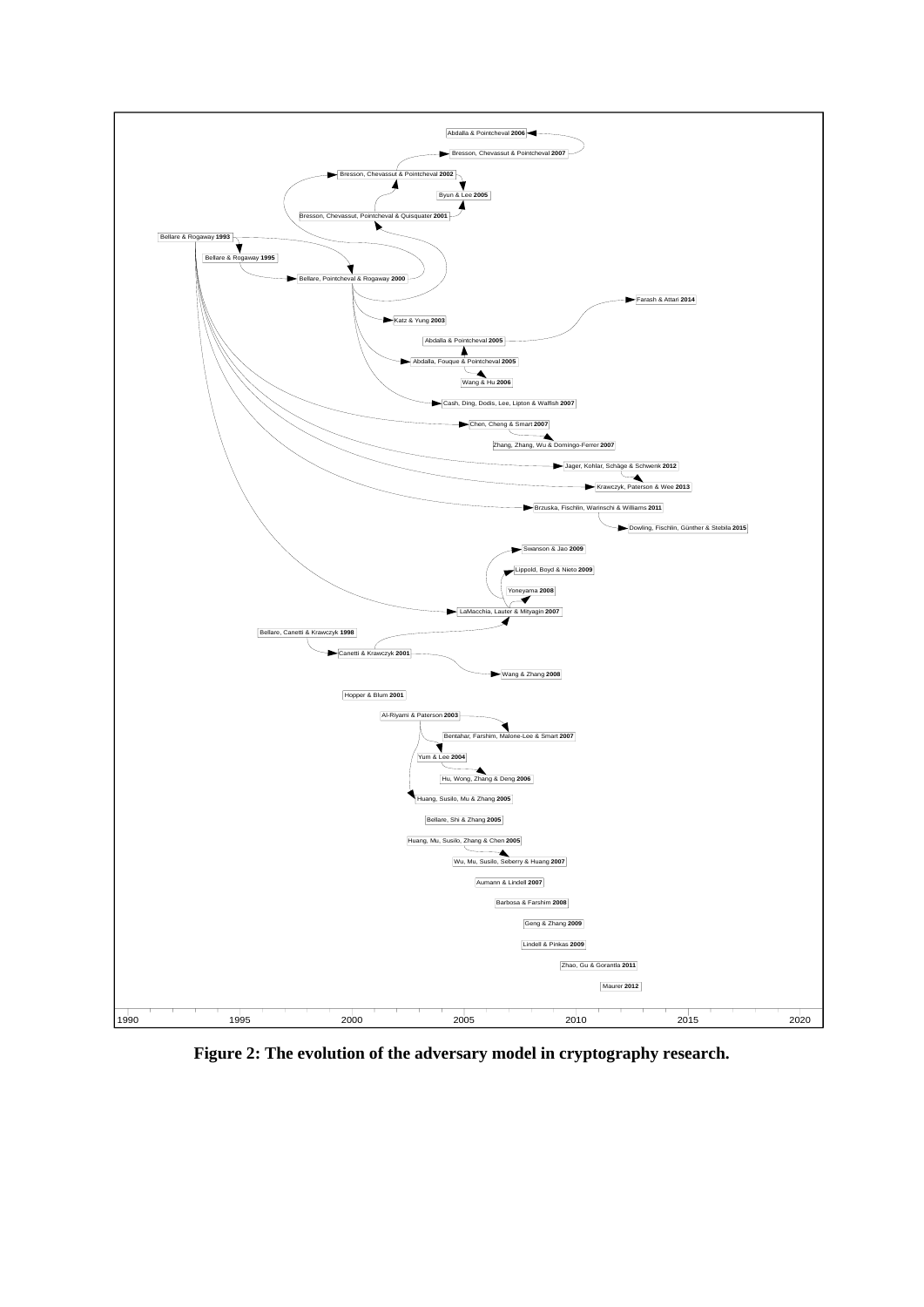Abdalla & Pointcheval **2006**

Bresson, Chevassut & Pointcheval **2007**

Bresson, Chevassut & Pointcheval **2002**

Byun & Lee **2005**

Bresson, Chevassut, Pointcheval & Quisquater **2001**

Bellare & Rogaway **1993**

Bellare & Rogaway **1995**

Bellare, Pointcheval & Rogaway **2000**

Farash & Attari **2014**

Katz & Yung **2003**

Abdalla & Pointcheval **2005**

Abdalla, Fouque & Pointcheval **2005**

Wang & Hu **2006**

Cash, Ding, Dodis, Lee, Lipton & Walfish **2007**

Chen, Cheng & Smart **2007**

Zhang, Zhang, Wu & Domingo-Ferrer **2007**

Jager, Kohlar, Schäge & Schwenk **2012**

Krawczyk, Paterson & Wee **2013**

Brzuska, Fischlin, Warinschi & Williams **2011**

Dowling, Fischlin, Günther & Stebila **2015**

Swanson & Jao **2009**

Lippold, Boyd & Nieto **2009**

Yoneyama **2008**

LaMacchia, Lauter & Mityagin **2007**

Bellare, Canetti & Krawczyk **1998**

Canetti & Krawczyk **2001**

Wang & Zhang **2008**

Hopper & Blum **2001**

Al-Riyami & Paterson **2003**

Bentahar, Farshim, Malone-Lee & Smart **2007**

Yum & Lee **2004**

Hu, Wong, Zhang & Deng **2006**

Huang, Susilo, Mu & Zhang **2005**

Bellare, Shi & Zhang **2005**

Huang, Mu, Susilo, Zhang & Chen **2005**

Wu, Mu, Susilo, Seberry & Huang **2007**

Aumann & Lindell **2007**

Barbosa & Farshim **2008**

Geng & Zhang **2009**

Lindell & Pinkas **2009**

Zhao, Gu & Gorantla **2011**

Maurer **2012**

1990 1995 2000 2005 2010 2015 2020

**Figure 2: The evolution of the adversary model in cryptography research.**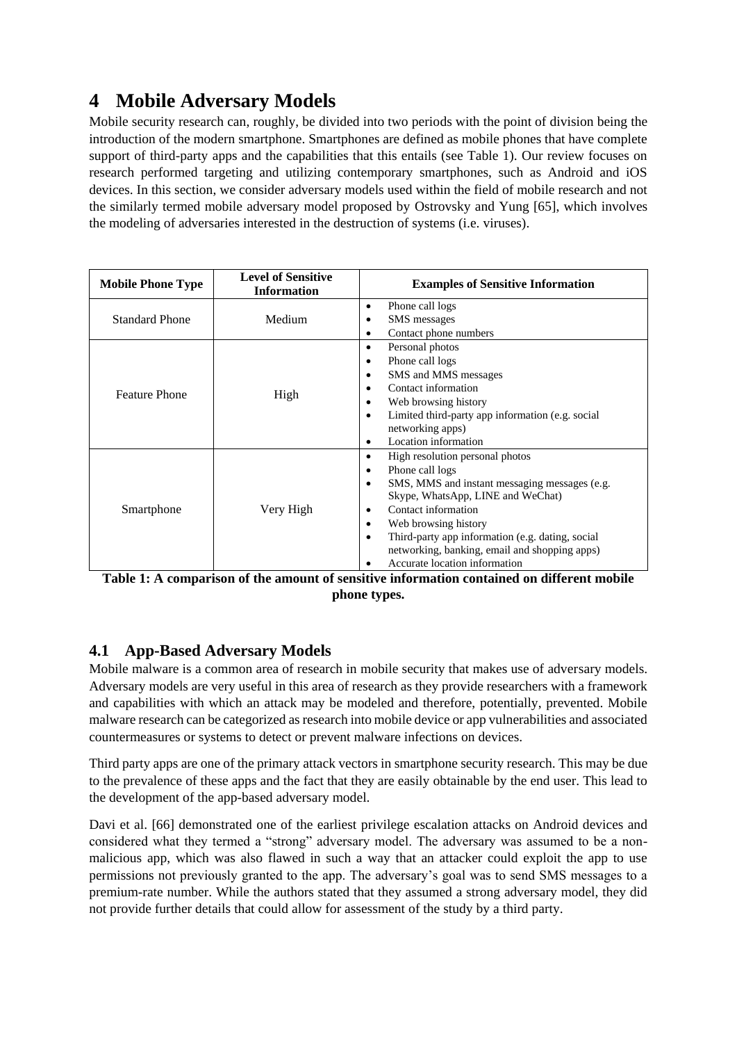# 4 Mobile Adversary Models

Mobile security research can, roughly, be divided into two periods with the point of division being the introduction of the modern smartphone. Smartphones are defined as mobile phones that have complete support of third-party apps and the capabilities that this entails (see Table 1). Our review focuses on research performed targeting and utilizing contemporary smartphones, such as Android and iOS devices. In this section, we consider adversary models used within the field of mobile research and not the similarly termed mobile adversary model proposed by Ostrovsky and Yung [65], which involves the modeling of adversaries interested in the destruction of systems (i.e. viruses).

| Mobile Phone Type | Level of Sensitive Information | Examples of Sensitive Information |
|---|---|---|
| Standard Phone | Medium | • Phone call logs<br>• SMS messages<br>• Contact phone numbers |
| Feature Phone | High | • Personal photos<br>• Phone call logs<br>• SMS and MMS messages<br>• Contact information<br>• Web browsing history<br>• Limited third-party app information (e.g. social networking apps)<br>• Location information |
| Smartphone | Very High | • High resolution personal photos<br>• Phone call logs<br>• SMS, MMS and instant messaging messages (e.g. Skype, WhatsApp, LINE and WeChat)<br>• Contact information<br>• Web browsing history<br>• Third-party app information (e.g. dating, social networking, banking, email and shopping apps)<br>• Accurate location information |

**Table 1: A comparison of the amount of sensitive information contained on different mobile phone types.**

## 4.1 App-Based Adversary Models

Mobile malware is a common area of research in mobile security that makes use of adversary models. Adversary models are very useful in this area of research as they provide researchers with a framework and capabilities with which an attack may be modeled and therefore, potentially, prevented. Mobile malware research can be categorized as research into mobile device or app vulnerabilities and associated countermeasures or systems to detect or prevent malware infections on devices.

Third party apps are one of the primary attack vectors in smartphone security research. This may be due to the prevalence of these apps and the fact that they are easily obtainable by the end user. This lead to the development of the app-based adversary model.

Davi et al. [66] demonstrated one of the earliest privilege escalation attacks on Android devices and considered what they termed a "strong" adversary model. The adversary was assumed to be a non-malicious app, which was also flawed in such a way that an attacker could exploit the app to use permissions not previously granted to the app. The adversary's goal was to send SMS messages to a premium-rate number. While the authors stated that they assumed a strong adversary model, they did not provide further details that could allow for assessment of the study by a third party.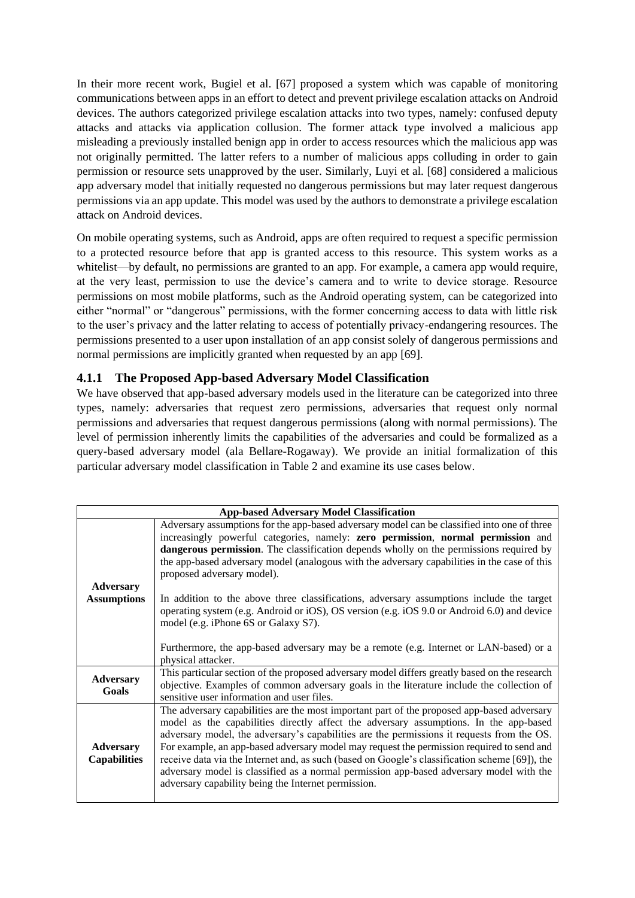In their more recent work, Bugiel et al. [67] proposed a system which was capable of monitoring communications between apps in an effort to detect and prevent privilege escalation attacks on Android devices. The authors categorized privilege escalation attacks into two types, namely: confused deputy attacks and attacks via application collusion. The former attack type involved a malicious app misleading a previously installed benign app in order to access resources which the malicious app was not originally permitted. The latter refers to a number of malicious apps colluding in order to gain permission or resource sets unapproved by the user. Similarly, Luyi et al. [68] considered a malicious app adversary model that initially requested no dangerous permissions but may later request dangerous permissions via an app update. This model was used by the authors to demonstrate a privilege escalation attack on Android devices.

On mobile operating systems, such as Android, apps are often required to request a specific permission to a protected resource before that app is granted access to this resource. This system works as a whitelist—by default, no permissions are granted to an app. For example, a camera app would require, at the very least, permission to use the device's camera and to write to device storage. Resource permissions on most mobile platforms, such as the Android operating system, can be categorized into either "normal" or "dangerous" permissions, with the former concerning access to data with little risk to the user's privacy and the latter relating to access of potentially privacy-endangering resources. The permissions presented to a user upon installation of an app consist solely of dangerous permissions and normal permissions are implicitly granted when requested by an app [69].

### 4.1.1 The Proposed App-based Adversary Model Classification

We have observed that app-based adversary models used in the literature can be categorized into three types, namely: adversaries that request zero permissions, adversaries that request only normal permissions and adversaries that request dangerous permissions (along with normal permissions). The level of permission inherently limits the capabilities of the adversaries and could be formalized as a query-based adversary model (ala Bellare-Rogaway). We provide an initial formalization of this particular adversary model classification in Table 2 and examine its use cases below.

| App-based Adversary Model Classification | |
|---|---|
| **Adversary Assumptions** | Adversary assumptions for the app-based adversary model can be classified into one of three increasingly powerful categories, namely: **zero permission**, **normal permission** and **dangerous permission**. The classification depends wholly on the permissions required by the app-based adversary model (analogous with the adversary capabilities in the case of this proposed adversary model).<br><br>In addition to the above three classifications, adversary assumptions include the target operating system (e.g. Android or iOS), OS version (e.g. iOS 9.0 or Android 6.0) and device model (e.g. iPhone 6S or Galaxy S7).<br><br>Furthermore, the app-based adversary may be a remote (e.g. Internet or LAN-based) or a physical attacker. |
| **Adversary Goals** | This particular section of the proposed adversary model differs greatly based on the research objective. Examples of common adversary goals in the literature include the collection of sensitive user information and user files. |
| **Adversary Capabilities** | The adversary capabilities are the most important part of the proposed app-based adversary model as the capabilities directly affect the adversary assumptions. In the app-based adversary model, the adversary's capabilities are the permissions it requests from the OS. For example, an app-based adversary model may request the permission required to send and receive data via the Internet and, as such (based on Google's classification scheme [69]), the adversary model is classified as a normal permission app-based adversary model with the adversary capability being the Internet permission. |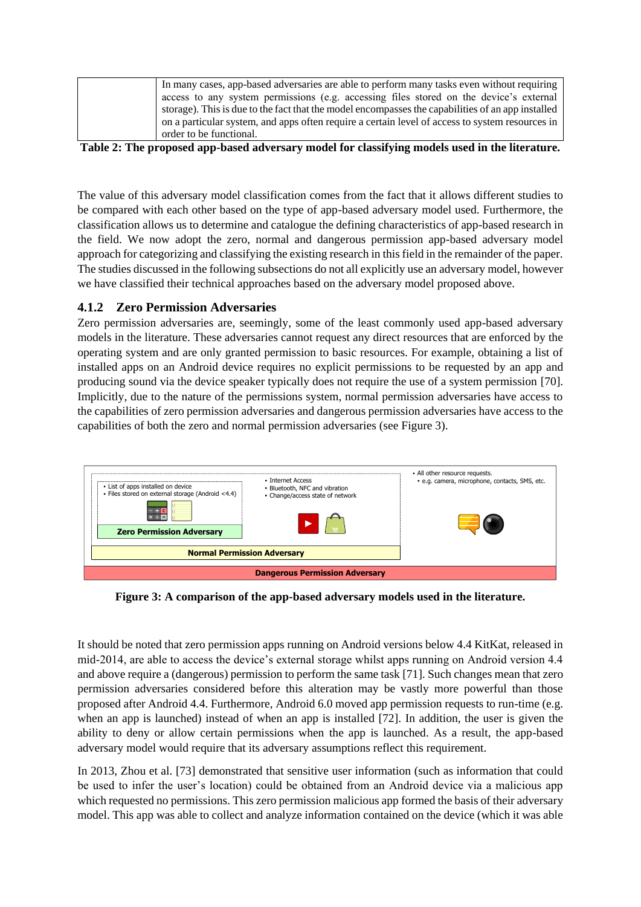| | In many cases, app-based adversaries are able to perform many tasks even without requiring access to any system permissions (e.g. accessing files stored on the device's external storage). This is due to the fact that the model encompasses the capabilities of an app installed on a particular system, and apps often require a certain level of access to system resources in order to be functional. |
|---|---|

**Table 2: The proposed app-based adversary model for classifying models used in the literature.**

The value of this adversary model classification comes from the fact that it allows different studies to be compared with each other based on the type of app-based adversary model used. Furthermore, the classification allows us to determine and catalogue the defining characteristics of app-based research in the field. We now adopt the zero, normal and dangerous permission app-based adversary model approach for categorizing and classifying the existing research in this field in the remainder of the paper. The studies discussed in the following subsections do not all explicitly use an adversary model, however we have classified their technical approaches based on the adversary model proposed above.

### 4.1.2 Zero Permission Adversaries

Zero permission adversaries are, seemingly, some of the least commonly used app-based adversary models in the literature. These adversaries cannot request any direct resources that are enforced by the operating system and are only granted permission to basic resources. For example, obtaining a list of installed apps on an Android device requires no explicit permissions to be requested by an app and producing sound via the device speaker typically does not require the use of a system permission [70]. Implicitly, due to the nature of the permissions system, normal permission adversaries have access to the capabilities of zero permission adversaries and dangerous permission adversaries have access to the capabilities of both the zero and normal permission adversaries (see Figure 3).

- List of apps installed on device
- Files stored on external storage (Android <4.4)

**Zero Permission Adversary**

- Internet Access
- Bluetooth, NFC and vibration
- Change/access state of network

**Normal Permission Adversary**

- All other resource requests.
  - e.g. camera, microphone, contacts, SMS, etc.

**Dangerous Permission Adversary**

**Figure 3: A comparison of the app-based adversary models used in the literature.**

It should be noted that zero permission apps running on Android versions below 4.4 KitKat, released in mid-2014, are able to access the device's external storage whilst apps running on Android version 4.4 and above require a (dangerous) permission to perform the same task [71]. Such changes mean that zero permission adversaries considered before this alteration may be vastly more powerful than those proposed after Android 4.4. Furthermore, Android 6.0 moved app permission requests to run-time (e.g. when an app is launched) instead of when an app is installed [72]. In addition, the user is given the ability to deny or allow certain permissions when the app is launched. As a result, the app-based adversary model would require that its adversary assumptions reflect this requirement.

In 2013, Zhou et al. [73] demonstrated that sensitive user information (such as information that could be used to infer the user's location) could be obtained from an Android device via a malicious app which requested no permissions. This zero permission malicious app formed the basis of their adversary model. This app was able to collect and analyze information contained on the device (which it was able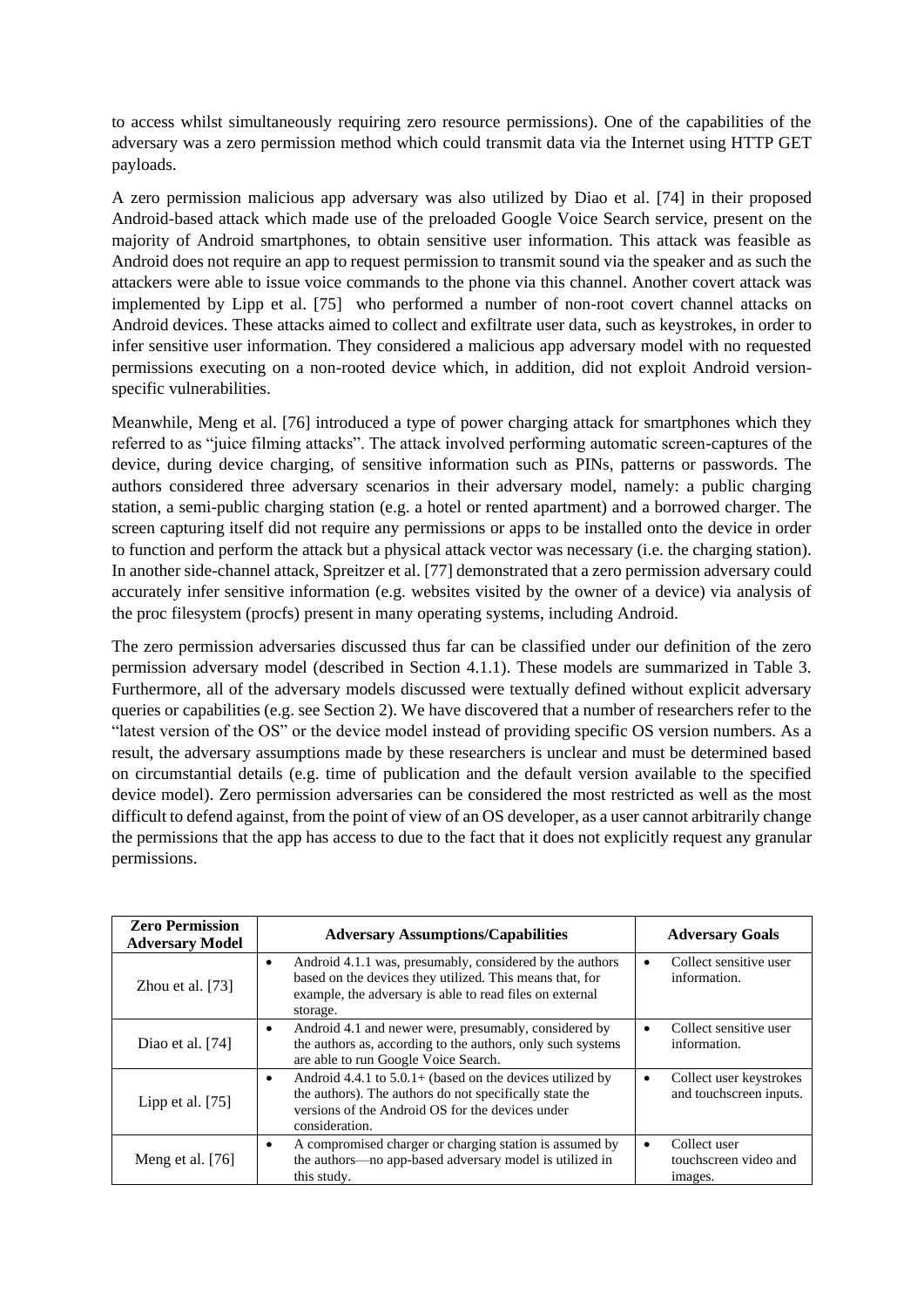to access whilst simultaneously requiring zero resource permissions). One of the capabilities of the adversary was a zero permission method which could transmit data via the Internet using HTTP GET payloads.

A zero permission malicious app adversary was also utilized by Diao et al. [74] in their proposed Android-based attack which made use of the preloaded Google Voice Search service, present on the majority of Android smartphones, to obtain sensitive user information. This attack was feasible as Android does not require an app to request permission to transmit sound via the speaker and as such the attackers were able to issue voice commands to the phone via this channel. Another covert attack was implemented by Lipp et al. [75] who performed a number of non-root covert channel attacks on Android devices. These attacks aimed to collect and exfiltrate user data, such as keystrokes, in order to infer sensitive user information. They considered a malicious app adversary model with no requested permissions executing on a non-rooted device which, in addition, did not exploit Android version-specific vulnerabilities.

Meanwhile, Meng et al. [76] introduced a type of power charging attack for smartphones which they referred to as "juice filming attacks". The attack involved performing automatic screen-captures of the device, during device charging, of sensitive information such as PINs, patterns or passwords. The authors considered three adversary scenarios in their adversary model, namely: a public charging station, a semi-public charging station (e.g. a hotel or rented apartment) and a borrowed charger. The screen capturing itself did not require any permissions or apps to be installed onto the device in order to function and perform the attack but a physical attack vector was necessary (i.e. the charging station). In another side-channel attack, Spreitzer et al. [77] demonstrated that a zero permission adversary could accurately infer sensitive information (e.g. websites visited by the owner of a device) via analysis of the proc filesystem (procfs) present in many operating systems, including Android.

The zero permission adversaries discussed thus far can be classified under our definition of the zero permission adversary model (described in Section 4.1.1). These models are summarized in Table 3. Furthermore, all of the adversary models discussed were textually defined without explicit adversary queries or capabilities (e.g. see Section 2). We have discovered that a number of researchers refer to the "latest version of the OS" or the device model instead of providing specific OS version numbers. As a result, the adversary assumptions made by these researchers is unclear and must be determined based on circumstantial details (e.g. time of publication and the default version available to the specified device model). Zero permission adversaries can be considered the most restricted as well as the most difficult to defend against, from the point of view of an OS developer, as a user cannot arbitrarily change the permissions that the app has access to due to the fact that it does not explicitly request any granular permissions.

| Zero Permission Adversary Model | Adversary Assumptions/Capabilities | Adversary Goals |
|---|---|---|
| Zhou et al. [73] | • Android 4.1.1 was, presumably, considered by the authors based on the devices they utilized. This means that, for example, the adversary is able to read files on external storage. | • Collect sensitive user information. |
| Diao et al. [74] | • Android 4.1 and newer were, presumably, considered by the authors as, according to the authors, only such systems are able to run Google Voice Search. | • Collect sensitive user information. |
| Lipp et al. [75] | • Android 4.4.1 to 5.0.1+ (based on the devices utilized by the authors). The authors do not specifically state the versions of the Android OS for the devices under consideration. | • Collect user keystrokes and touchscreen inputs. |
| Meng et al. [76] | • A compromised charger or charging station is assumed by the authors—no app-based adversary model is utilized in this study. | • Collect user touchscreen video and images. |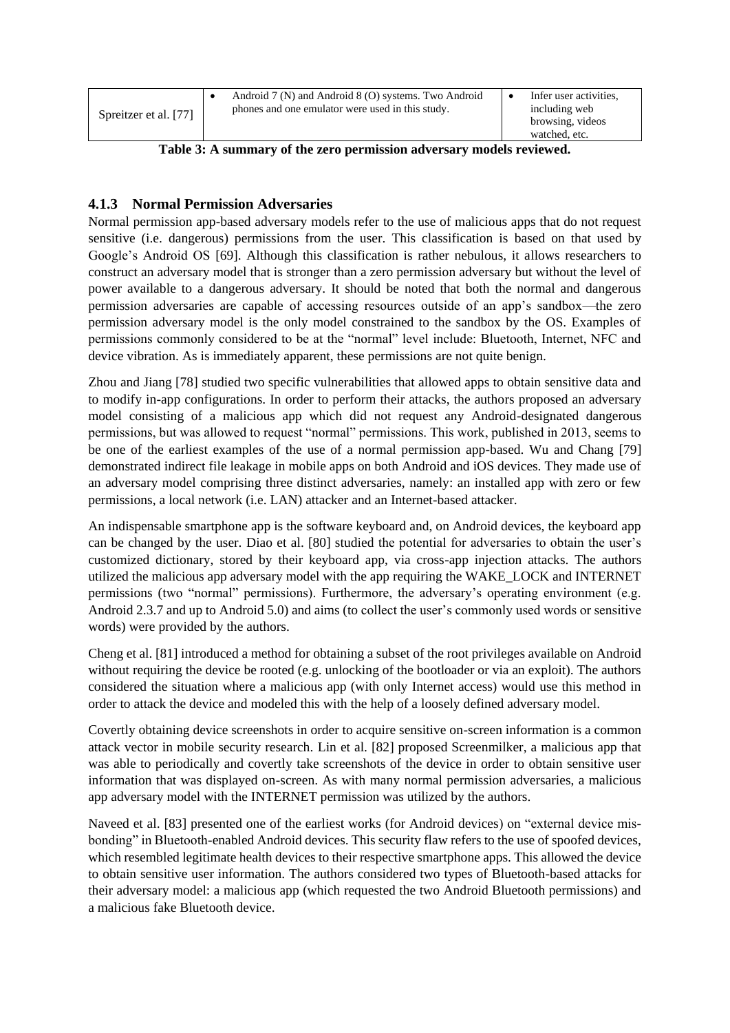| Spreitzer et al. [77] | • Android 7 (N) and Android 8 (O) systems. Two Android phones and one emulator were used in this study. | • Infer user activities, including web browsing, videos watched, etc. |
|---|---|---|

**Table 3: A summary of the zero permission adversary models reviewed.**

### 4.1.3 Normal Permission Adversaries

Normal permission app-based adversary models refer to the use of malicious apps that do not request sensitive (i.e. dangerous) permissions from the user. This classification is based on that used by Google's Android OS [69]. Although this classification is rather nebulous, it allows researchers to construct an adversary model that is stronger than a zero permission adversary but without the level of power available to a dangerous adversary. It should be noted that both the normal and dangerous permission adversaries are capable of accessing resources outside of an app's sandbox—the zero permission adversary model is the only model constrained to the sandbox by the OS. Examples of permissions commonly considered to be at the "normal" level include: Bluetooth, Internet, NFC and device vibration. As is immediately apparent, these permissions are not quite benign.

Zhou and Jiang [78] studied two specific vulnerabilities that allowed apps to obtain sensitive data and to modify in-app configurations. In order to perform their attacks, the authors proposed an adversary model consisting of a malicious app which did not request any Android-designated dangerous permissions, but was allowed to request "normal" permissions. This work, published in 2013, seems to be one of the earliest examples of the use of a normal permission app-based. Wu and Chang [79] demonstrated indirect file leakage in mobile apps on both Android and iOS devices. They made use of an adversary model comprising three distinct adversaries, namely: an installed app with zero or few permissions, a local network (i.e. LAN) attacker and an Internet-based attacker.

An indispensable smartphone app is the software keyboard and, on Android devices, the keyboard app can be changed by the user. Diao et al. [80] studied the potential for adversaries to obtain the user's customized dictionary, stored by their keyboard app, via cross-app injection attacks. The authors utilized the malicious app adversary model with the app requiring the WAKE_LOCK and INTERNET permissions (two "normal" permissions). Furthermore, the adversary's operating environment (e.g. Android 2.3.7 and up to Android 5.0) and aims (to collect the user's commonly used words or sensitive words) were provided by the authors.

Cheng et al. [81] introduced a method for obtaining a subset of the root privileges available on Android without requiring the device be rooted (e.g. unlocking of the bootloader or via an exploit). The authors considered the situation where a malicious app (with only Internet access) would use this method in order to attack the device and modeled this with the help of a loosely defined adversary model.

Covertly obtaining device screenshots in order to acquire sensitive on-screen information is a common attack vector in mobile security research. Lin et al. [82] proposed Screenmilker, a malicious app that was able to periodically and covertly take screenshots of the device in order to obtain sensitive user information that was displayed on-screen. As with many normal permission adversaries, a malicious app adversary model with the INTERNET permission was utilized by the authors.

Naveed et al. [83] presented one of the earliest works (for Android devices) on "external device mis-bonding" in Bluetooth-enabled Android devices. This security flaw refers to the use of spoofed devices, which resembled legitimate health devices to their respective smartphone apps. This allowed the device to obtain sensitive user information. The authors considered two types of Bluetooth-based attacks for their adversary model: a malicious app (which requested the two Android Bluetooth permissions) and a malicious fake Bluetooth device.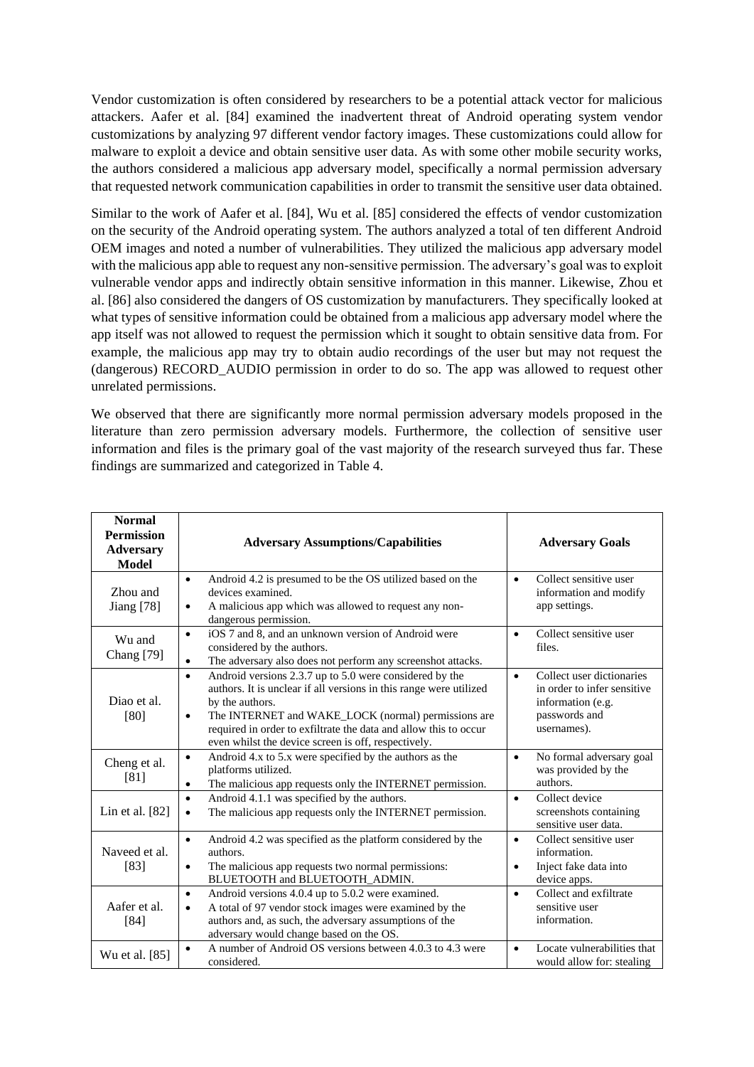Vendor customization is often considered by researchers to be a potential attack vector for malicious attackers. Aafer et al. [84] examined the inadvertent threat of Android operating system vendor customizations by analyzing 97 different vendor factory images. These customizations could allow for malware to exploit a device and obtain sensitive user data. As with some other mobile security works, the authors considered a malicious app adversary model, specifically a normal permission adversary that requested network communication capabilities in order to transmit the sensitive user data obtained.

Similar to the work of Aafer et al. [84], Wu et al. [85] considered the effects of vendor customization on the security of the Android operating system. The authors analyzed a total of ten different Android OEM images and noted a number of vulnerabilities. They utilized the malicious app adversary model with the malicious app able to request any non-sensitive permission. The adversary's goal was to exploit vulnerable vendor apps and indirectly obtain sensitive information in this manner. Likewise, Zhou et al. [86] also considered the dangers of OS customization by manufacturers. They specifically looked at what types of sensitive information could be obtained from a malicious app adversary model where the app itself was not allowed to request the permission which it sought to obtain sensitive data from. For example, the malicious app may try to obtain audio recordings of the user but may not request the (dangerous) RECORD_AUDIO permission in order to do so. The app was allowed to request other unrelated permissions.

We observed that there are significantly more normal permission adversary models proposed in the literature than zero permission adversary models. Furthermore, the collection of sensitive user information and files is the primary goal of the vast majority of the research surveyed thus far. These findings are summarized and categorized in Table 4.

| Normal Permission Adversary Model | Adversary Assumptions/Capabilities | Adversary Goals |
|---|---|---|
| Zhou and Jiang [78] | • Android 4.2 is presumed to be the OS utilized based on the devices examined.<br>• A malicious app which was allowed to request any non-dangerous permission. | • Collect sensitive user information and modify app settings. |
| Wu and Chang [79] | • iOS 7 and 8, and an unknown version of Android were considered by the authors.<br>• The adversary also does not perform any screenshot attacks. | • Collect sensitive user files. |
| Diao et al. [80] | • Android versions 2.3.7 up to 5.0 were considered by the authors. It is unclear if all versions in this range were utilized by the authors.<br>• The INTERNET and WAKE_LOCK (normal) permissions are required in order to exfiltrate the data and allow this to occur even whilst the device screen is off, respectively. | • Collect user dictionaries in order to infer sensitive information (e.g. passwords and usernames). |
| Cheng et al. [81] | • Android 4.x to 5.x were specified by the authors as the platforms utilized.<br>• The malicious app requests only the INTERNET permission. | • No formal adversary goal was provided by the authors. |
| Lin et al. [82] | • Android 4.1.1 was specified by the authors.<br>• The malicious app requests only the INTERNET permission. | • Collect device screenshots containing sensitive user data. |
| Naveed et al. [83] | • Android 4.2 was specified as the platform considered by the authors.<br>• The malicious app requests two normal permissions: BLUETOOTH and BLUETOOTH_ADMIN. | • Collect sensitive user information.<br>• Inject fake data into device apps. |
| Aafer et al. [84] | • Android versions 4.0.4 up to 5.0.2 were examined.<br>• A total of 97 vendor stock images were examined by the authors and, as such, the adversary assumptions of the adversary would change based on the OS. | • Collect and exfiltrate sensitive user information. |
| Wu et al. [85] | • A number of Android OS versions between 4.0.3 to 4.3 were considered. | • Locate vulnerabilities that would allow for: stealing |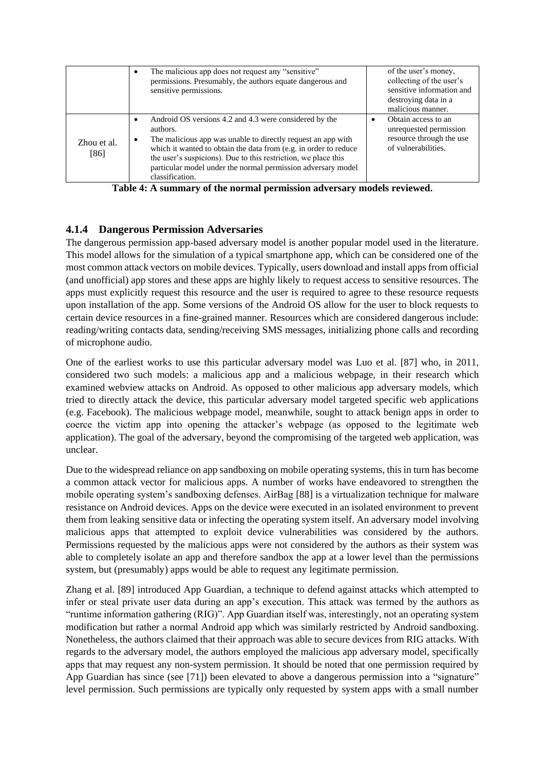|  | <ul><li>The malicious app does not request any "sensitive" permissions. Presumably, the authors equate dangerous and sensitive permissions.</li></ul> | of the user's money, collecting of the user's sensitive information and destroying data in a malicious manner. |
| --- | --- | --- |
| Zhou et al. [86] | <ul><li>Android OS versions 4.2 and 4.3 were considered by the authors.</li><li>The malicious app was unable to directly request an app with which it wanted to obtain the data from (e.g. in order to reduce the user's suspicions). Due to this restriction, we place this particular model under the normal permission adversary model classification.</li></ul> | <ul><li>Obtain access to an unrequested permission resource through the use of vulnerabilities.</li></ul> |

**Table 4: A summary of the normal permission adversary models reviewed.**

### 4.1.4 Dangerous Permission Adversaries

The dangerous permission app-based adversary model is another popular model used in the literature. This model allows for the simulation of a typical smartphone app, which can be considered one of the most common attack vectors on mobile devices. Typically, users download and install apps from official (and unofficial) app stores and these apps are highly likely to request access to sensitive resources. The apps must explicitly request this resource and the user is required to agree to these resource requests upon installation of the app. Some versions of the Android OS allow for the user to block requests to certain device resources in a fine-grained manner. Resources which are considered dangerous include: reading/writing contacts data, sending/receiving SMS messages, initializing phone calls and recording of microphone audio.

One of the earliest works to use this particular adversary model was Luo et al. [87] who, in 2011, considered two such models: a malicious app and a malicious webpage, in their research which examined webview attacks on Android. As opposed to other malicious app adversary models, which tried to directly attack the device, this particular adversary model targeted specific web applications (e.g. Facebook). The malicious webpage model, meanwhile, sought to attack benign apps in order to coerce the victim app into opening the attacker's webpage (as opposed to the legitimate web application). The goal of the adversary, beyond the compromising of the targeted web application, was unclear.

Due to the widespread reliance on app sandboxing on mobile operating systems, this in turn has become a common attack vector for malicious apps. A number of works have endeavored to strengthen the mobile operating system's sandboxing defenses. AirBag [88] is a virtualization technique for malware resistance on Android devices. Apps on the device were executed in an isolated environment to prevent them from leaking sensitive data or infecting the operating system itself. An adversary model involving malicious apps that attempted to exploit device vulnerabilities was considered by the authors. Permissions requested by the malicious apps were not considered by the authors as their system was able to completely isolate an app and therefore sandbox the app at a lower level than the permissions system, but (presumably) apps would be able to request any legitimate permission.

Zhang et al. [89] introduced App Guardian, a technique to defend against attacks which attempted to infer or steal private user data during an app's execution. This attack was termed by the authors as "runtime information gathering (RIG)". App Guardian itself was, interestingly, not an operating system modification but rather a normal Android app which was similarly restricted by Android sandboxing. Nonetheless, the authors claimed that their approach was able to secure devices from RIG attacks. With regards to the adversary model, the authors employed the malicious app adversary model, specifically apps that may request any non-system permission. It should be noted that one permission required by App Guardian has since (see [71]) been elevated to above a dangerous permission into a "signature" level permission. Such permissions are typically only requested by system apps with a small number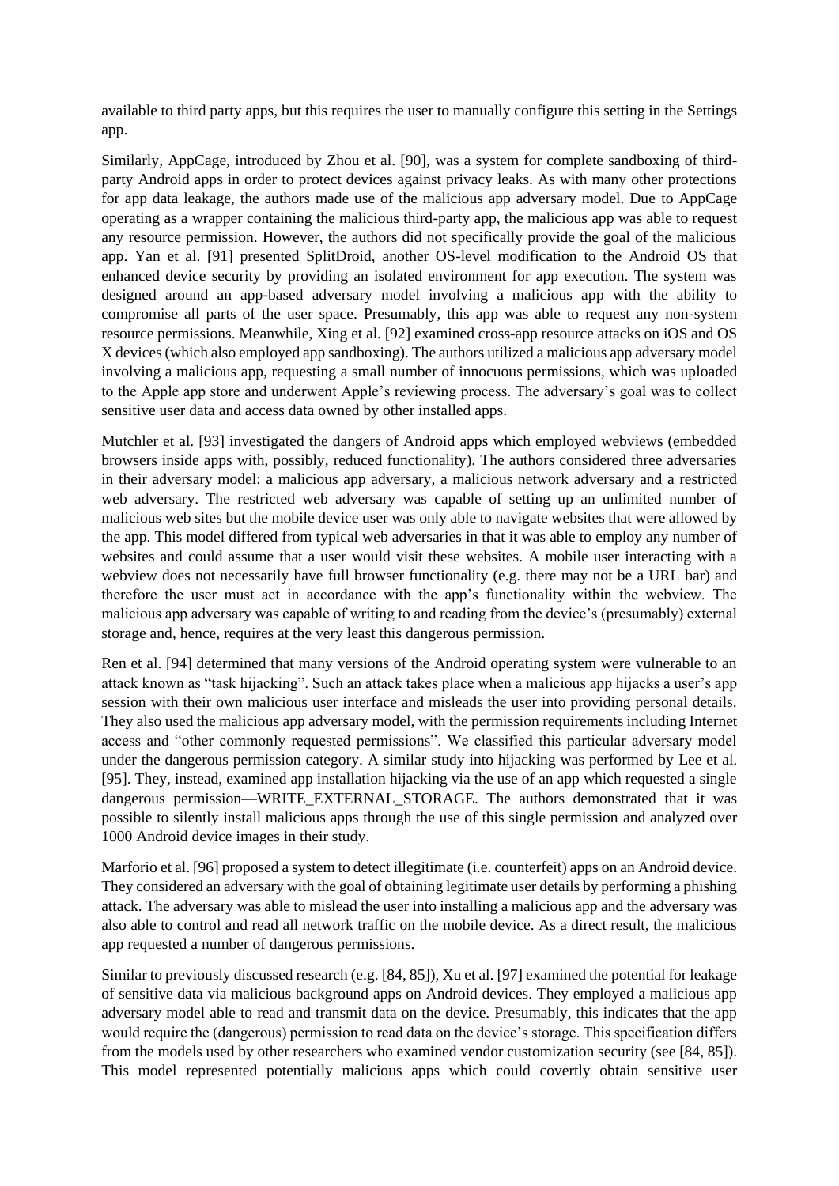available to third party apps, but this requires the user to manually configure this setting in the Settings app.

Similarly, AppCage, introduced by Zhou et al. [90], was a system for complete sandboxing of third-party Android apps in order to protect devices against privacy leaks. As with many other protections for app data leakage, the authors made use of the malicious app adversary model. Due to AppCage operating as a wrapper containing the malicious third-party app, the malicious app was able to request any resource permission. However, the authors did not specifically provide the goal of the malicious app. Yan et al. [91] presented SplitDroid, another OS-level modification to the Android OS that enhanced device security by providing an isolated environment for app execution. The system was designed around an app-based adversary model involving a malicious app with the ability to compromise all parts of the user space. Presumably, this app was able to request any non-system resource permissions. Meanwhile, Xing et al. [92] examined cross-app resource attacks on iOS and OS X devices (which also employed app sandboxing). The authors utilized a malicious app adversary model involving a malicious app, requesting a small number of innocuous permissions, which was uploaded to the Apple app store and underwent Apple's reviewing process. The adversary's goal was to collect sensitive user data and access data owned by other installed apps.

Mutchler et al. [93] investigated the dangers of Android apps which employed webviews (embedded browsers inside apps with, possibly, reduced functionality). The authors considered three adversaries in their adversary model: a malicious app adversary, a malicious network adversary and a restricted web adversary. The restricted web adversary was capable of setting up an unlimited number of malicious web sites but the mobile device user was only able to navigate websites that were allowed by the app. This model differed from typical web adversaries in that it was able to employ any number of websites and could assume that a user would visit these websites. A mobile user interacting with a webview does not necessarily have full browser functionality (e.g. there may not be a URL bar) and therefore the user must act in accordance with the app's functionality within the webview. The malicious app adversary was capable of writing to and reading from the device's (presumably) external storage and, hence, requires at the very least this dangerous permission.

Ren et al. [94] determined that many versions of the Android operating system were vulnerable to an attack known as "task hijacking". Such an attack takes place when a malicious app hijacks a user's app session with their own malicious user interface and misleads the user into providing personal details. They also used the malicious app adversary model, with the permission requirements including Internet access and "other commonly requested permissions". We classified this particular adversary model under the dangerous permission category. A similar study into hijacking was performed by Lee et al. [95]. They, instead, examined app installation hijacking via the use of an app which requested a single dangerous permission—WRITE_EXTERNAL_STORAGE. The authors demonstrated that it was possible to silently install malicious apps through the use of this single permission and analyzed over 1000 Android device images in their study.

Marforio et al. [96] proposed a system to detect illegitimate (i.e. counterfeit) apps on an Android device. They considered an adversary with the goal of obtaining legitimate user details by performing a phishing attack. The adversary was able to mislead the user into installing a malicious app and the adversary was also able to control and read all network traffic on the mobile device. As a direct result, the malicious app requested a number of dangerous permissions.

Similar to previously discussed research (e.g. [84, 85]), Xu et al. [97] examined the potential for leakage of sensitive data via malicious background apps on Android devices. They employed a malicious app adversary model able to read and transmit data on the device. Presumably, this indicates that the app would require the (dangerous) permission to read data on the device's storage. This specification differs from the models used by other researchers who examined vendor customization security (see [84, 85]). This model represented potentially malicious apps which could covertly obtain sensitive user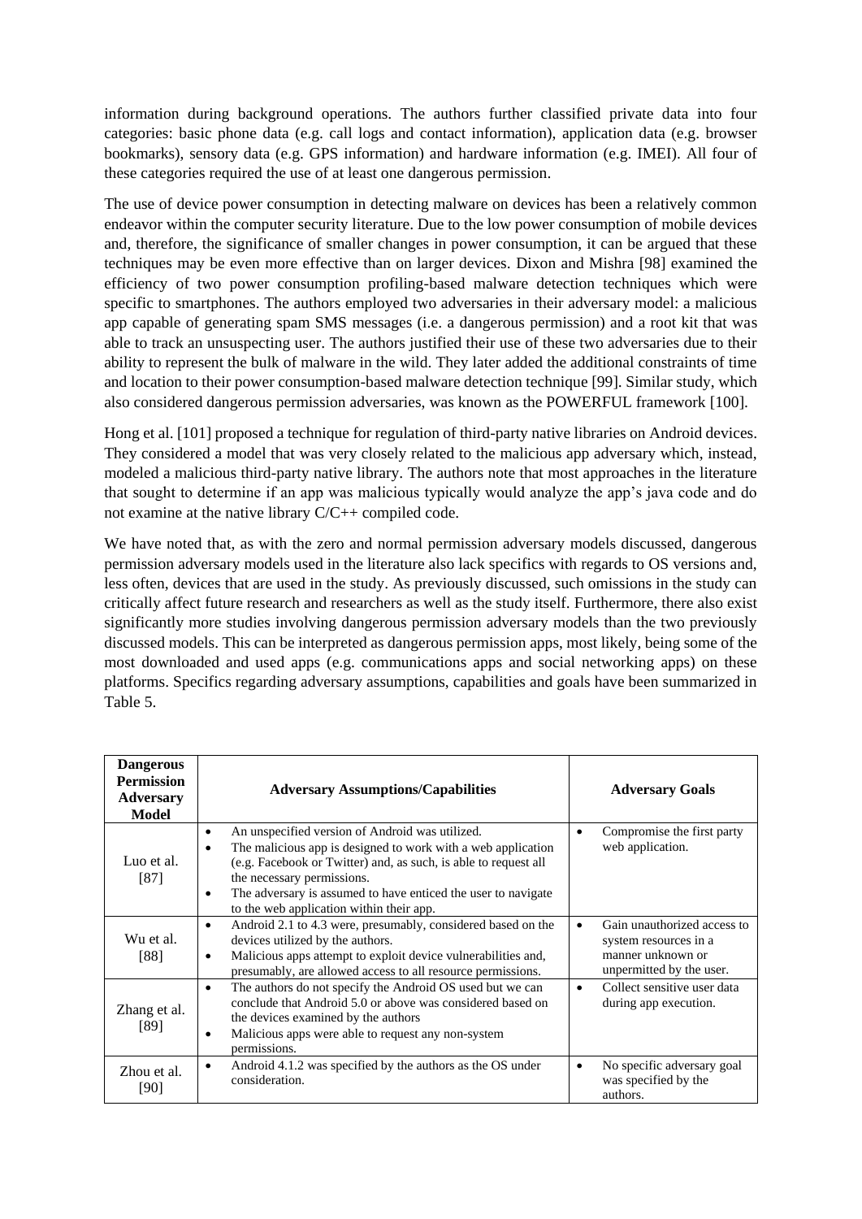information during background operations. The authors further classified private data into four categories: basic phone data (e.g. call logs and contact information), application data (e.g. browser bookmarks), sensory data (e.g. GPS information) and hardware information (e.g. IMEI). All four of these categories required the use of at least one dangerous permission.

The use of device power consumption in detecting malware on devices has been a relatively common endeavor within the computer security literature. Due to the low power consumption of mobile devices and, therefore, the significance of smaller changes in power consumption, it can be argued that these techniques may be even more effective than on larger devices. Dixon and Mishra [98] examined the efficiency of two power consumption profiling-based malware detection techniques which were specific to smartphones. The authors employed two adversaries in their adversary model: a malicious app capable of generating spam SMS messages (i.e. a dangerous permission) and a root kit that was able to track an unsuspecting user. The authors justified their use of these two adversaries due to their ability to represent the bulk of malware in the wild. They later added the additional constraints of time and location to their power consumption-based malware detection technique [99]. Similar study, which also considered dangerous permission adversaries, was known as the POWERFUL framework [100].

Hong et al. [101] proposed a technique for regulation of third-party native libraries on Android devices. They considered a model that was very closely related to the malicious app adversary which, instead, modeled a malicious third-party native library. The authors note that most approaches in the literature that sought to determine if an app was malicious typically would analyze the app's java code and do not examine at the native library C/C++ compiled code.

We have noted that, as with the zero and normal permission adversary models discussed, dangerous permission adversary models used in the literature also lack specifics with regards to OS versions and, less often, devices that are used in the study. As previously discussed, such omissions in the study can critically affect future research and researchers as well as the study itself. Furthermore, there also exist significantly more studies involving dangerous permission adversary models than the two previously discussed models. This can be interpreted as dangerous permission apps, most likely, being some of the most downloaded and used apps (e.g. communications apps and social networking apps) on these platforms. Specifics regarding adversary assumptions, capabilities and goals have been summarized in Table 5.

| Dangerous Permission Adversary Model | Adversary Assumptions/Capabilities | Adversary Goals |
|---|---|---|
| Luo et al. [87] | • An unspecified version of Android was utilized.<br>• The malicious app is designed to work with a web application (e.g. Facebook or Twitter) and, as such, is able to request all the necessary permissions.<br>• The adversary is assumed to have enticed the user to navigate to the web application within their app. | • Compromise the first party web application. |
| Wu et al. [88] | • Android 2.1 to 4.3 were, presumably, considered based on the devices utilized by the authors.<br>• Malicious apps attempt to exploit device vulnerabilities and, presumably, are allowed access to all resource permissions. | • Gain unauthorized access to system resources in a manner unknown or unpermitted by the user. |
| Zhang et al. [89] | • The authors do not specify the Android OS used but we can conclude that Android 5.0 or above was considered based on the devices examined by the authors<br>• Malicious apps were able to request any non-system permissions. | • Collect sensitive user data during app execution. |
| Zhou et al. [90] | • Android 4.1.2 was specified by the authors as the OS under consideration. | • No specific adversary goal was specified by the authors. |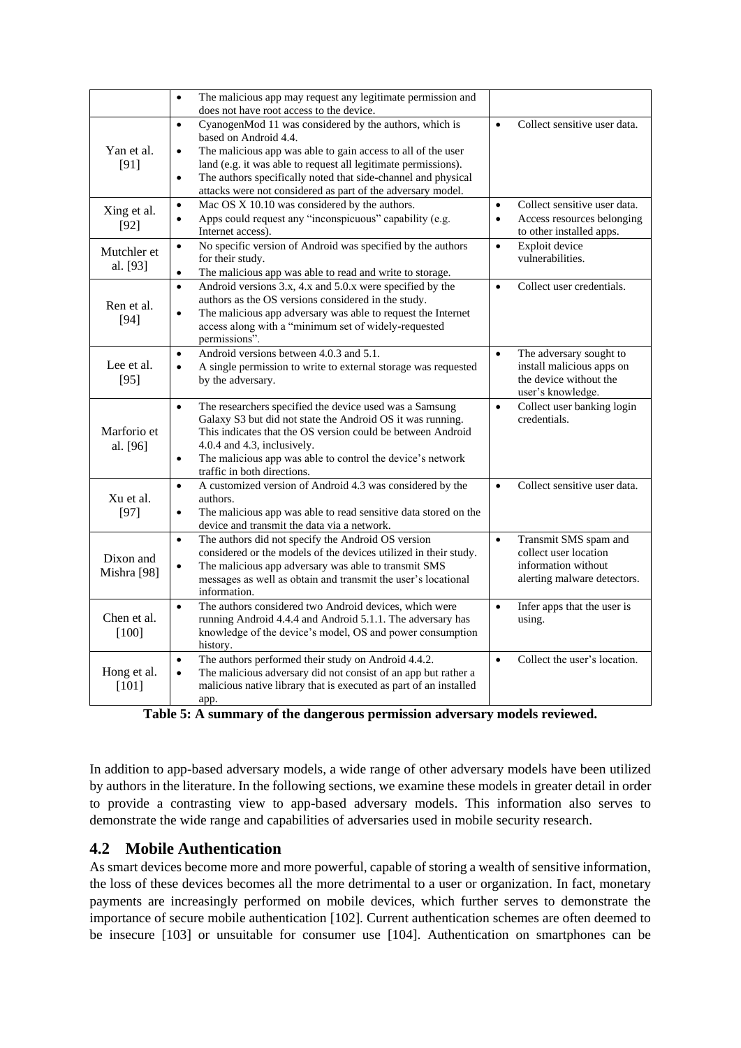| | | |
|---|---|---|
| | • The malicious app may request any legitimate permission and does not have root access to the device. | |
| Yan et al. [91] | • CyanogenMod 11 was considered by the authors, which is based on Android 4.4.<br>• The malicious app was able to gain access to all of the user land (e.g. it was able to request all legitimate permissions).<br>• The authors specifically noted that side-channel and physical attacks were not considered as part of the adversary model. | • Collect sensitive user data. |
| Xing et al. [92] | • Mac OS X 10.10 was considered by the authors.<br>• Apps could request any "inconspicuous" capability (e.g. Internet access). | • Collect sensitive user data.<br>• Access resources belonging to other installed apps. |
| Mutchler et al. [93] | • No specific version of Android was specified by the authors for their study.<br>• The malicious app was able to read and write to storage. | • Exploit device vulnerabilities. |
| Ren et al. [94] | • Android versions 3.x, 4.x and 5.0.x were specified by the authors as the OS versions considered in the study.<br>• The malicious app adversary was able to request the Internet access along with a "minimum set of widely-requested permissions". | • Collect user credentials. |
| Lee et al. [95] | • Android versions between 4.0.3 and 5.1.<br>• A single permission to write to external storage was requested by the adversary. | • The adversary sought to install malicious apps on the device without the user's knowledge. |
| Marforio et al. [96] | • The researchers specified the device used was a Samsung Galaxy S3 but did not state the Android OS it was running. This indicates that the OS version could be between Android 4.0.4 and 4.3, inclusively.<br>• The malicious app was able to control the device's network traffic in both directions. | • Collect user banking login credentials. |
| Xu et al. [97] | • A customized version of Android 4.3 was considered by the authors.<br>• The malicious app was able to read sensitive data stored on the device and transmit the data via a network. | • Collect sensitive user data. |
| Dixon and Mishra [98] | • The authors did not specify the Android OS version considered or the models of the devices utilized in their study.<br>• The malicious app adversary was able to transmit SMS messages as well as obtain and transmit the user's locational information. | • Transmit SMS spam and collect user location information without alerting malware detectors. |
| Chen et al. [100] | • The authors considered two Android devices, which were running Android 4.4.4 and Android 5.1.1. The adversary has knowledge of the device's model, OS and power consumption history. | • Infer apps that the user is using. |
| Hong et al. [101] | • The authors performed their study on Android 4.4.2.<br>• The malicious adversary did not consist of an app but rather a malicious native library that is executed as part of an installed app. | • Collect the user's location. |

**Table 5: A summary of the dangerous permission adversary models reviewed.**

In addition to app-based adversary models, a wide range of other adversary models have been utilized by authors in the literature. In the following sections, we examine these models in greater detail in order to provide a contrasting view to app-based adversary models. This information also serves to demonstrate the wide range and capabilities of adversaries used in mobile security research.

## 4.2 Mobile Authentication

As smart devices become more and more powerful, capable of storing a wealth of sensitive information, the loss of these devices becomes all the more detrimental to a user or organization. In fact, monetary payments are increasingly performed on mobile devices, which further serves to demonstrate the importance of secure mobile authentication [102]. Current authentication schemes are often deemed to be insecure [103] or unsuitable for consumer use [104]. Authentication on smartphones can be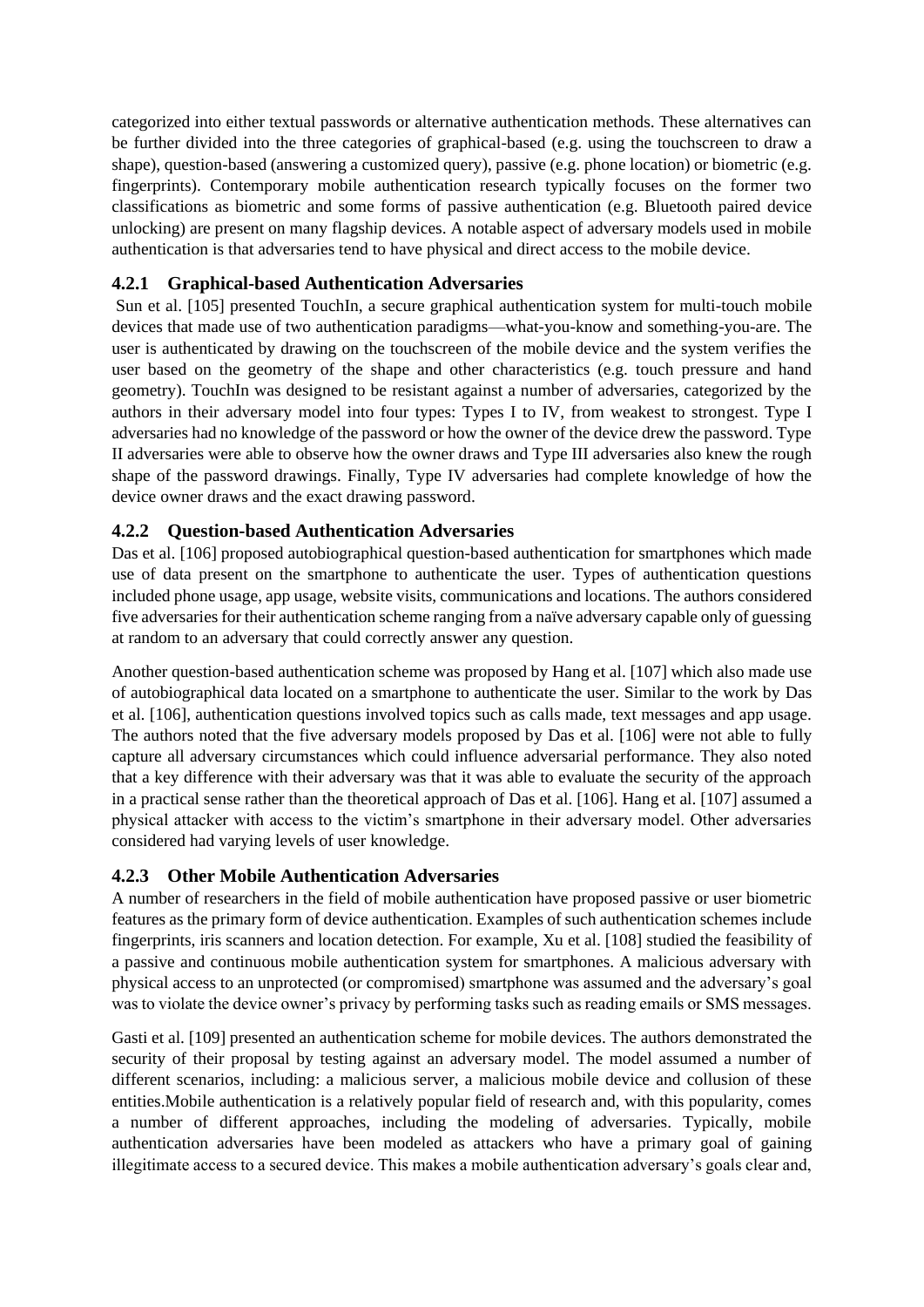categorized into either textual passwords or alternative authentication methods. These alternatives can be further divided into the three categories of graphical-based (e.g. using the touchscreen to draw a shape), question-based (answering a customized query), passive (e.g. phone location) or biometric (e.g. fingerprints). Contemporary mobile authentication research typically focuses on the former two classifications as biometric and some forms of passive authentication (e.g. Bluetooth paired device unlocking) are present on many flagship devices. A notable aspect of adversary models used in mobile authentication is that adversaries tend to have physical and direct access to the mobile device.

### 4.2.1 Graphical-based Authentication Adversaries

Sun et al. [105] presented TouchIn, a secure graphical authentication system for multi-touch mobile devices that made use of two authentication paradigms—what-you-know and something-you-are. The user is authenticated by drawing on the touchscreen of the mobile device and the system verifies the user based on the geometry of the shape and other characteristics (e.g. touch pressure and hand geometry). TouchIn was designed to be resistant against a number of adversaries, categorized by the authors in their adversary model into four types: Types I to IV, from weakest to strongest. Type I adversaries had no knowledge of the password or how the owner of the device drew the password. Type II adversaries were able to observe how the owner draws and Type III adversaries also knew the rough shape of the password drawings. Finally, Type IV adversaries had complete knowledge of how the device owner draws and the exact drawing password.

### 4.2.2 Question-based Authentication Adversaries

Das et al. [106] proposed autobiographical question-based authentication for smartphones which made use of data present on the smartphone to authenticate the user. Types of authentication questions included phone usage, app usage, website visits, communications and locations. The authors considered five adversaries for their authentication scheme ranging from a naïve adversary capable only of guessing at random to an adversary that could correctly answer any question.

Another question-based authentication scheme was proposed by Hang et al. [107] which also made use of autobiographical data located on a smartphone to authenticate the user. Similar to the work by Das et al. [106], authentication questions involved topics such as calls made, text messages and app usage. The authors noted that the five adversary models proposed by Das et al. [106] were not able to fully capture all adversary circumstances which could influence adversarial performance. They also noted that a key difference with their adversary was that it was able to evaluate the security of the approach in a practical sense rather than the theoretical approach of Das et al. [106]. Hang et al. [107] assumed a physical attacker with access to the victim's smartphone in their adversary model. Other adversaries considered had varying levels of user knowledge.

### 4.2.3 Other Mobile Authentication Adversaries

A number of researchers in the field of mobile authentication have proposed passive or user biometric features as the primary form of device authentication. Examples of such authentication schemes include fingerprints, iris scanners and location detection. For example, Xu et al. [108] studied the feasibility of a passive and continuous mobile authentication system for smartphones. A malicious adversary with physical access to an unprotected (or compromised) smartphone was assumed and the adversary's goal was to violate the device owner's privacy by performing tasks such as reading emails or SMS messages.

Gasti et al. [109] presented an authentication scheme for mobile devices. The authors demonstrated the security of their proposal by testing against an adversary model. The model assumed a number of different scenarios, including: a malicious server, a malicious mobile device and collusion of these entities.Mobile authentication is a relatively popular field of research and, with this popularity, comes a number of different approaches, including the modeling of adversaries. Typically, mobile authentication adversaries have been modeled as attackers who have a primary goal of gaining illegitimate access to a secured device. This makes a mobile authentication adversary's goals clear and,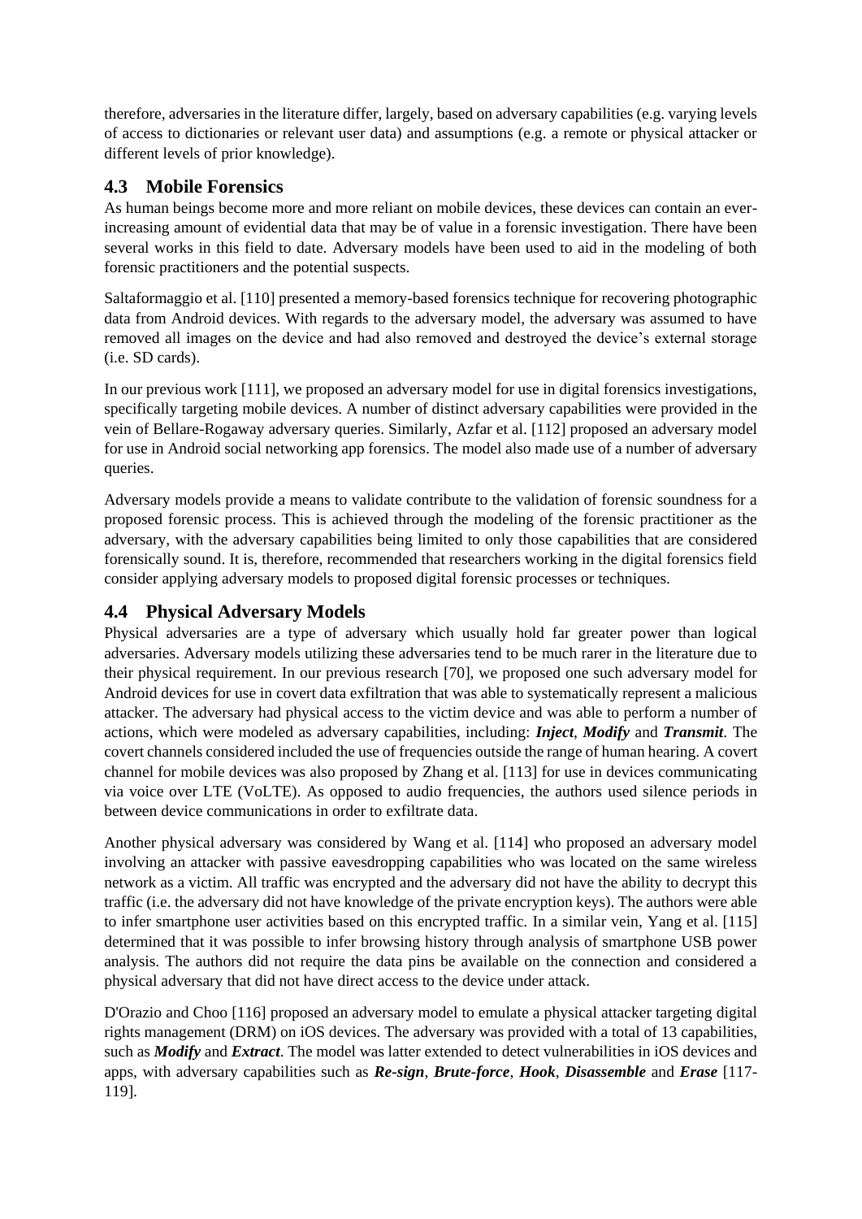therefore, adversaries in the literature differ, largely, based on adversary capabilities (e.g. varying levels of access to dictionaries or relevant user data) and assumptions (e.g. a remote or physical attacker or different levels of prior knowledge).

## 4.3 Mobile Forensics

As human beings become more and more reliant on mobile devices, these devices can contain an ever-increasing amount of evidential data that may be of value in a forensic investigation. There have been several works in this field to date. Adversary models have been used to aid in the modeling of both forensic practitioners and the potential suspects.

Saltaformaggio et al. [110] presented a memory-based forensics technique for recovering photographic data from Android devices. With regards to the adversary model, the adversary was assumed to have removed all images on the device and had also removed and destroyed the device's external storage (i.e. SD cards).

In our previous work [111], we proposed an adversary model for use in digital forensics investigations, specifically targeting mobile devices. A number of distinct adversary capabilities were provided in the vein of Bellare-Rogaway adversary queries. Similarly, Azfar et al. [112] proposed an adversary model for use in Android social networking app forensics. The model also made use of a number of adversary queries.

Adversary models provide a means to validate contribute to the validation of forensic soundness for a proposed forensic process. This is achieved through the modeling of the forensic practitioner as the adversary, with the adversary capabilities being limited to only those capabilities that are considered forensically sound. It is, therefore, recommended that researchers working in the digital forensics field consider applying adversary models to proposed digital forensic processes or techniques.

## 4.4 Physical Adversary Models

Physical adversaries are a type of adversary which usually hold far greater power than logical adversaries. Adversary models utilizing these adversaries tend to be much rarer in the literature due to their physical requirement. In our previous research [70], we proposed one such adversary model for Android devices for use in covert data exfiltration that was able to systematically represent a malicious attacker. The adversary had physical access to the victim device and was able to perform a number of actions, which were modeled as adversary capabilities, including: ***Inject***, ***Modify*** and ***Transmit***. The covert channels considered included the use of frequencies outside the range of human hearing. A covert channel for mobile devices was also proposed by Zhang et al. [113] for use in devices communicating via voice over LTE (VoLTE). As opposed to audio frequencies, the authors used silence periods in between device communications in order to exfiltrate data.

Another physical adversary was considered by Wang et al. [114] who proposed an adversary model involving an attacker with passive eavesdropping capabilities who was located on the same wireless network as a victim. All traffic was encrypted and the adversary did not have the ability to decrypt this traffic (i.e. the adversary did not have knowledge of the private encryption keys). The authors were able to infer smartphone user activities based on this encrypted traffic. In a similar vein, Yang et al. [115] determined that it was possible to infer browsing history through analysis of smartphone USB power analysis. The authors did not require the data pins be available on the connection and considered a physical adversary that did not have direct access to the device under attack.

D'Orazio and Choo [116] proposed an adversary model to emulate a physical attacker targeting digital rights management (DRM) on iOS devices. The adversary was provided with a total of 13 capabilities, such as ***Modify*** and ***Extract***. The model was latter extended to detect vulnerabilities in iOS devices and apps, with adversary capabilities such as ***Re-sign***, ***Brute-force***, ***Hook***, ***Disassemble*** and ***Erase*** [117-119].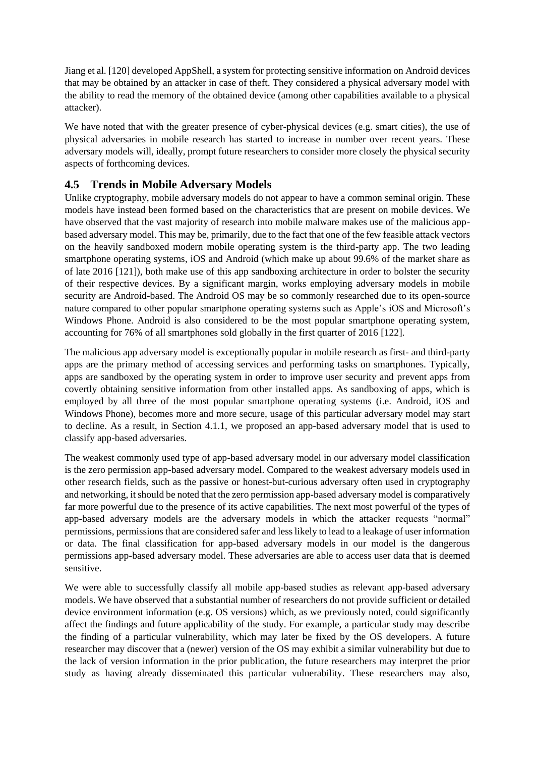Jiang et al. [120] developed AppShell, a system for protecting sensitive information on Android devices that may be obtained by an attacker in case of theft. They considered a physical adversary model with the ability to read the memory of the obtained device (among other capabilities available to a physical attacker).

We have noted that with the greater presence of cyber-physical devices (e.g. smart cities), the use of physical adversaries in mobile research has started to increase in number over recent years. These adversary models will, ideally, prompt future researchers to consider more closely the physical security aspects of forthcoming devices.

## 4.5 Trends in Mobile Adversary Models

Unlike cryptography, mobile adversary models do not appear to have a common seminal origin. These models have instead been formed based on the characteristics that are present on mobile devices. We have observed that the vast majority of research into mobile malware makes use of the malicious app-based adversary model. This may be, primarily, due to the fact that one of the few feasible attack vectors on the heavily sandboxed modern mobile operating system is the third-party app. The two leading smartphone operating systems, iOS and Android (which make up about 99.6% of the market share as of late 2016 [121]), both make use of this app sandboxing architecture in order to bolster the security of their respective devices. By a significant margin, works employing adversary models in mobile security are Android-based. The Android OS may be so commonly researched due to its open-source nature compared to other popular smartphone operating systems such as Apple's iOS and Microsoft's Windows Phone. Android is also considered to be the most popular smartphone operating system, accounting for 76% of all smartphones sold globally in the first quarter of 2016 [122].

The malicious app adversary model is exceptionally popular in mobile research as first- and third-party apps are the primary method of accessing services and performing tasks on smartphones. Typically, apps are sandboxed by the operating system in order to improve user security and prevent apps from covertly obtaining sensitive information from other installed apps. As sandboxing of apps, which is employed by all three of the most popular smartphone operating systems (i.e. Android, iOS and Windows Phone), becomes more and more secure, usage of this particular adversary model may start to decline. As a result, in Section 4.1.1, we proposed an app-based adversary model that is used to classify app-based adversaries.

The weakest commonly used type of app-based adversary model in our adversary model classification is the zero permission app-based adversary model. Compared to the weakest adversary models used in other research fields, such as the passive or honest-but-curious adversary often used in cryptography and networking, it should be noted that the zero permission app-based adversary model is comparatively far more powerful due to the presence of its active capabilities. The next most powerful of the types of app-based adversary models are the adversary models in which the attacker requests "normal" permissions, permissions that are considered safer and less likely to lead to a leakage of user information or data. The final classification for app-based adversary models in our model is the dangerous permissions app-based adversary model. These adversaries are able to access user data that is deemed sensitive.

We were able to successfully classify all mobile app-based studies as relevant app-based adversary models. We have observed that a substantial number of researchers do not provide sufficient or detailed device environment information (e.g. OS versions) which, as we previously noted, could significantly affect the findings and future applicability of the study. For example, a particular study may describe the finding of a particular vulnerability, which may later be fixed by the OS developers. A future researcher may discover that a (newer) version of the OS may exhibit a similar vulnerability but due to the lack of version information in the prior publication, the future researchers may interpret the prior study as having already disseminated this particular vulnerability. These researchers may also,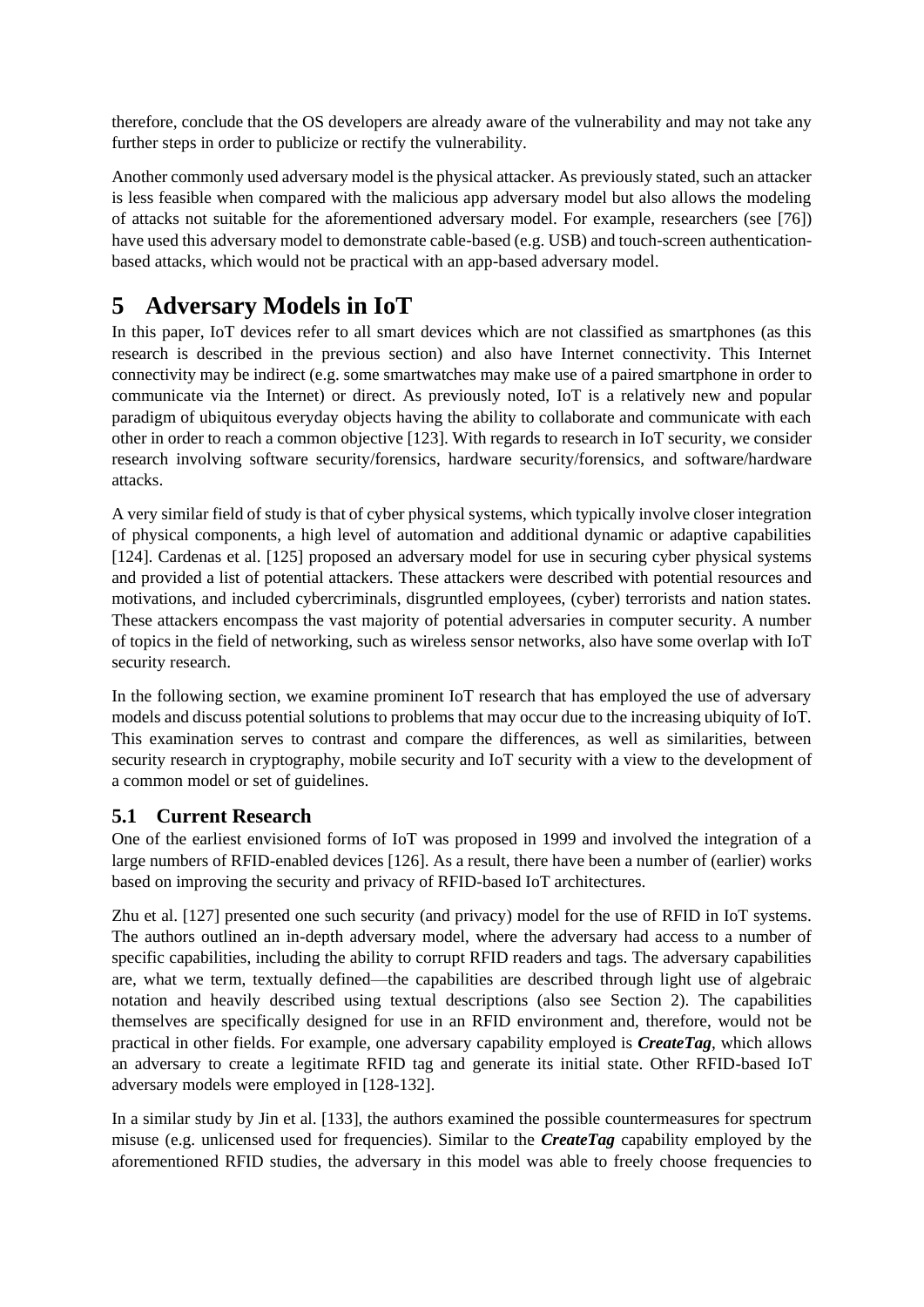therefore, conclude that the OS developers are already aware of the vulnerability and may not take any further steps in order to publicize or rectify the vulnerability.

Another commonly used adversary model is the physical attacker. As previously stated, such an attacker is less feasible when compared with the malicious app adversary model but also allows the modeling of attacks not suitable for the aforementioned adversary model. For example, researchers (see [76]) have used this adversary model to demonstrate cable-based (e.g. USB) and touch-screen authentication-based attacks, which would not be practical with an app-based adversary model.

# 5 Adversary Models in IoT

In this paper, IoT devices refer to all smart devices which are not classified as smartphones (as this research is described in the previous section) and also have Internet connectivity. This Internet connectivity may be indirect (e.g. some smartwatches may make use of a paired smartphone in order to communicate via the Internet) or direct. As previously noted, IoT is a relatively new and popular paradigm of ubiquitous everyday objects having the ability to collaborate and communicate with each other in order to reach a common objective [123]. With regards to research in IoT security, we consider research involving software security/forensics, hardware security/forensics, and software/hardware attacks.

A very similar field of study is that of cyber physical systems, which typically involve closer integration of physical components, a high level of automation and additional dynamic or adaptive capabilities [124]. Cardenas et al. [125] proposed an adversary model for use in securing cyber physical systems and provided a list of potential attackers. These attackers were described with potential resources and motivations, and included cybercriminals, disgruntled employees, (cyber) terrorists and nation states. These attackers encompass the vast majority of potential adversaries in computer security. A number of topics in the field of networking, such as wireless sensor networks, also have some overlap with IoT security research.

In the following section, we examine prominent IoT research that has employed the use of adversary models and discuss potential solutions to problems that may occur due to the increasing ubiquity of IoT. This examination serves to contrast and compare the differences, as well as similarities, between security research in cryptography, mobile security and IoT security with a view to the development of a common model or set of guidelines.

## 5.1 Current Research

One of the earliest envisioned forms of IoT was proposed in 1999 and involved the integration of a large numbers of RFID-enabled devices [126]. As a result, there have been a number of (earlier) works based on improving the security and privacy of RFID-based IoT architectures.

Zhu et al. [127] presented one such security (and privacy) model for the use of RFID in IoT systems. The authors outlined an in-depth adversary model, where the adversary had access to a number of specific capabilities, including the ability to corrupt RFID readers and tags. The adversary capabilities are, what we term, textually defined—the capabilities are described through light use of algebraic notation and heavily described using textual descriptions (also see Section 2). The capabilities themselves are specifically designed for use in an RFID environment and, therefore, would not be practical in other fields. For example, one adversary capability employed is ***CreateTag***, which allows an adversary to create a legitimate RFID tag and generate its initial state. Other RFID-based IoT adversary models were employed in [128-132].

In a similar study by Jin et al. [133], the authors examined the possible countermeasures for spectrum misuse (e.g. unlicensed used for frequencies). Similar to the ***CreateTag*** capability employed by the aforementioned RFID studies, the adversary in this model was able to freely choose frequencies to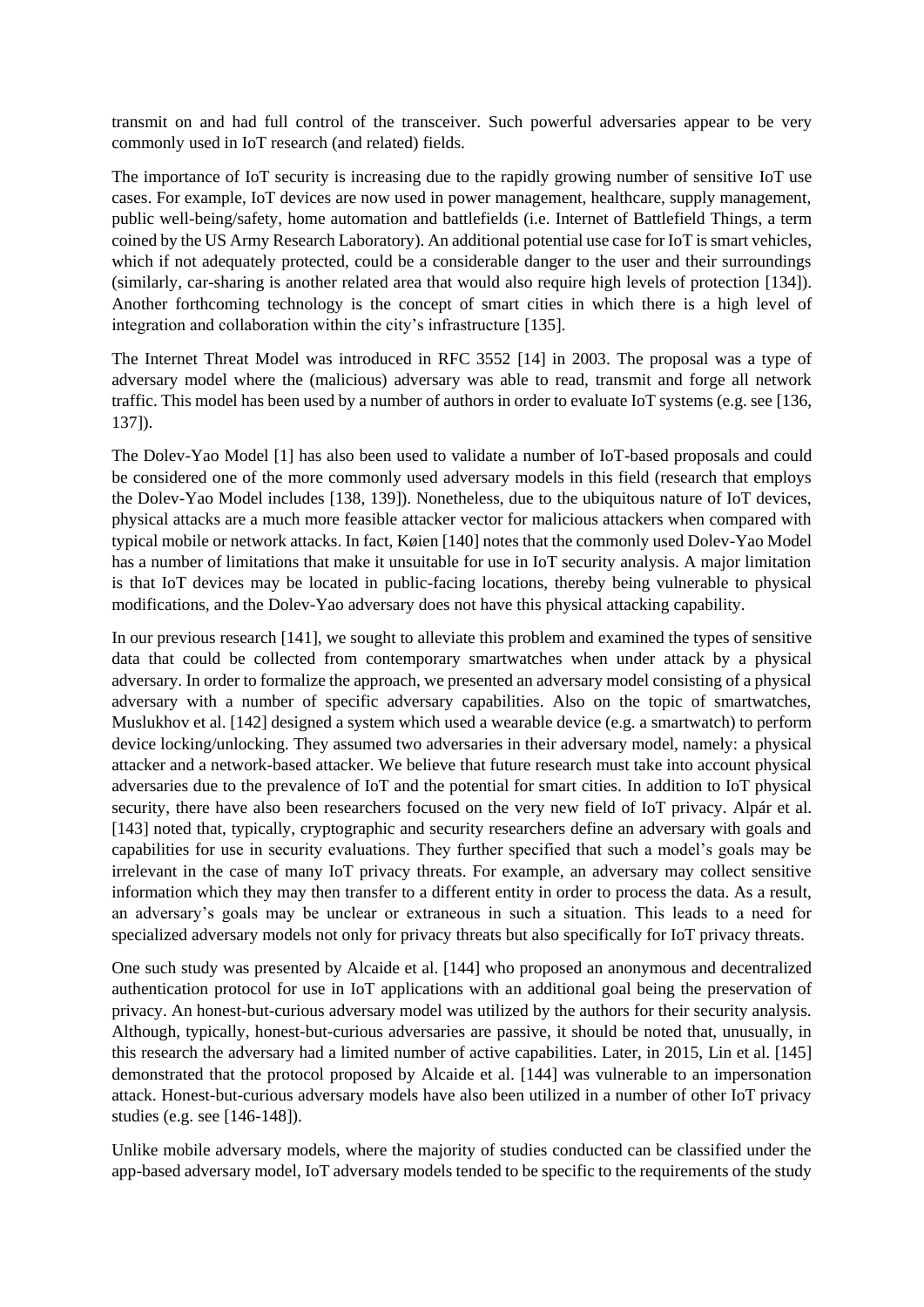transmit on and had full control of the transceiver. Such powerful adversaries appear to be very commonly used in IoT research (and related) fields.

The importance of IoT security is increasing due to the rapidly growing number of sensitive IoT use cases. For example, IoT devices are now used in power management, healthcare, supply management, public well-being/safety, home automation and battlefields (i.e. Internet of Battlefield Things, a term coined by the US Army Research Laboratory). An additional potential use case for IoT is smart vehicles, which if not adequately protected, could be a considerable danger to the user and their surroundings (similarly, car-sharing is another related area that would also require high levels of protection [134]). Another forthcoming technology is the concept of smart cities in which there is a high level of integration and collaboration within the city's infrastructure [135].

The Internet Threat Model was introduced in RFC 3552 [14] in 2003. The proposal was a type of adversary model where the (malicious) adversary was able to read, transmit and forge all network traffic. This model has been used by a number of authors in order to evaluate IoT systems (e.g. see [136, 137]).

The Dolev-Yao Model [1] has also been used to validate a number of IoT-based proposals and could be considered one of the more commonly used adversary models in this field (research that employs the Dolev-Yao Model includes [138, 139]). Nonetheless, due to the ubiquitous nature of IoT devices, physical attacks are a much more feasible attacker vector for malicious attackers when compared with typical mobile or network attacks. In fact, Køien [140] notes that the commonly used Dolev-Yao Model has a number of limitations that make it unsuitable for use in IoT security analysis. A major limitation is that IoT devices may be located in public-facing locations, thereby being vulnerable to physical modifications, and the Dolev-Yao adversary does not have this physical attacking capability.

In our previous research [141], we sought to alleviate this problem and examined the types of sensitive data that could be collected from contemporary smartwatches when under attack by a physical adversary. In order to formalize the approach, we presented an adversary model consisting of a physical adversary with a number of specific adversary capabilities. Also on the topic of smartwatches, Muslukhov et al. [142] designed a system which used a wearable device (e.g. a smartwatch) to perform device locking/unlocking. They assumed two adversaries in their adversary model, namely: a physical attacker and a network-based attacker. We believe that future research must take into account physical adversaries due to the prevalence of IoT and the potential for smart cities. In addition to IoT physical security, there have also been researchers focused on the very new field of IoT privacy. Alpár et al. [143] noted that, typically, cryptographic and security researchers define an adversary with goals and capabilities for use in security evaluations. They further specified that such a model's goals may be irrelevant in the case of many IoT privacy threats. For example, an adversary may collect sensitive information which they may then transfer to a different entity in order to process the data. As a result, an adversary's goals may be unclear or extraneous in such a situation. This leads to a need for specialized adversary models not only for privacy threats but also specifically for IoT privacy threats.

One such study was presented by Alcaide et al. [144] who proposed an anonymous and decentralized authentication protocol for use in IoT applications with an additional goal being the preservation of privacy. An honest-but-curious adversary model was utilized by the authors for their security analysis. Although, typically, honest-but-curious adversaries are passive, it should be noted that, unusually, in this research the adversary had a limited number of active capabilities. Later, in 2015, Lin et al. [145] demonstrated that the protocol proposed by Alcaide et al. [144] was vulnerable to an impersonation attack. Honest-but-curious adversary models have also been utilized in a number of other IoT privacy studies (e.g. see [146-148]).

Unlike mobile adversary models, where the majority of studies conducted can be classified under the app-based adversary model, IoT adversary models tended to be specific to the requirements of the study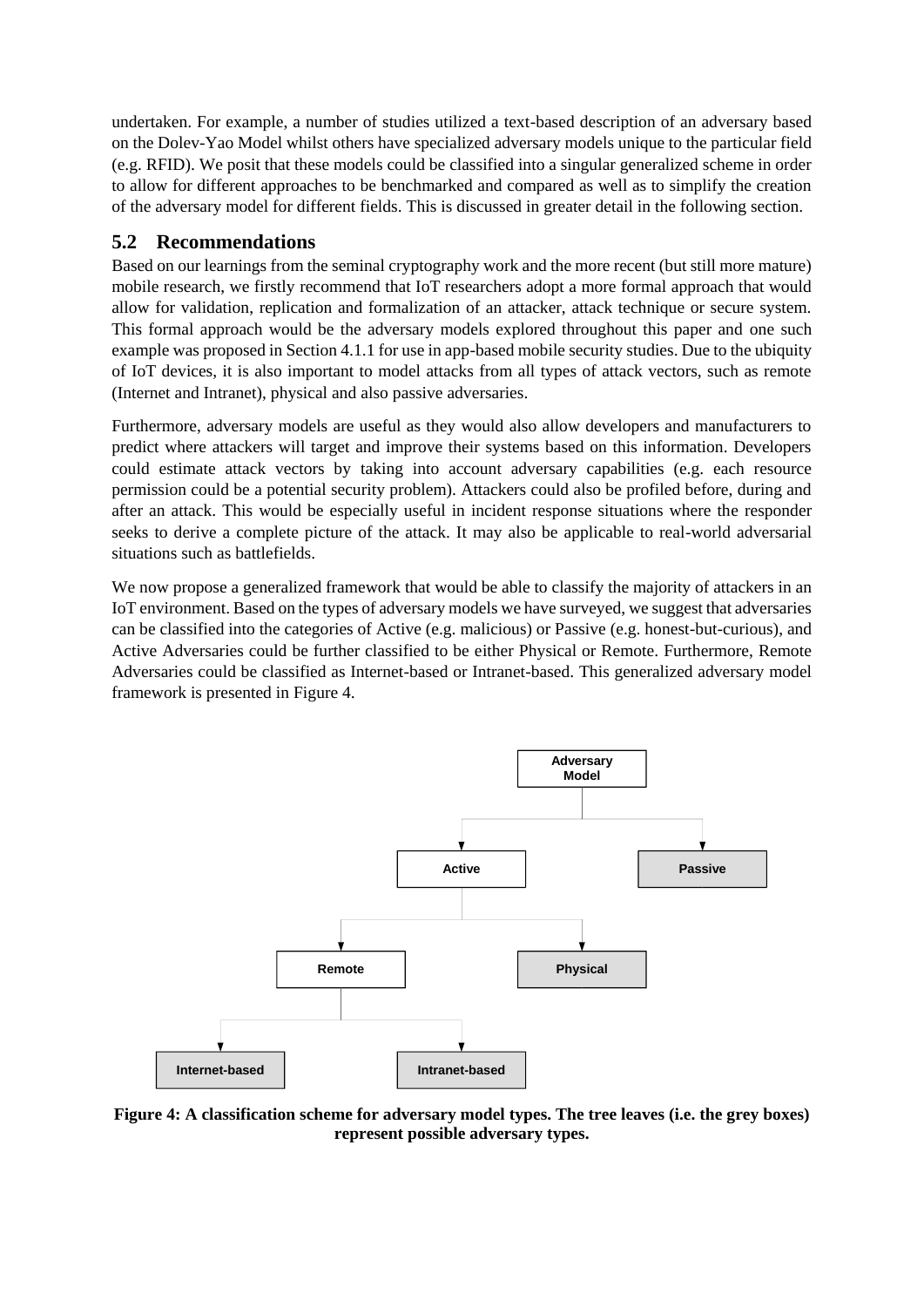undertaken. For example, a number of studies utilized a text-based description of an adversary based on the Dolev-Yao Model whilst others have specialized adversary models unique to the particular field (e.g. RFID). We posit that these models could be classified into a singular generalized scheme in order to allow for different approaches to be benchmarked and compared as well as to simplify the creation of the adversary model for different fields. This is discussed in greater detail in the following section.

## 5.2 Recommendations

Based on our learnings from the seminal cryptography work and the more recent (but still more mature) mobile research, we firstly recommend that IoT researchers adopt a more formal approach that would allow for validation, replication and formalization of an attacker, attack technique or secure system. This formal approach would be the adversary models explored throughout this paper and one such example was proposed in Section 4.1.1 for use in app-based mobile security studies. Due to the ubiquity of IoT devices, it is also important to model attacks from all types of attack vectors, such as remote (Internet and Intranet), physical and also passive adversaries.

Furthermore, adversary models are useful as they would also allow developers and manufacturers to predict where attackers will target and improve their systems based on this information. Developers could estimate attack vectors by taking into account adversary capabilities (e.g. each resource permission could be a potential security problem). Attackers could also be profiled before, during and after an attack. This would be especially useful in incident response situations where the responder seeks to derive a complete picture of the attack. It may also be applicable to real-world adversarial situations such as battlefields.

We now propose a generalized framework that would be able to classify the majority of attackers in an IoT environment. Based on the types of adversary models we have surveyed, we suggest that adversaries can be classified into the categories of Active (e.g. malicious) or Passive (e.g. honest-but-curious), and Active Adversaries could be further classified to be either Physical or Remote. Furthermore, Remote Adversaries could be classified as Internet-based or Intranet-based. This generalized adversary model framework is presented in Figure 4.

```
Adversary Model
├── Active
│   ├── Remote
│   │   ├── Internet-based
│   │   └── Intranet-based
│   └── Physical
└── Passive
```

**Figure 4: A classification scheme for adversary model types. The tree leaves (i.e. the grey boxes) represent possible adversary types.**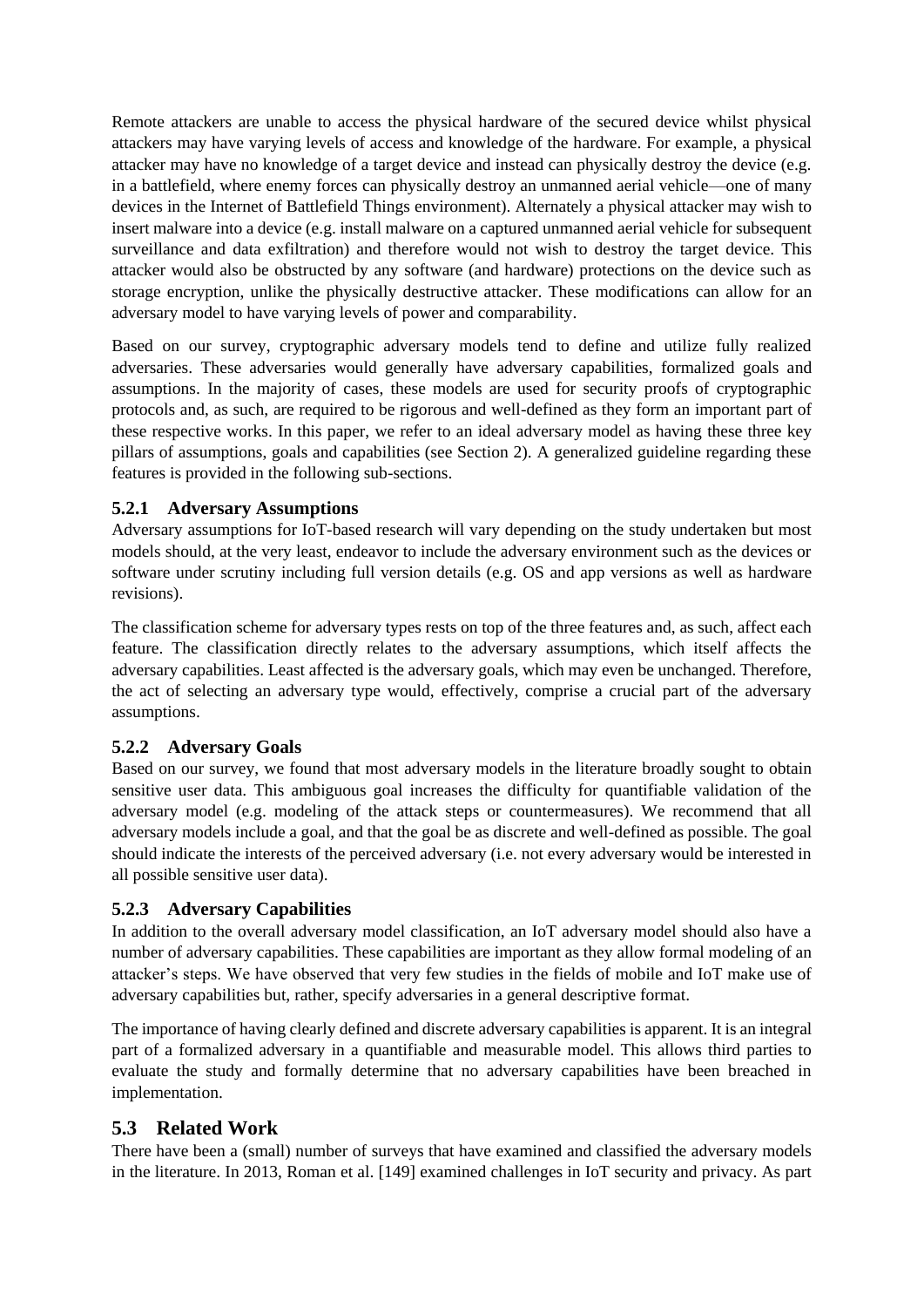Remote attackers are unable to access the physical hardware of the secured device whilst physical attackers may have varying levels of access and knowledge of the hardware. For example, a physical attacker may have no knowledge of a target device and instead can physically destroy the device (e.g. in a battlefield, where enemy forces can physically destroy an unmanned aerial vehicle—one of many devices in the Internet of Battlefield Things environment). Alternately a physical attacker may wish to insert malware into a device (e.g. install malware on a captured unmanned aerial vehicle for subsequent surveillance and data exfiltration) and therefore would not wish to destroy the target device. This attacker would also be obstructed by any software (and hardware) protections on the device such as storage encryption, unlike the physically destructive attacker. These modifications can allow for an adversary model to have varying levels of power and comparability.

Based on our survey, cryptographic adversary models tend to define and utilize fully realized adversaries. These adversaries would generally have adversary capabilities, formalized goals and assumptions. In the majority of cases, these models are used for security proofs of cryptographic protocols and, as such, are required to be rigorous and well-defined as they form an important part of these respective works. In this paper, we refer to an ideal adversary model as having these three key pillars of assumptions, goals and capabilities (see Section 2). A generalized guideline regarding these features is provided in the following sub-sections.

### 5.2.1 Adversary Assumptions

Adversary assumptions for IoT-based research will vary depending on the study undertaken but most models should, at the very least, endeavor to include the adversary environment such as the devices or software under scrutiny including full version details (e.g. OS and app versions as well as hardware revisions).

The classification scheme for adversary types rests on top of the three features and, as such, affect each feature. The classification directly relates to the adversary assumptions, which itself affects the adversary capabilities. Least affected is the adversary goals, which may even be unchanged. Therefore, the act of selecting an adversary type would, effectively, comprise a crucial part of the adversary assumptions.

### 5.2.2 Adversary Goals

Based on our survey, we found that most adversary models in the literature broadly sought to obtain sensitive user data. This ambiguous goal increases the difficulty for quantifiable validation of the adversary model (e.g. modeling of the attack steps or countermeasures). We recommend that all adversary models include a goal, and that the goal be as discrete and well-defined as possible. The goal should indicate the interests of the perceived adversary (i.e. not every adversary would be interested in all possible sensitive user data).

### 5.2.3 Adversary Capabilities

In addition to the overall adversary model classification, an IoT adversary model should also have a number of adversary capabilities. These capabilities are important as they allow formal modeling of an attacker's steps. We have observed that very few studies in the fields of mobile and IoT make use of adversary capabilities but, rather, specify adversaries in a general descriptive format.

The importance of having clearly defined and discrete adversary capabilities is apparent. It is an integral part of a formalized adversary in a quantifiable and measurable model. This allows third parties to evaluate the study and formally determine that no adversary capabilities have been breached in implementation.

## 5.3 Related Work

There have been a (small) number of surveys that have examined and classified the adversary models in the literature. In 2013, Roman et al. [149] examined challenges in IoT security and privacy. As part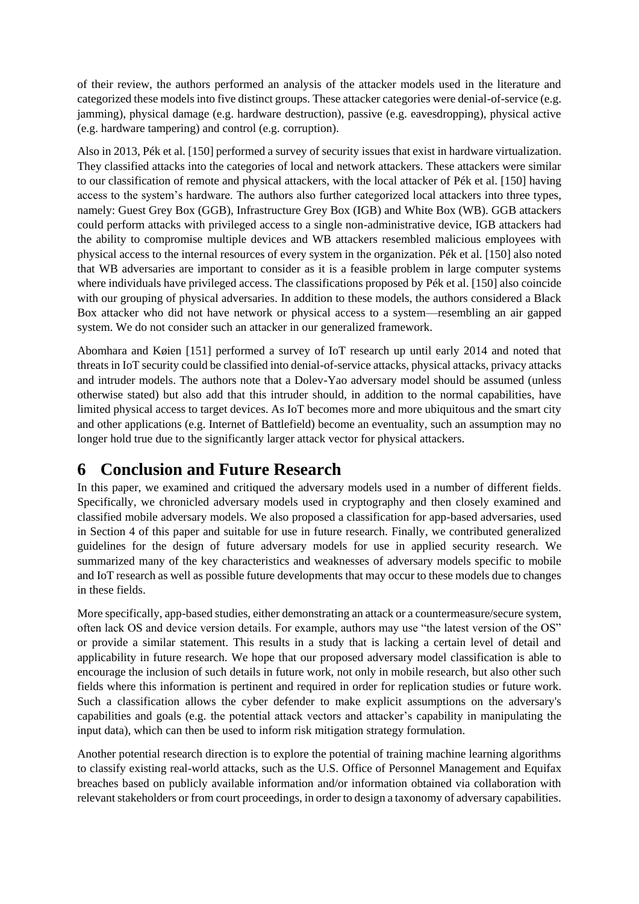of their review, the authors performed an analysis of the attacker models used in the literature and categorized these models into five distinct groups. These attacker categories were denial-of-service (e.g. jamming), physical damage (e.g. hardware destruction), passive (e.g. eavesdropping), physical active (e.g. hardware tampering) and control (e.g. corruption).

Also in 2013, Pék et al. [150] performed a survey of security issues that exist in hardware virtualization. They classified attacks into the categories of local and network attackers. These attackers were similar to our classification of remote and physical attackers, with the local attacker of Pék et al. [150] having access to the system's hardware. The authors also further categorized local attackers into three types, namely: Guest Grey Box (GGB), Infrastructure Grey Box (IGB) and White Box (WB). GGB attackers could perform attacks with privileged access to a single non-administrative device, IGB attackers had the ability to compromise multiple devices and WB attackers resembled malicious employees with physical access to the internal resources of every system in the organization. Pék et al. [150] also noted that WB adversaries are important to consider as it is a feasible problem in large computer systems where individuals have privileged access. The classifications proposed by Pék et al. [150] also coincide with our grouping of physical adversaries. In addition to these models, the authors considered a Black Box attacker who did not have network or physical access to a system—resembling an air gapped system. We do not consider such an attacker in our generalized framework.

Abomhara and Køien [151] performed a survey of IoT research up until early 2014 and noted that threats in IoT security could be classified into denial-of-service attacks, physical attacks, privacy attacks and intruder models. The authors note that a Dolev-Yao adversary model should be assumed (unless otherwise stated) but also add that this intruder should, in addition to the normal capabilities, have limited physical access to target devices. As IoT becomes more and more ubiquitous and the smart city and other applications (e.g. Internet of Battlefield) become an eventuality, such an assumption may no longer hold true due to the significantly larger attack vector for physical attackers.

# 6 Conclusion and Future Research

In this paper, we examined and critiqued the adversary models used in a number of different fields. Specifically, we chronicled adversary models used in cryptography and then closely examined and classified mobile adversary models. We also proposed a classification for app-based adversaries, used in Section 4 of this paper and suitable for use in future research. Finally, we contributed generalized guidelines for the design of future adversary models for use in applied security research. We summarized many of the key characteristics and weaknesses of adversary models specific to mobile and IoT research as well as possible future developments that may occur to these models due to changes in these fields.

More specifically, app-based studies, either demonstrating an attack or a countermeasure/secure system, often lack OS and device version details. For example, authors may use "the latest version of the OS" or provide a similar statement. This results in a study that is lacking a certain level of detail and applicability in future research. We hope that our proposed adversary model classification is able to encourage the inclusion of such details in future work, not only in mobile research, but also other such fields where this information is pertinent and required in order for replication studies or future work. Such a classification allows the cyber defender to make explicit assumptions on the adversary's capabilities and goals (e.g. the potential attack vectors and attacker's capability in manipulating the input data), which can then be used to inform risk mitigation strategy formulation.

Another potential research direction is to explore the potential of training machine learning algorithms to classify existing real-world attacks, such as the U.S. Office of Personnel Management and Equifax breaches based on publicly available information and/or information obtained via collaboration with relevant stakeholders or from court proceedings, in order to design a taxonomy of adversary capabilities.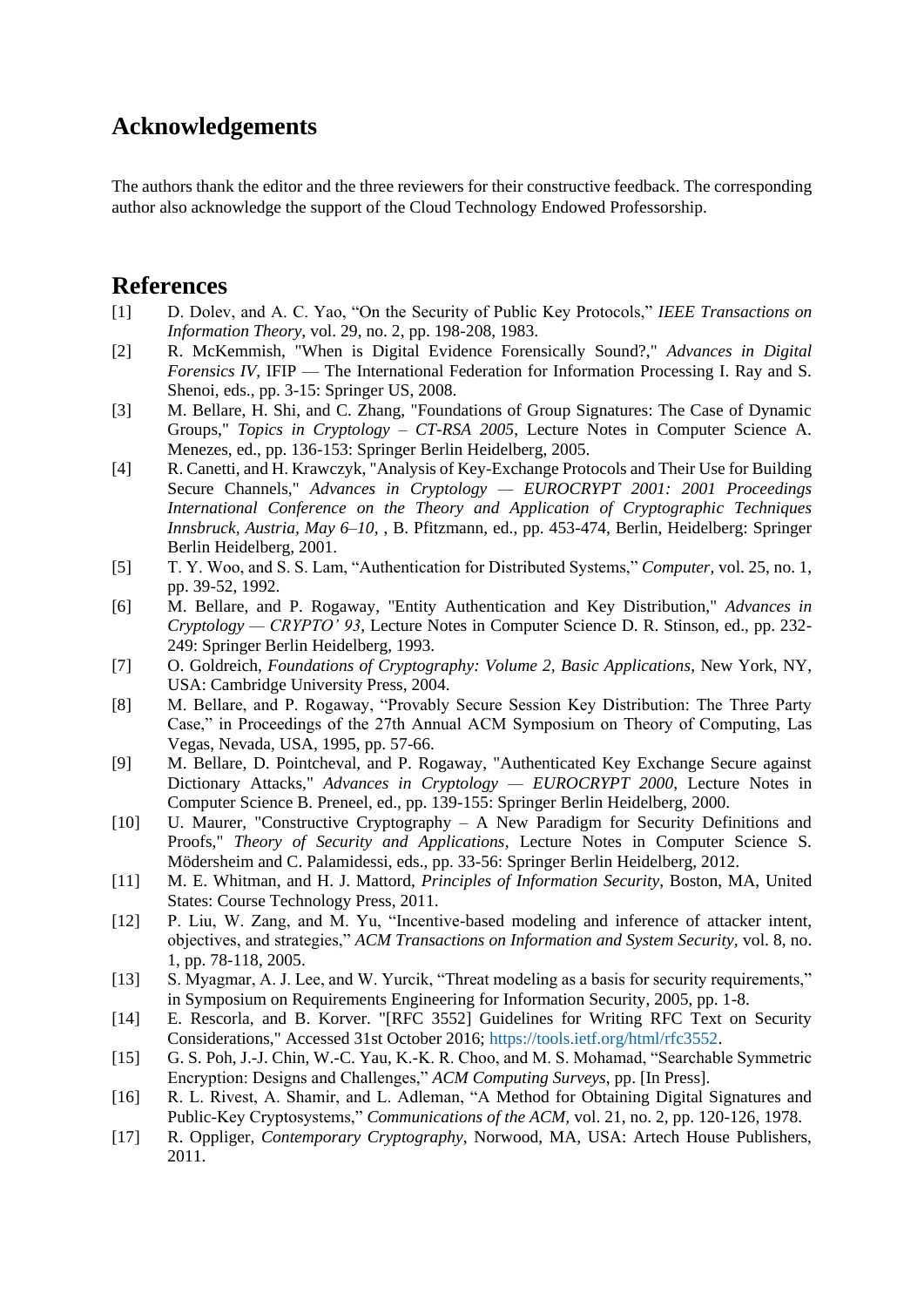## Acknowledgements

The authors thank the editor and the three reviewers for their constructive feedback. The corresponding author also acknowledge the support of the Cloud Technology Endowed Professorship.

## References

[1] D. Dolev, and A. C. Yao, "On the Security of Public Key Protocols," *IEEE Transactions on Information Theory*, vol. 29, no. 2, pp. 198-208, 1983.

[2] R. McKemmish, "When is Digital Evidence Forensically Sound?," *Advances in Digital Forensics IV*, IFIP — The International Federation for Information Processing I. Ray and S. Shenoi, eds., pp. 3-15: Springer US, 2008.

[3] M. Bellare, H. Shi, and C. Zhang, "Foundations of Group Signatures: The Case of Dynamic Groups," *Topics in Cryptology – CT-RSA 2005*, Lecture Notes in Computer Science A. Menezes, ed., pp. 136-153: Springer Berlin Heidelberg, 2005.

[4] R. Canetti, and H. Krawczyk, "Analysis of Key-Exchange Protocols and Their Use for Building Secure Channels," *Advances in Cryptology — EUROCRYPT 2001: 2001 Proceedings International Conference on the Theory and Application of Cryptographic Techniques Innsbruck, Austria, May 6–10,* , B. Pfitzmann, ed., pp. 453-474, Berlin, Heidelberg: Springer Berlin Heidelberg, 2001.

[5] T. Y. Woo, and S. S. Lam, "Authentication for Distributed Systems," *Computer*, vol. 25, no. 1, pp. 39-52, 1992.

[6] M. Bellare, and P. Rogaway, "Entity Authentication and Key Distribution," *Advances in Cryptology — CRYPTO' 93*, Lecture Notes in Computer Science D. R. Stinson, ed., pp. 232-249: Springer Berlin Heidelberg, 1993.

[7] O. Goldreich, *Foundations of Cryptography: Volume 2, Basic Applications*, New York, NY, USA: Cambridge University Press, 2004.

[8] M. Bellare, and P. Rogaway, "Provably Secure Session Key Distribution: The Three Party Case," in Proceedings of the 27th Annual ACM Symposium on Theory of Computing, Las Vegas, Nevada, USA, 1995, pp. 57-66.

[9] M. Bellare, D. Pointcheval, and P. Rogaway, "Authenticated Key Exchange Secure against Dictionary Attacks," *Advances in Cryptology — EUROCRYPT 2000*, Lecture Notes in Computer Science B. Preneel, ed., pp. 139-155: Springer Berlin Heidelberg, 2000.

[10] U. Maurer, "Constructive Cryptography – A New Paradigm for Security Definitions and Proofs," *Theory of Security and Applications*, Lecture Notes in Computer Science S. Mödersheim and C. Palamidessi, eds., pp. 33-56: Springer Berlin Heidelberg, 2012.

[11] M. E. Whitman, and H. J. Mattord, *Principles of Information Security*, Boston, MA, United States: Course Technology Press, 2011.

[12] P. Liu, W. Zang, and M. Yu, "Incentive-based modeling and inference of attacker intent, objectives, and strategies," *ACM Transactions on Information and System Security*, vol. 8, no. 1, pp. 78-118, 2005.

[13] S. Myagmar, A. J. Lee, and W. Yurcik, "Threat modeling as a basis for security requirements," in Symposium on Requirements Engineering for Information Security, 2005, pp. 1-8.

[14] E. Rescorla, and B. Korver. "[RFC 3552] Guidelines for Writing RFC Text on Security Considerations," Accessed 31st October 2016; https://tools.ietf.org/html/rfc3552.

[15] G. S. Poh, J.-J. Chin, W.-C. Yau, K.-K. R. Choo, and M. S. Mohamad, "Searchable Symmetric Encryption: Designs and Challenges," *ACM Computing Surveys*, pp. [In Press].

[16] R. L. Rivest, A. Shamir, and L. Adleman, "A Method for Obtaining Digital Signatures and Public-Key Cryptosystems," *Communications of the ACM*, vol. 21, no. 2, pp. 120-126, 1978.

[17] R. Oppliger, *Contemporary Cryptography*, Norwood, MA, USA: Artech House Publishers, 2011.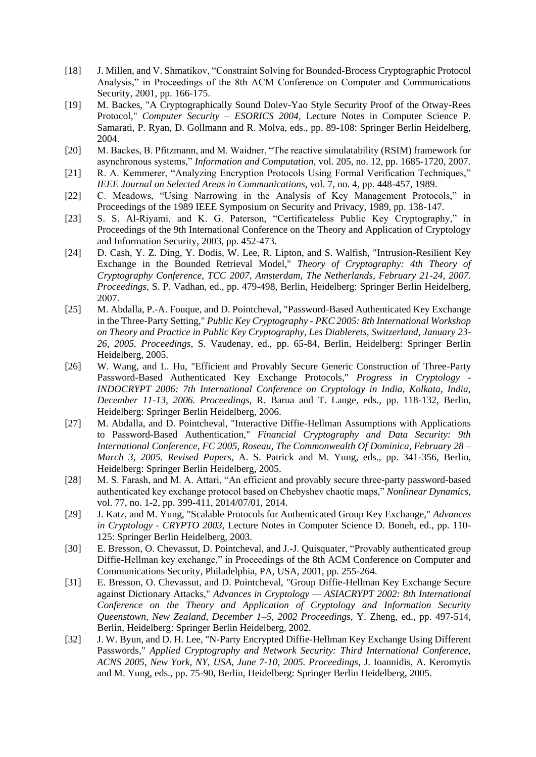[18] J. Millen, and V. Shmatikov, “Constraint Solving for Bounded-Brocess Cryptographic Protocol Analysis,” in Proceedings of the 8th ACM Conference on Computer and Communications Security, 2001, pp. 166-175.

[19] M. Backes, "A Cryptographically Sound Dolev-Yao Style Security Proof of the Otway-Rees Protocol," *Computer Security – ESORICS 2004*, Lecture Notes in Computer Science P. Samarati, P. Ryan, D. Gollmann and R. Molva, eds., pp. 89-108: Springer Berlin Heidelberg, 2004.

[20] M. Backes, B. Pfitzmann, and M. Waidner, “The reactive simulatability (RSIM) framework for asynchronous systems,” *Information and Computation,* vol. 205, no. 12, pp. 1685-1720, 2007.

[21] R. A. Kemmerer, “Analyzing Encryption Protocols Using Formal Verification Techniques,” *IEEE Journal on Selected Areas in Communications,* vol. 7, no. 4, pp. 448-457, 1989.

[22] C. Meadows, “Using Narrowing in the Analysis of Key Management Protocols,” in Proceedings of the 1989 IEEE Symposium on Security and Privacy, 1989, pp. 138-147.

[23] S. S. Al-Riyami, and K. G. Paterson, “Certificateless Public Key Cryptography,” in Proceedings of the 9th International Conference on the Theory and Application of Cryptology and Information Security, 2003, pp. 452-473.

[24] D. Cash, Y. Z. Ding, Y. Dodis, W. Lee, R. Lipton, and S. Walfish, "Intrusion-Resilient Key Exchange in the Bounded Retrieval Model," *Theory of Cryptography: 4th Theory of Cryptography Conference, TCC 2007, Amsterdam, The Netherlands, February 21-24, 2007. Proceedings*, S. P. Vadhan, ed., pp. 479-498, Berlin, Heidelberg: Springer Berlin Heidelberg, 2007.

[25] M. Abdalla, P.-A. Fouque, and D. Pointcheval, "Password-Based Authenticated Key Exchange in the Three-Party Setting," *Public Key Cryptography - PKC 2005: 8th International Workshop on Theory and Practice in Public Key Cryptography, Les Diablerets, Switzerland, January 23-26, 2005. Proceedings*, S. Vaudenay, ed., pp. 65-84, Berlin, Heidelberg: Springer Berlin Heidelberg, 2005.

[26] W. Wang, and L. Hu, "Efficient and Provably Secure Generic Construction of Three-Party Password-Based Authenticated Key Exchange Protocols," *Progress in Cryptology - INDOCRYPT 2006: 7th International Conference on Cryptology in India, Kolkata, India, December 11-13, 2006. Proceedings*, R. Barua and T. Lange, eds., pp. 118-132, Berlin, Heidelberg: Springer Berlin Heidelberg, 2006.

[27] M. Abdalla, and D. Pointcheval, "Interactive Diffie-Hellman Assumptions with Applications to Password-Based Authentication," *Financial Cryptography and Data Security: 9th International Conference, FC 2005, Roseau, The Commonwealth Of Dominica, February 28 – March 3, 2005. Revised Papers*, A. S. Patrick and M. Yung, eds., pp. 341-356, Berlin, Heidelberg: Springer Berlin Heidelberg, 2005.

[28] M. S. Farash, and M. A. Attari, “An efficient and provably secure three-party password-based authenticated key exchange protocol based on Chebyshev chaotic maps,” *Nonlinear Dynamics,* vol. 77, no. 1-2, pp. 399-411, 2014/07/01, 2014.

[29] J. Katz, and M. Yung, "Scalable Protocols for Authenticated Group Key Exchange," *Advances in Cryptology - CRYPTO 2003*, Lecture Notes in Computer Science D. Boneh, ed., pp. 110-125: Springer Berlin Heidelberg, 2003.

[30] E. Bresson, O. Chevassut, D. Pointcheval, and J.-J. Quisquater, “Provably authenticated group Diffie-Hellman key exchange,” in Proceedings of the 8th ACM Conference on Computer and Communications Security, Philadelphia, PA, USA, 2001, pp. 255-264.

[31] E. Bresson, O. Chevassut, and D. Pointcheval, "Group Diffie-Hellman Key Exchange Secure against Dictionary Attacks," *Advances in Cryptology — ASIACRYPT 2002: 8th International Conference on the Theory and Application of Cryptology and Information Security Queenstown, New Zealand, December 1–5, 2002 Proceedings*, Y. Zheng, ed., pp. 497-514, Berlin, Heidelberg: Springer Berlin Heidelberg, 2002.

[32] J. W. Byun, and D. H. Lee, "N-Party Encrypted Diffie-Hellman Key Exchange Using Different Passwords," *Applied Cryptography and Network Security: Third International Conference, ACNS 2005, New York, NY, USA, June 7-10, 2005. Proceedings*, J. Ioannidis, A. Keromytis and M. Yung, eds., pp. 75-90, Berlin, Heidelberg: Springer Berlin Heidelberg, 2005.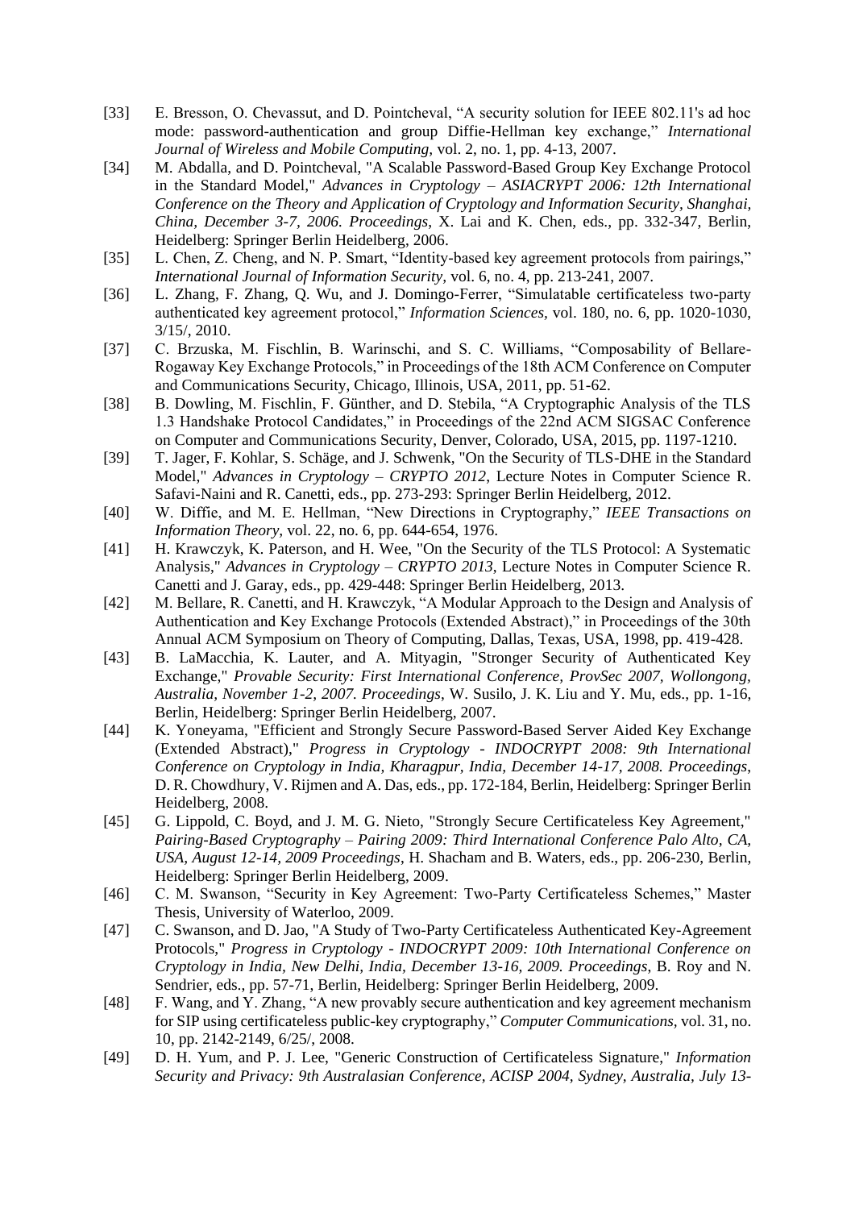[33] E. Bresson, O. Chevassut, and D. Pointcheval, “A security solution for IEEE 802.11's ad hoc mode: password-authentication and group Diffie-Hellman key exchange,” *International Journal of Wireless and Mobile Computing*, vol. 2, no. 1, pp. 4-13, 2007.

[34] M. Abdalla, and D. Pointcheval, "A Scalable Password-Based Group Key Exchange Protocol in the Standard Model," *Advances in Cryptology – ASIACRYPT 2006: 12th International Conference on the Theory and Application of Cryptology and Information Security, Shanghai, China, December 3-7, 2006. Proceedings*, X. Lai and K. Chen, eds., pp. 332-347, Berlin, Heidelberg: Springer Berlin Heidelberg, 2006.

[35] L. Chen, Z. Cheng, and N. P. Smart, “Identity-based key agreement protocols from pairings,” *International Journal of Information Security*, vol. 6, no. 4, pp. 213-241, 2007.

[36] L. Zhang, F. Zhang, Q. Wu, and J. Domingo-Ferrer, “Simulatable certificateless two-party authenticated key agreement protocol,” *Information Sciences*, vol. 180, no. 6, pp. 1020-1030, 3/15/, 2010.

[37] C. Brzuska, M. Fischlin, B. Warinschi, and S. C. Williams, “Composability of Bellare-Rogaway Key Exchange Protocols,” in Proceedings of the 18th ACM Conference on Computer and Communications Security, Chicago, Illinois, USA, 2011, pp. 51-62.

[38] B. Dowling, M. Fischlin, F. Günther, and D. Stebila, “A Cryptographic Analysis of the TLS 1.3 Handshake Protocol Candidates,” in Proceedings of the 22nd ACM SIGSAC Conference on Computer and Communications Security, Denver, Colorado, USA, 2015, pp. 1197-1210.

[39] T. Jager, F. Kohlar, S. Schäge, and J. Schwenk, "On the Security of TLS-DHE in the Standard Model," *Advances in Cryptology – CRYPTO 2012*, Lecture Notes in Computer Science R. Safavi-Naini and R. Canetti, eds., pp. 273-293: Springer Berlin Heidelberg, 2012.

[40] W. Diffie, and M. E. Hellman, “New Directions in Cryptography,” *IEEE Transactions on Information Theory*, vol. 22, no. 6, pp. 644-654, 1976.

[41] H. Krawczyk, K. Paterson, and H. Wee, "On the Security of the TLS Protocol: A Systematic Analysis," *Advances in Cryptology – CRYPTO 2013*, Lecture Notes in Computer Science R. Canetti and J. Garay, eds., pp. 429-448: Springer Berlin Heidelberg, 2013.

[42] M. Bellare, R. Canetti, and H. Krawczyk, “A Modular Approach to the Design and Analysis of Authentication and Key Exchange Protocols (Extended Abstract),” in Proceedings of the 30th Annual ACM Symposium on Theory of Computing, Dallas, Texas, USA, 1998, pp. 419-428.

[43] B. LaMacchia, K. Lauter, and A. Mityagin, "Stronger Security of Authenticated Key Exchange," *Provable Security: First International Conference, ProvSec 2007, Wollongong, Australia, November 1-2, 2007. Proceedings*, W. Susilo, J. K. Liu and Y. Mu, eds., pp. 1-16, Berlin, Heidelberg: Springer Berlin Heidelberg, 2007.

[44] K. Yoneyama, "Efficient and Strongly Secure Password-Based Server Aided Key Exchange (Extended Abstract)," *Progress in Cryptology - INDOCRYPT 2008: 9th International Conference on Cryptology in India, Kharagpur, India, December 14-17, 2008. Proceedings*, D. R. Chowdhury, V. Rijmen and A. Das, eds., pp. 172-184, Berlin, Heidelberg: Springer Berlin Heidelberg, 2008.

[45] G. Lippold, C. Boyd, and J. M. G. Nieto, "Strongly Secure Certificateless Key Agreement," *Pairing-Based Cryptography – Pairing 2009: Third International Conference Palo Alto, CA, USA, August 12-14, 2009 Proceedings*, H. Shacham and B. Waters, eds., pp. 206-230, Berlin, Heidelberg: Springer Berlin Heidelberg, 2009.

[46] C. M. Swanson, “Security in Key Agreement: Two-Party Certificateless Schemes,” Master Thesis, University of Waterloo, 2009.

[47] C. Swanson, and D. Jao, "A Study of Two-Party Certificateless Authenticated Key-Agreement Protocols," *Progress in Cryptology - INDOCRYPT 2009: 10th International Conference on Cryptology in India, New Delhi, India, December 13-16, 2009. Proceedings*, B. Roy and N. Sendrier, eds., pp. 57-71, Berlin, Heidelberg: Springer Berlin Heidelberg, 2009.

[48] F. Wang, and Y. Zhang, “A new provably secure authentication and key agreement mechanism for SIP using certificateless public-key cryptography,” *Computer Communications*, vol. 31, no. 10, pp. 2142-2149, 6/25/, 2008.

[49] D. H. Yum, and P. J. Lee, "Generic Construction of Certificateless Signature," *Information Security and Privacy: 9th Australasian Conference, ACISP 2004, Sydney, Australia, July 13-*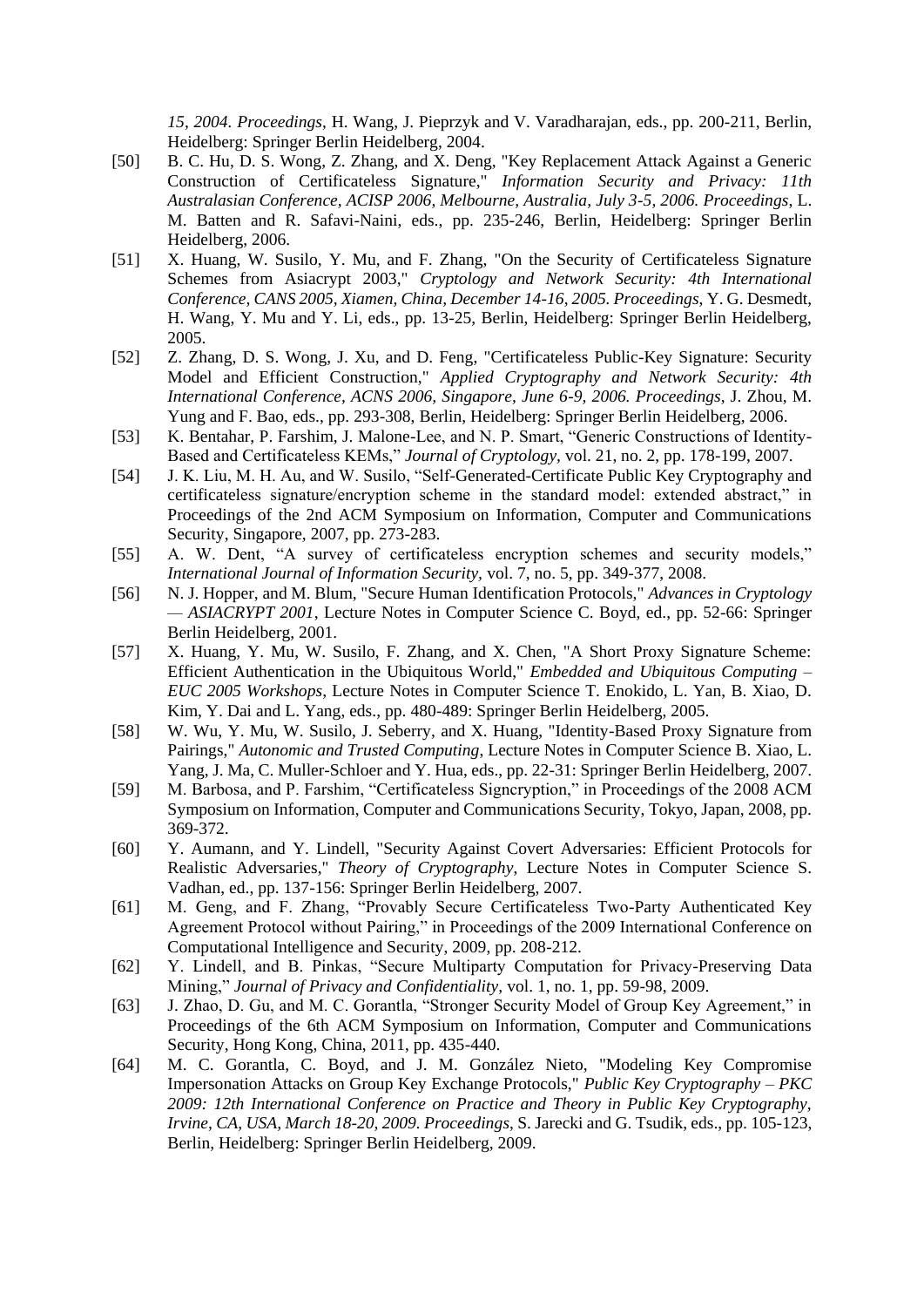*15, 2004. Proceedings*, H. Wang, J. Pieprzyk and V. Varadharajan, eds., pp. 200-211, Berlin, Heidelberg: Springer Berlin Heidelberg, 2004.

[50] B. C. Hu, D. S. Wong, Z. Zhang, and X. Deng, "Key Replacement Attack Against a Generic Construction of Certificateless Signature," *Information Security and Privacy: 11th Australasian Conference, ACISP 2006, Melbourne, Australia, July 3-5, 2006. Proceedings*, L. M. Batten and R. Safavi-Naini, eds., pp. 235-246, Berlin, Heidelberg: Springer Berlin Heidelberg, 2006.

[51] X. Huang, W. Susilo, Y. Mu, and F. Zhang, "On the Security of Certificateless Signature Schemes from Asiacrypt 2003," *Cryptology and Network Security: 4th International Conference, CANS 2005, Xiamen, China, December 14-16, 2005. Proceedings*, Y. G. Desmedt, H. Wang, Y. Mu and Y. Li, eds., pp. 13-25, Berlin, Heidelberg: Springer Berlin Heidelberg, 2005.

[52] Z. Zhang, D. S. Wong, J. Xu, and D. Feng, "Certificateless Public-Key Signature: Security Model and Efficient Construction," *Applied Cryptography and Network Security: 4th International Conference, ACNS 2006, Singapore, June 6-9, 2006. Proceedings*, J. Zhou, M. Yung and F. Bao, eds., pp. 293-308, Berlin, Heidelberg: Springer Berlin Heidelberg, 2006.

[53] K. Bentahar, P. Farshim, J. Malone-Lee, and N. P. Smart, "Generic Constructions of Identity-Based and Certificateless KEMs," *Journal of Cryptology,* vol. 21, no. 2, pp. 178-199, 2007.

[54] J. K. Liu, M. H. Au, and W. Susilo, "Self-Generated-Certificate Public Key Cryptography and certificateless signature/encryption scheme in the standard model: extended abstract," in Proceedings of the 2nd ACM Symposium on Information, Computer and Communications Security, Singapore, 2007, pp. 273-283.

[55] A. W. Dent, "A survey of certificateless encryption schemes and security models," *International Journal of Information Security,* vol. 7, no. 5, pp. 349-377, 2008.

[56] N. J. Hopper, and M. Blum, "Secure Human Identification Protocols," *Advances in Cryptology — ASIACRYPT 2001*, Lecture Notes in Computer Science C. Boyd, ed., pp. 52-66: Springer Berlin Heidelberg, 2001.

[57] X. Huang, Y. Mu, W. Susilo, F. Zhang, and X. Chen, "A Short Proxy Signature Scheme: Efficient Authentication in the Ubiquitous World," *Embedded and Ubiquitous Computing – EUC 2005 Workshops*, Lecture Notes in Computer Science T. Enokido, L. Yan, B. Xiao, D. Kim, Y. Dai and L. Yang, eds., pp. 480-489: Springer Berlin Heidelberg, 2005.

[58] W. Wu, Y. Mu, W. Susilo, J. Seberry, and X. Huang, "Identity-Based Proxy Signature from Pairings," *Autonomic and Trusted Computing*, Lecture Notes in Computer Science B. Xiao, L. Yang, J. Ma, C. Muller-Schloer and Y. Hua, eds., pp. 22-31: Springer Berlin Heidelberg, 2007.

[59] M. Barbosa, and P. Farshim, "Certificateless Signcryption," in Proceedings of the 2008 ACM Symposium on Information, Computer and Communications Security, Tokyo, Japan, 2008, pp. 369-372.

[60] Y. Aumann, and Y. Lindell, "Security Against Covert Adversaries: Efficient Protocols for Realistic Adversaries," *Theory of Cryptography*, Lecture Notes in Computer Science S. Vadhan, ed., pp. 137-156: Springer Berlin Heidelberg, 2007.

[61] M. Geng, and F. Zhang, "Provably Secure Certificateless Two-Party Authenticated Key Agreement Protocol without Pairing," in Proceedings of the 2009 International Conference on Computational Intelligence and Security, 2009, pp. 208-212.

[62] Y. Lindell, and B. Pinkas, "Secure Multiparty Computation for Privacy-Preserving Data Mining," *Journal of Privacy and Confidentiality,* vol. 1, no. 1, pp. 59-98, 2009.

[63] J. Zhao, D. Gu, and M. C. Gorantla, "Stronger Security Model of Group Key Agreement," in Proceedings of the 6th ACM Symposium on Information, Computer and Communications Security, Hong Kong, China, 2011, pp. 435-440.

[64] M. C. Gorantla, C. Boyd, and J. M. González Nieto, "Modeling Key Compromise Impersonation Attacks on Group Key Exchange Protocols," *Public Key Cryptography – PKC 2009: 12th International Conference on Practice and Theory in Public Key Cryptography, Irvine, CA, USA, March 18-20, 2009. Proceedings*, S. Jarecki and G. Tsudik, eds., pp. 105-123, Berlin, Heidelberg: Springer Berlin Heidelberg, 2009.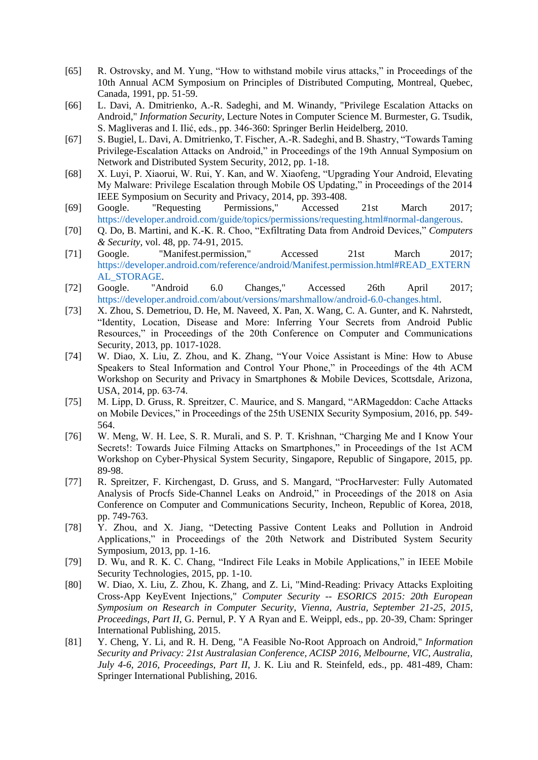[65] R. Ostrovsky, and M. Yung, “How to withstand mobile virus attacks,” in Proceedings of the 10th Annual ACM Symposium on Principles of Distributed Computing, Montreal, Quebec, Canada, 1991, pp. 51-59.

[66] L. Davi, A. Dmitrienko, A.-R. Sadeghi, and M. Winandy, "Privilege Escalation Attacks on Android," *Information Security*, Lecture Notes in Computer Science M. Burmester, G. Tsudik, S. Magliveras and I. Ilić, eds., pp. 346-360: Springer Berlin Heidelberg, 2010.

[67] S. Bugiel, L. Davi, A. Dmitrienko, T. Fischer, A.-R. Sadeghi, and B. Shastry, “Towards Taming Privilege-Escalation Attacks on Android,” in Proceedings of the 19th Annual Symposium on Network and Distributed System Security, 2012, pp. 1-18.

[68] X. Luyi, P. Xiaorui, W. Rui, Y. Kan, and W. Xiaofeng, “Upgrading Your Android, Elevating My Malware: Privilege Escalation through Mobile OS Updating,” in Proceedings of the 2014 IEEE Symposium on Security and Privacy, 2014, pp. 393-408.

[69] Google. "Requesting Permissions," Accessed 21st March 2017; https://developer.android.com/guide/topics/permissions/requesting.html#normal-dangerous.

[70] Q. Do, B. Martini, and K.-K. R. Choo, “Exfiltrating Data from Android Devices,” *Computers & Security*, vol. 48, pp. 74-91, 2015.

[71] Google. "Manifest.permission," Accessed 21st March 2017; https://developer.android.com/reference/android/Manifest.permission.html#READ_EXTERNAL_STORAGE.

[72] Google. "Android 6.0 Changes," Accessed 26th April 2017; https://developer.android.com/about/versions/marshmallow/android-6.0-changes.html.

[73] X. Zhou, S. Demetriou, D. He, M. Naveed, X. Pan, X. Wang, C. A. Gunter, and K. Nahrstedt, “Identity, Location, Disease and More: Inferring Your Secrets from Android Public Resources,” in Proceedings of the 20th Conference on Computer and Communications Security, 2013, pp. 1017-1028.

[74] W. Diao, X. Liu, Z. Zhou, and K. Zhang, “Your Voice Assistant is Mine: How to Abuse Speakers to Steal Information and Control Your Phone,” in Proceedings of the 4th ACM Workshop on Security and Privacy in Smartphones & Mobile Devices, Scottsdale, Arizona, USA, 2014, pp. 63-74.

[75] M. Lipp, D. Gruss, R. Spreitzer, C. Maurice, and S. Mangard, “ARMageddon: Cache Attacks on Mobile Devices,” in Proceedings of the 25th USENIX Security Symposium, 2016, pp. 549-564.

[76] W. Meng, W. H. Lee, S. R. Murali, and S. P. T. Krishnan, “Charging Me and I Know Your Secrets!: Towards Juice Filming Attacks on Smartphones,” in Proceedings of the 1st ACM Workshop on Cyber-Physical System Security, Singapore, Republic of Singapore, 2015, pp. 89-98.

[77] R. Spreitzer, F. Kirchengast, D. Gruss, and S. Mangard, “ProcHarvester: Fully Automated Analysis of Procfs Side-Channel Leaks on Android,” in Proceedings of the 2018 on Asia Conference on Computer and Communications Security, Incheon, Republic of Korea, 2018, pp. 749-763.

[78] Y. Zhou, and X. Jiang, “Detecting Passive Content Leaks and Pollution in Android Applications,” in Proceedings of the 20th Network and Distributed System Security Symposium, 2013, pp. 1-16.

[79] D. Wu, and R. K. C. Chang, “Indirect File Leaks in Mobile Applications,” in IEEE Mobile Security Technologies, 2015, pp. 1-10.

[80] W. Diao, X. Liu, Z. Zhou, K. Zhang, and Z. Li, "Mind-Reading: Privacy Attacks Exploiting Cross-App KeyEvent Injections," *Computer Security -- ESORICS 2015: 20th European Symposium on Research in Computer Security, Vienna, Austria, September 21-25, 2015, Proceedings, Part II*, G. Pernul, P. Y A Ryan and E. Weippl, eds., pp. 20-39, Cham: Springer International Publishing, 2015.

[81] Y. Cheng, Y. Li, and R. H. Deng, "A Feasible No-Root Approach on Android," *Information Security and Privacy: 21st Australasian Conference, ACISP 2016, Melbourne, VIC, Australia, July 4-6, 2016, Proceedings, Part II*, J. K. Liu and R. Steinfeld, eds., pp. 481-489, Cham: Springer International Publishing, 2016.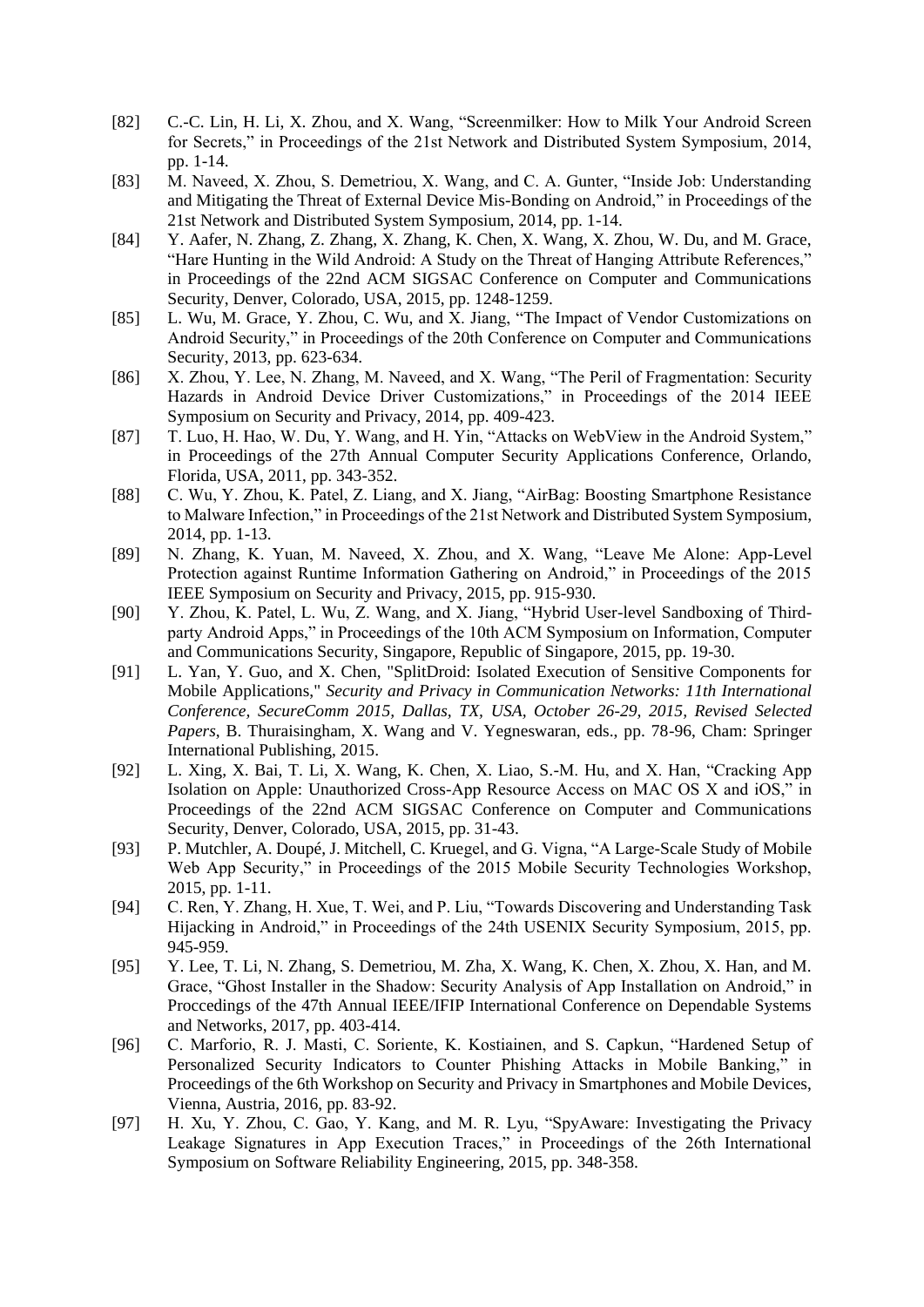[82] C.-C. Lin, H. Li, X. Zhou, and X. Wang, "Screenmilker: How to Milk Your Android Screen for Secrets," in Proceedings of the 21st Network and Distributed System Symposium, 2014, pp. 1-14.

[83] M. Naveed, X. Zhou, S. Demetriou, X. Wang, and C. A. Gunter, "Inside Job: Understanding and Mitigating the Threat of External Device Mis-Bonding on Android," in Proceedings of the 21st Network and Distributed System Symposium, 2014, pp. 1-14.

[84] Y. Aafer, N. Zhang, Z. Zhang, X. Zhang, K. Chen, X. Wang, X. Zhou, W. Du, and M. Grace, "Hare Hunting in the Wild Android: A Study on the Threat of Hanging Attribute References," in Proceedings of the 22nd ACM SIGSAC Conference on Computer and Communications Security, Denver, Colorado, USA, 2015, pp. 1248-1259.

[85] L. Wu, M. Grace, Y. Zhou, C. Wu, and X. Jiang, "The Impact of Vendor Customizations on Android Security," in Proceedings of the 20th Conference on Computer and Communications Security, 2013, pp. 623-634.

[86] X. Zhou, Y. Lee, N. Zhang, M. Naveed, and X. Wang, "The Peril of Fragmentation: Security Hazards in Android Device Driver Customizations," in Proceedings of the 2014 IEEE Symposium on Security and Privacy, 2014, pp. 409-423.

[87] T. Luo, H. Hao, W. Du, Y. Wang, and H. Yin, "Attacks on WebView in the Android System," in Proceedings of the 27th Annual Computer Security Applications Conference, Orlando, Florida, USA, 2011, pp. 343-352.

[88] C. Wu, Y. Zhou, K. Patel, Z. Liang, and X. Jiang, "AirBag: Boosting Smartphone Resistance to Malware Infection," in Proceedings of the 21st Network and Distributed System Symposium, 2014, pp. 1-13.

[89] N. Zhang, K. Yuan, M. Naveed, X. Zhou, and X. Wang, "Leave Me Alone: App-Level Protection against Runtime Information Gathering on Android," in Proceedings of the 2015 IEEE Symposium on Security and Privacy, 2015, pp. 915-930.

[90] Y. Zhou, K. Patel, L. Wu, Z. Wang, and X. Jiang, "Hybrid User-level Sandboxing of Third-party Android Apps," in Proceedings of the 10th ACM Symposium on Information, Computer and Communications Security, Singapore, Republic of Singapore, 2015, pp. 19-30.

[91] L. Yan, Y. Guo, and X. Chen, "SplitDroid: Isolated Execution of Sensitive Components for Mobile Applications," *Security and Privacy in Communication Networks: 11th International Conference, SecureComm 2015, Dallas, TX, USA, October 26-29, 2015, Revised Selected Papers*, B. Thuraisingham, X. Wang and V. Yegneswaran, eds., pp. 78-96, Cham: Springer International Publishing, 2015.

[92] L. Xing, X. Bai, T. Li, X. Wang, K. Chen, X. Liao, S.-M. Hu, and X. Han, "Cracking App Isolation on Apple: Unauthorized Cross-App Resource Access on MAC OS X and iOS," in Proceedings of the 22nd ACM SIGSAC Conference on Computer and Communications Security, Denver, Colorado, USA, 2015, pp. 31-43.

[93] P. Mutchler, A. Doupé, J. Mitchell, C. Kruegel, and G. Vigna, "A Large-Scale Study of Mobile Web App Security," in Proceedings of the 2015 Mobile Security Technologies Workshop, 2015, pp. 1-11.

[94] C. Ren, Y. Zhang, H. Xue, T. Wei, and P. Liu, "Towards Discovering and Understanding Task Hijacking in Android," in Proceedings of the 24th USENIX Security Symposium, 2015, pp. 945-959.

[95] Y. Lee, T. Li, N. Zhang, S. Demetriou, M. Zha, X. Wang, K. Chen, X. Zhou, X. Han, and M. Grace, "Ghost Installer in the Shadow: Security Analysis of App Installation on Android," in Proccedings of the 47th Annual IEEE/IFIP International Conference on Dependable Systems and Networks, 2017, pp. 403-414.

[96] C. Marforio, R. J. Masti, C. Soriente, K. Kostiainen, and S. Capkun, "Hardened Setup of Personalized Security Indicators to Counter Phishing Attacks in Mobile Banking," in Proceedings of the 6th Workshop on Security and Privacy in Smartphones and Mobile Devices, Vienna, Austria, 2016, pp. 83-92.

[97] H. Xu, Y. Zhou, C. Gao, Y. Kang, and M. R. Lyu, "SpyAware: Investigating the Privacy Leakage Signatures in App Execution Traces," in Proceedings of the 26th International Symposium on Software Reliability Engineering, 2015, pp. 348-358.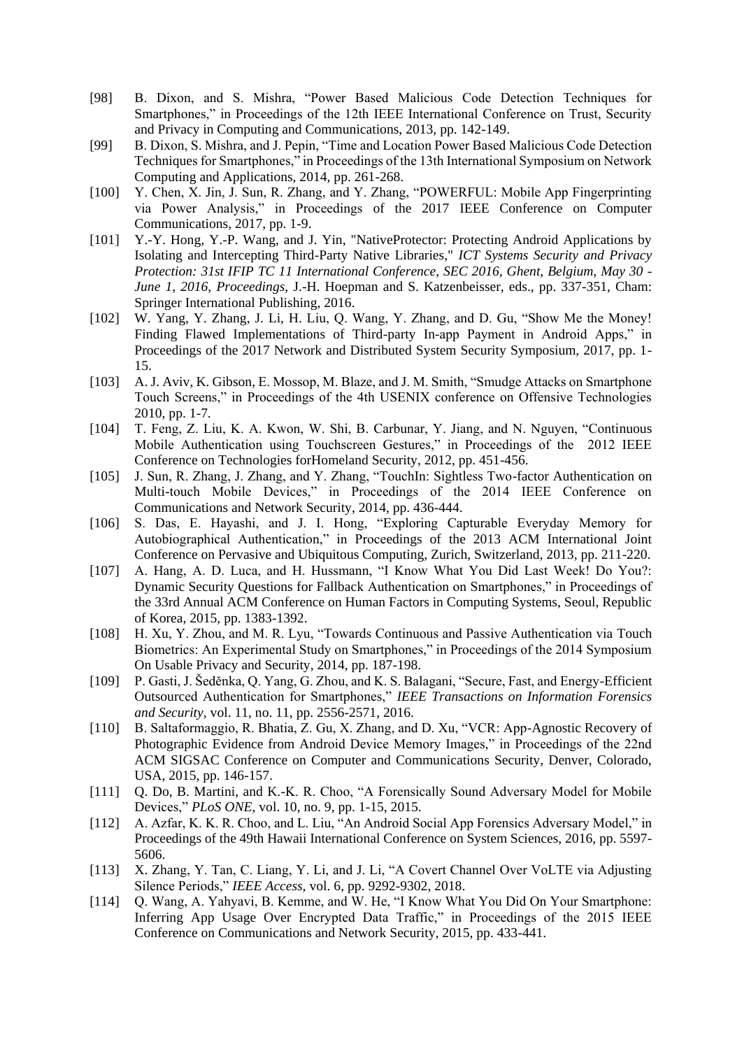[98] B. Dixon, and S. Mishra, "Power Based Malicious Code Detection Techniques for Smartphones," in Proceedings of the 12th IEEE International Conference on Trust, Security and Privacy in Computing and Communications, 2013, pp. 142-149.

[99] B. Dixon, S. Mishra, and J. Pepin, "Time and Location Power Based Malicious Code Detection Techniques for Smartphones," in Proceedings of the 13th International Symposium on Network Computing and Applications, 2014, pp. 261-268.

[100] Y. Chen, X. Jin, J. Sun, R. Zhang, and Y. Zhang, "POWERFUL: Mobile App Fingerprinting via Power Analysis," in Proceedings of the 2017 IEEE Conference on Computer Communications, 2017, pp. 1-9.

[101] Y.-Y. Hong, Y.-P. Wang, and J. Yin, "NativeProtector: Protecting Android Applications by Isolating and Intercepting Third-Party Native Libraries," *ICT Systems Security and Privacy Protection: 31st IFIP TC 11 International Conference, SEC 2016, Ghent, Belgium, May 30 - June 1, 2016, Proceedings*, J.-H. Hoepman and S. Katzenbeisser, eds., pp. 337-351, Cham: Springer International Publishing, 2016.

[102] W. Yang, Y. Zhang, J. Li, H. Liu, Q. Wang, Y. Zhang, and D. Gu, "Show Me the Money! Finding Flawed Implementations of Third-party In-app Payment in Android Apps," in Proceedings of the 2017 Network and Distributed System Security Symposium, 2017, pp. 1-15.

[103] A. J. Aviv, K. Gibson, E. Mossop, M. Blaze, and J. M. Smith, "Smudge Attacks on Smartphone Touch Screens," in Proceedings of the 4th USENIX conference on Offensive Technologies 2010, pp. 1-7.

[104] T. Feng, Z. Liu, K. A. Kwon, W. Shi, B. Carbunar, Y. Jiang, and N. Nguyen, "Continuous Mobile Authentication using Touchscreen Gestures," in Proceedings of the 2012 IEEE Conference on Technologies forHomeland Security, 2012, pp. 451-456.

[105] J. Sun, R. Zhang, J. Zhang, and Y. Zhang, "TouchIn: Sightless Two-factor Authentication on Multi-touch Mobile Devices," in Proceedings of the 2014 IEEE Conference on Communications and Network Security, 2014, pp. 436-444.

[106] S. Das, E. Hayashi, and J. I. Hong, "Exploring Capturable Everyday Memory for Autobiographical Authentication," in Proceedings of the 2013 ACM International Joint Conference on Pervasive and Ubiquitous Computing, Zurich, Switzerland, 2013, pp. 211-220.

[107] A. Hang, A. D. Luca, and H. Hussmann, "I Know What You Did Last Week! Do You?: Dynamic Security Questions for Fallback Authentication on Smartphones," in Proceedings of the 33rd Annual ACM Conference on Human Factors in Computing Systems, Seoul, Republic of Korea, 2015, pp. 1383-1392.

[108] H. Xu, Y. Zhou, and M. R. Lyu, "Towards Continuous and Passive Authentication via Touch Biometrics: An Experimental Study on Smartphones," in Proceedings of the 2014 Symposium On Usable Privacy and Security, 2014, pp. 187-198.

[109] P. Gasti, J. Šeděnka, Q. Yang, G. Zhou, and K. S. Balagani, "Secure, Fast, and Energy-Efficient Outsourced Authentication for Smartphones," *IEEE Transactions on Information Forensics and Security*, vol. 11, no. 11, pp. 2556-2571, 2016.

[110] B. Saltaformaggio, R. Bhatia, Z. Gu, X. Zhang, and D. Xu, "VCR: App-Agnostic Recovery of Photographic Evidence from Android Device Memory Images," in Proceedings of the 22nd ACM SIGSAC Conference on Computer and Communications Security, Denver, Colorado, USA, 2015, pp. 146-157.

[111] Q. Do, B. Martini, and K.-K. R. Choo, "A Forensically Sound Adversary Model for Mobile Devices," *PLoS ONE*, vol. 10, no. 9, pp. 1-15, 2015.

[112] A. Azfar, K. K. R. Choo, and L. Liu, "An Android Social App Forensics Adversary Model," in Proceedings of the 49th Hawaii International Conference on System Sciences, 2016, pp. 5597-5606.

[113] X. Zhang, Y. Tan, C. Liang, Y. Li, and J. Li, "A Covert Channel Over VoLTE via Adjusting Silence Periods," *IEEE Access*, vol. 6, pp. 9292-9302, 2018.

[114] Q. Wang, A. Yahyavi, B. Kemme, and W. He, "I Know What You Did On Your Smartphone: Inferring App Usage Over Encrypted Data Traffic," in Proceedings of the 2015 IEEE Conference on Communications and Network Security, 2015, pp. 433-441.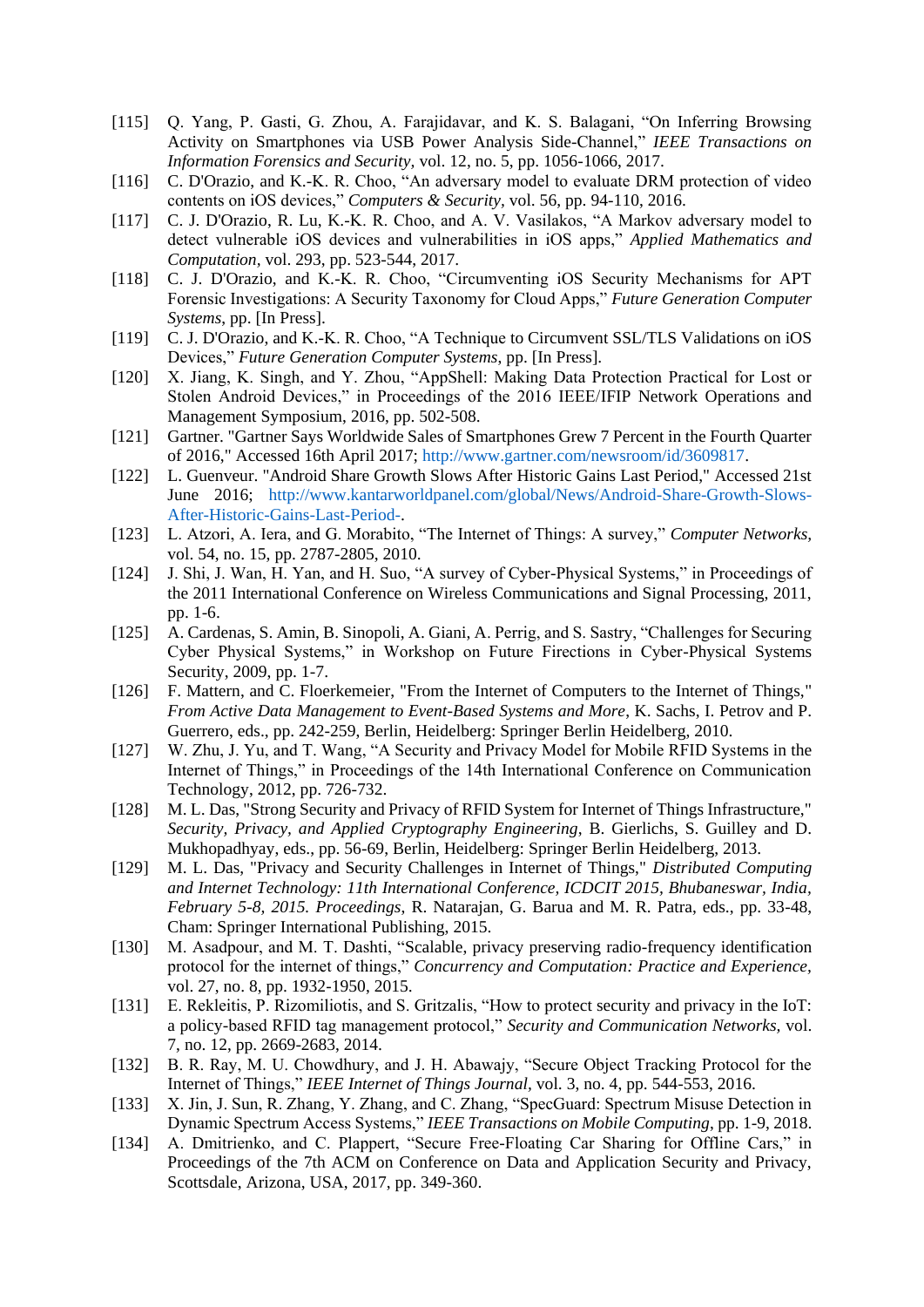[115] Q. Yang, P. Gasti, G. Zhou, A. Farajidavar, and K. S. Balagani, "On Inferring Browsing Activity on Smartphones via USB Power Analysis Side-Channel," *IEEE Transactions on Information Forensics and Security*, vol. 12, no. 5, pp. 1056-1066, 2017.

[116] C. D'Orazio, and K.-K. R. Choo, "An adversary model to evaluate DRM protection of video contents on iOS devices," *Computers & Security*, vol. 56, pp. 94-110, 2016.

[117] C. J. D'Orazio, R. Lu, K.-K. R. Choo, and A. V. Vasilakos, "A Markov adversary model to detect vulnerable iOS devices and vulnerabilities in iOS apps," *Applied Mathematics and Computation*, vol. 293, pp. 523-544, 2017.

[118] C. J. D'Orazio, and K.-K. R. Choo, "Circumventing iOS Security Mechanisms for APT Forensic Investigations: A Security Taxonomy for Cloud Apps," *Future Generation Computer Systems*, pp. [In Press].

[119] C. J. D'Orazio, and K.-K. R. Choo, "A Technique to Circumvent SSL/TLS Validations on iOS Devices," *Future Generation Computer Systems*, pp. [In Press].

[120] X. Jiang, K. Singh, and Y. Zhou, "AppShell: Making Data Protection Practical for Lost or Stolen Android Devices," in Proceedings of the 2016 IEEE/IFIP Network Operations and Management Symposium, 2016, pp. 502-508.

[121] Gartner. "Gartner Says Worldwide Sales of Smartphones Grew 7 Percent in the Fourth Quarter of 2016," Accessed 16th April 2017; http://www.gartner.com/newsroom/id/3609817.

[122] L. Guenveur. "Android Share Growth Slows After Historic Gains Last Period," Accessed 21st June 2016; http://www.kantarworldpanel.com/global/News/Android-Share-Growth-Slows-After-Historic-Gains-Last-Period-.

[123] L. Atzori, A. Iera, and G. Morabito, "The Internet of Things: A survey," *Computer Networks*, vol. 54, no. 15, pp. 2787-2805, 2010.

[124] J. Shi, J. Wan, H. Yan, and H. Suo, "A survey of Cyber-Physical Systems," in Proceedings of the 2011 International Conference on Wireless Communications and Signal Processing, 2011, pp. 1-6.

[125] A. Cardenas, S. Amin, B. Sinopoli, A. Giani, A. Perrig, and S. Sastry, "Challenges for Securing Cyber Physical Systems," in Workshop on Future Firections in Cyber-Physical Systems Security, 2009, pp. 1-7.

[126] F. Mattern, and C. Floerkemeier, "From the Internet of Computers to the Internet of Things," *From Active Data Management to Event-Based Systems and More*, K. Sachs, I. Petrov and P. Guerrero, eds., pp. 242-259, Berlin, Heidelberg: Springer Berlin Heidelberg, 2010.

[127] W. Zhu, J. Yu, and T. Wang, "A Security and Privacy Model for Mobile RFID Systems in the Internet of Things," in Proceedings of the 14th International Conference on Communication Technology, 2012, pp. 726-732.

[128] M. L. Das, "Strong Security and Privacy of RFID System for Internet of Things Infrastructure," *Security, Privacy, and Applied Cryptography Engineering*, B. Gierlichs, S. Guilley and D. Mukhopadhyay, eds., pp. 56-69, Berlin, Heidelberg: Springer Berlin Heidelberg, 2013.

[129] M. L. Das, "Privacy and Security Challenges in Internet of Things," *Distributed Computing and Internet Technology: 11th International Conference, ICDCIT 2015, Bhubaneswar, India, February 5-8, 2015. Proceedings*, R. Natarajan, G. Barua and M. R. Patra, eds., pp. 33-48, Cham: Springer International Publishing, 2015.

[130] M. Asadpour, and M. T. Dashti, "Scalable, privacy preserving radio-frequency identification protocol for the internet of things," *Concurrency and Computation: Practice and Experience*, vol. 27, no. 8, pp. 1932-1950, 2015.

[131] E. Rekleitis, P. Rizomiliotis, and S. Gritzalis, "How to protect security and privacy in the IoT: a policy-based RFID tag management protocol," *Security and Communication Networks*, vol. 7, no. 12, pp. 2669-2683, 2014.

[132] B. R. Ray, M. U. Chowdhury, and J. H. Abawajy, "Secure Object Tracking Protocol for the Internet of Things," *IEEE Internet of Things Journal*, vol. 3, no. 4, pp. 544-553, 2016.

[133] X. Jin, J. Sun, R. Zhang, Y. Zhang, and C. Zhang, "SpecGuard: Spectrum Misuse Detection in Dynamic Spectrum Access Systems," *IEEE Transactions on Mobile Computing*, pp. 1-9, 2018.

[134] A. Dmitrienko, and C. Plappert, "Secure Free-Floating Car Sharing for Offline Cars," in Proceedings of the 7th ACM on Conference on Data and Application Security and Privacy, Scottsdale, Arizona, USA, 2017, pp. 349-360.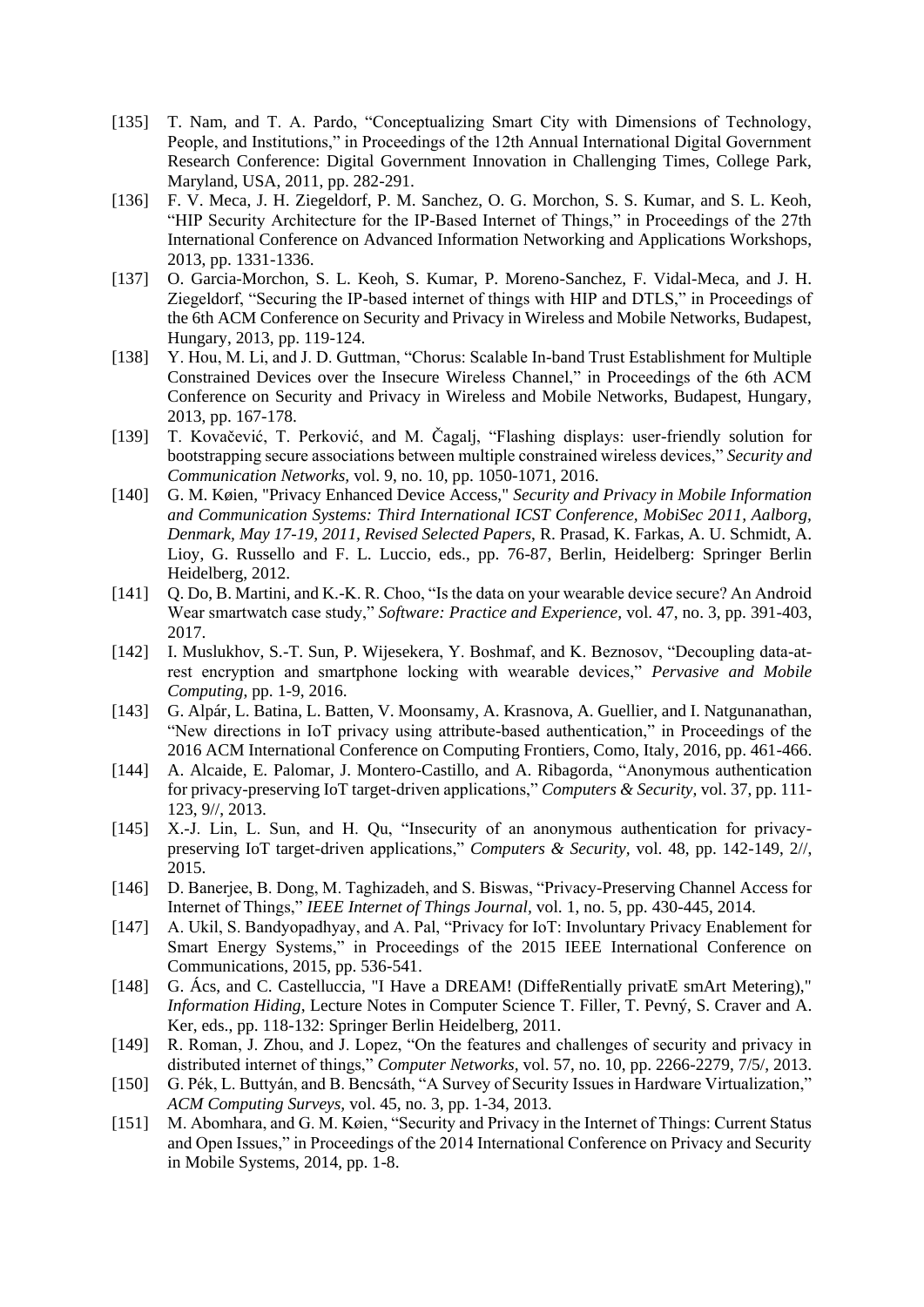[135] T. Nam, and T. A. Pardo, "Conceptualizing Smart City with Dimensions of Technology, People, and Institutions," in Proceedings of the 12th Annual International Digital Government Research Conference: Digital Government Innovation in Challenging Times, College Park, Maryland, USA, 2011, pp. 282-291.

[136] F. V. Meca, J. H. Ziegeldorf, P. M. Sanchez, O. G. Morchon, S. S. Kumar, and S. L. Keoh, "HIP Security Architecture for the IP-Based Internet of Things," in Proceedings of the 27th International Conference on Advanced Information Networking and Applications Workshops, 2013, pp. 1331-1336.

[137] O. Garcia-Morchon, S. L. Keoh, S. Kumar, P. Moreno-Sanchez, F. Vidal-Meca, and J. H. Ziegeldorf, "Securing the IP-based internet of things with HIP and DTLS," in Proceedings of the 6th ACM Conference on Security and Privacy in Wireless and Mobile Networks, Budapest, Hungary, 2013, pp. 119-124.

[138] Y. Hou, M. Li, and J. D. Guttman, "Chorus: Scalable In-band Trust Establishment for Multiple Constrained Devices over the Insecure Wireless Channel," in Proceedings of the 6th ACM Conference on Security and Privacy in Wireless and Mobile Networks, Budapest, Hungary, 2013, pp. 167-178.

[139] T. Kovačević, T. Perković, and M. Čagalj, "Flashing displays: user-friendly solution for bootstrapping secure associations between multiple constrained wireless devices," *Security and Communication Networks*, vol. 9, no. 10, pp. 1050-1071, 2016.

[140] G. M. Køien, "Privacy Enhanced Device Access," *Security and Privacy in Mobile Information and Communication Systems: Third International ICST Conference, MobiSec 2011, Aalborg, Denmark, May 17-19, 2011, Revised Selected Papers*, R. Prasad, K. Farkas, A. U. Schmidt, A. Lioy, G. Russello and F. L. Luccio, eds., pp. 76-87, Berlin, Heidelberg: Springer Berlin Heidelberg, 2012.

[141] Q. Do, B. Martini, and K.-K. R. Choo, "Is the data on your wearable device secure? An Android Wear smartwatch case study," *Software: Practice and Experience*, vol. 47, no. 3, pp. 391-403, 2017.

[142] I. Muslukhov, S.-T. Sun, P. Wijesekera, Y. Boshmaf, and K. Beznosov, "Decoupling data-at-rest encryption and smartphone locking with wearable devices," *Pervasive and Mobile Computing*, pp. 1-9, 2016.

[143] G. Alpár, L. Batina, L. Batten, V. Moonsamy, A. Krasnova, A. Guellier, and I. Natgunanathan, "New directions in IoT privacy using attribute-based authentication," in Proceedings of the 2016 ACM International Conference on Computing Frontiers, Como, Italy, 2016, pp. 461-466.

[144] A. Alcaide, E. Palomar, J. Montero-Castillo, and A. Ribagorda, "Anonymous authentication for privacy-preserving IoT target-driven applications," *Computers & Security*, vol. 37, pp. 111-123, 9//, 2013.

[145] X.-J. Lin, L. Sun, and H. Qu, "Insecurity of an anonymous authentication for privacy-preserving IoT target-driven applications," *Computers & Security*, vol. 48, pp. 142-149, 2//, 2015.

[146] D. Banerjee, B. Dong, M. Taghizadeh, and S. Biswas, "Privacy-Preserving Channel Access for Internet of Things," *IEEE Internet of Things Journal*, vol. 1, no. 5, pp. 430-445, 2014.

[147] A. Ukil, S. Bandyopadhyay, and A. Pal, "Privacy for IoT: Involuntary Privacy Enablement for Smart Energy Systems," in Proceedings of the 2015 IEEE International Conference on Communications, 2015, pp. 536-541.

[148] G. Ács, and C. Castelluccia, "I Have a DREAM! (DiffeRentially privatE smArt Metering)," *Information Hiding*, Lecture Notes in Computer Science T. Filler, T. Pevný, S. Craver and A. Ker, eds., pp. 118-132: Springer Berlin Heidelberg, 2011.

[149] R. Roman, J. Zhou, and J. Lopez, "On the features and challenges of security and privacy in distributed internet of things," *Computer Networks*, vol. 57, no. 10, pp. 2266-2279, 7/5/, 2013.

[150] G. Pék, L. Buttyán, and B. Bencsáth, "A Survey of Security Issues in Hardware Virtualization," *ACM Computing Surveys*, vol. 45, no. 3, pp. 1-34, 2013.

[151] M. Abomhara, and G. M. Køien, "Security and Privacy in the Internet of Things: Current Status and Open Issues," in Proceedings of the 2014 International Conference on Privacy and Security in Mobile Systems, 2014, pp. 1-8.